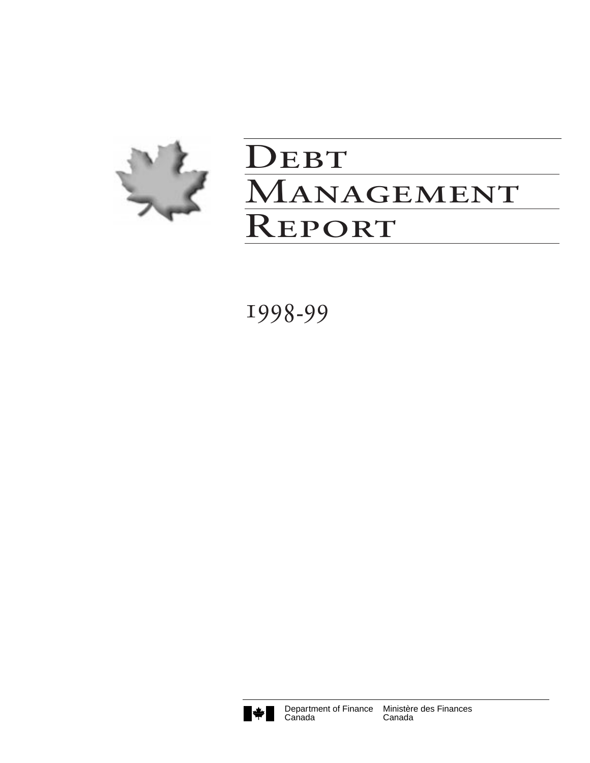# Debt Management Report

1998-99

Department of Finance Canada    Ministère des Finances Canada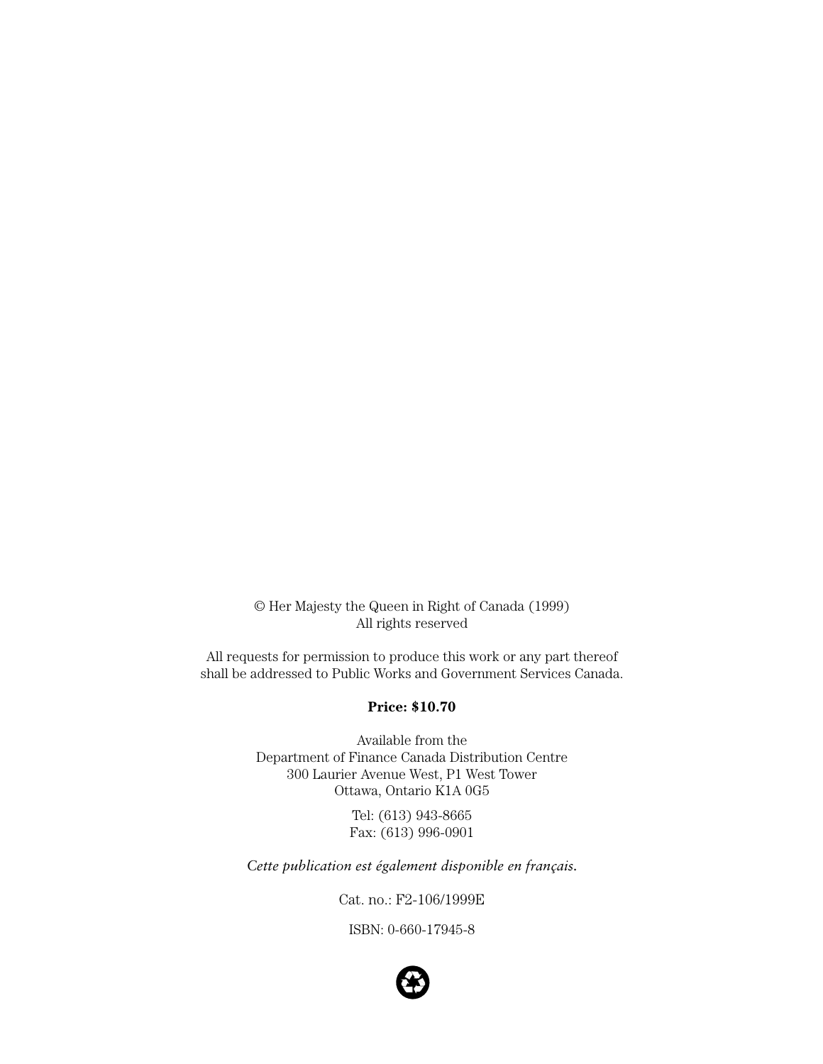© Her Majesty the Queen in Right of Canada (1999)
All rights reserved

All requests for permission to produce this work or any part thereof shall be addressed to Public Works and Government Services Canada.

**Price: $10.70**

Available from the
Department of Finance Canada Distribution Centre
300 Laurier Avenue West, P1 West Tower
Ottawa, Ontario K1A 0G5

Tel: (613) 943-8665
Fax: (613) 996-0901

*Cette publication est également disponible en français.*

Cat. no.: F2-106/1999E

ISBN: 0-660-17945-8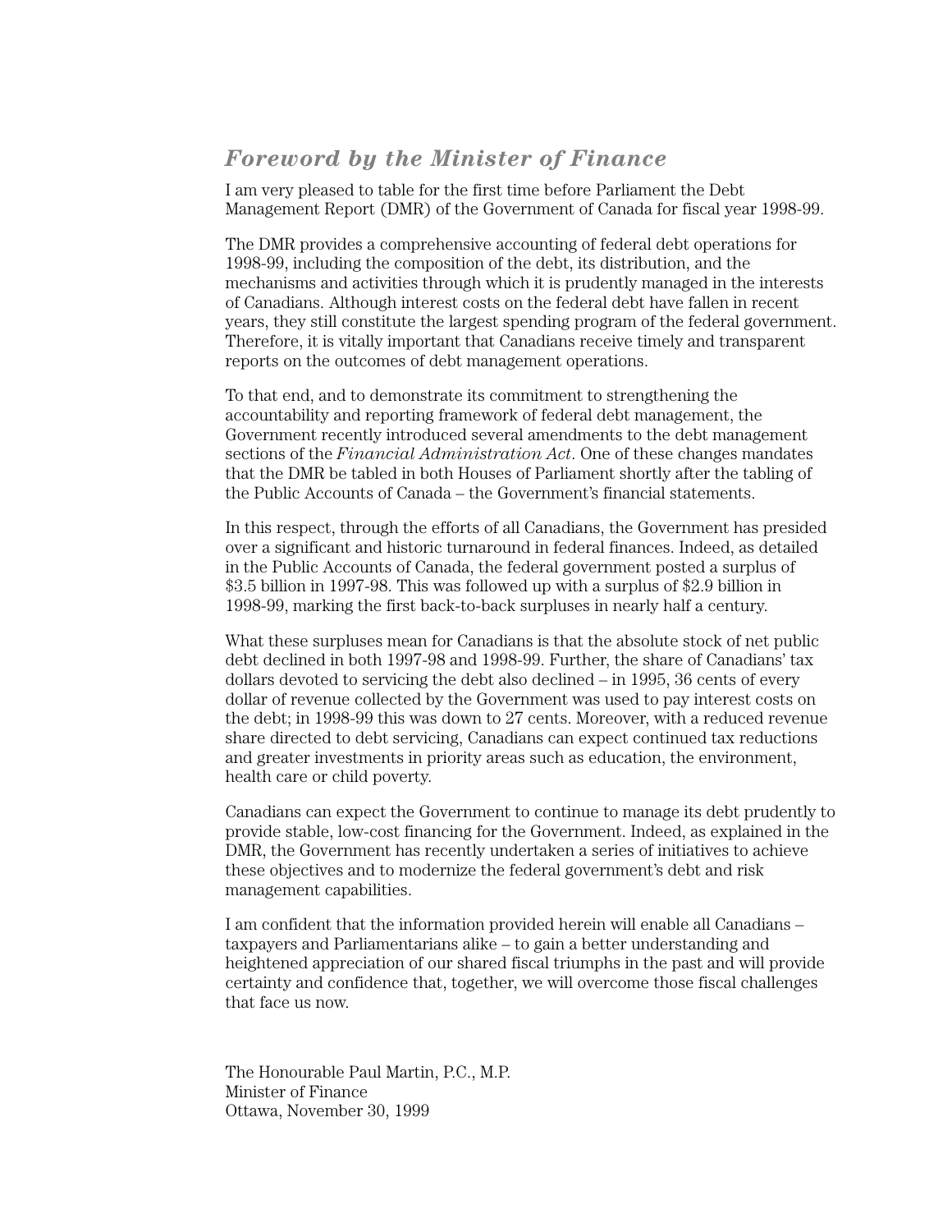## *Foreword by the Minister of Finance*

I am very pleased to table for the first time before Parliament the Debt Management Report (DMR) of the Government of Canada for fiscal year 1998-99.

The DMR provides a comprehensive accounting of federal debt operations for 1998-99, including the composition of the debt, its distribution, and the mechanisms and activities through which it is prudently managed in the interests of Canadians. Although interest costs on the federal debt have fallen in recent years, they still constitute the largest spending program of the federal government. Therefore, it is vitally important that Canadians receive timely and transparent reports on the outcomes of debt management operations.

To that end, and to demonstrate its commitment to strengthening the accountability and reporting framework of federal debt management, the Government recently introduced several amendments to the debt management sections of the *Financial Administration Act*. One of these changes mandates that the DMR be tabled in both Houses of Parliament shortly after the tabling of the Public Accounts of Canada – the Government's financial statements.

In this respect, through the efforts of all Canadians, the Government has presided over a significant and historic turnaround in federal finances. Indeed, as detailed in the Public Accounts of Canada, the federal government posted a surplus of $3.5 billion in 1997-98. This was followed up with a surplus of $2.9 billion in 1998-99, marking the first back-to-back surpluses in nearly half a century.

What these surpluses mean for Canadians is that the absolute stock of net public debt declined in both 1997-98 and 1998-99. Further, the share of Canadians' tax dollars devoted to servicing the debt also declined – in 1995, 36 cents of every dollar of revenue collected by the Government was used to pay interest costs on the debt; in 1998-99 this was down to 27 cents. Moreover, with a reduced revenue share directed to debt servicing, Canadians can expect continued tax reductions and greater investments in priority areas such as education, the environment, health care or child poverty.

Canadians can expect the Government to continue to manage its debt prudently to provide stable, low-cost financing for the Government. Indeed, as explained in the DMR, the Government has recently undertaken a series of initiatives to achieve these objectives and to modernize the federal government's debt and risk management capabilities.

I am confident that the information provided herein will enable all Canadians – taxpayers and Parliamentarians alike – to gain a better understanding and heightened appreciation of our shared fiscal triumphs in the past and will provide certainty and confidence that, together, we will overcome those fiscal challenges that face us now.

The Honourable Paul Martin, P.C., M.P.
Minister of Finance
Ottawa, November 30, 1999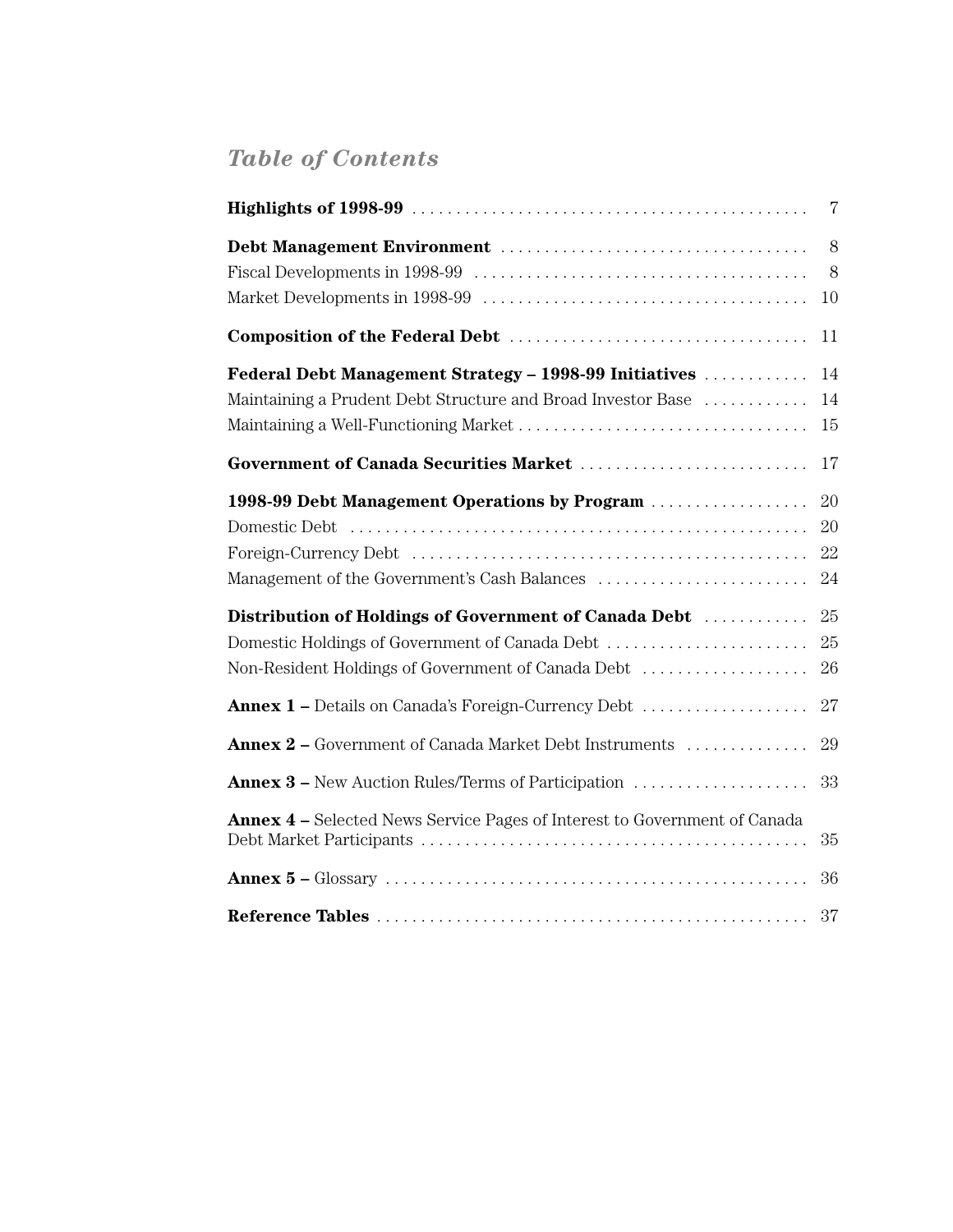## *Table of Contents*

| | |
|---|---|
| **Highlights of 1998-99** | 7 |
| **Debt Management Environment** | 8 |
| Fiscal Developments in 1998-99 | 8 |
| Market Developments in 1998-99 | 10 |
| **Composition of the Federal Debt** | 11 |
| **Federal Debt Management Strategy – 1998-99 Initiatives** | 14 |
| Maintaining a Prudent Debt Structure and Broad Investor Base | 14 |
| Maintaining a Well-Functioning Market | 15 |
| **Government of Canada Securities Market** | 17 |
| **1998-99 Debt Management Operations by Program** | 20 |
| Domestic Debt | 20 |
| Foreign-Currency Debt | 22 |
| Management of the Government's Cash Balances | 24 |
| **Distribution of Holdings of Government of Canada Debt** | 25 |
| Domestic Holdings of Government of Canada Debt | 25 |
| Non-Resident Holdings of Government of Canada Debt | 26 |
| **Annex 1 –** Details on Canada's Foreign-Currency Debt | 27 |
| **Annex 2 –** Government of Canada Market Debt Instruments | 29 |
| **Annex 3 –** New Auction Rules/Terms of Participation | 33 |
| **Annex 4 –** Selected News Service Pages of Interest to Government of Canada Debt Market Participants | 35 |
| **Annex 5 –** Glossary | 36 |
| **Reference Tables** | 37 |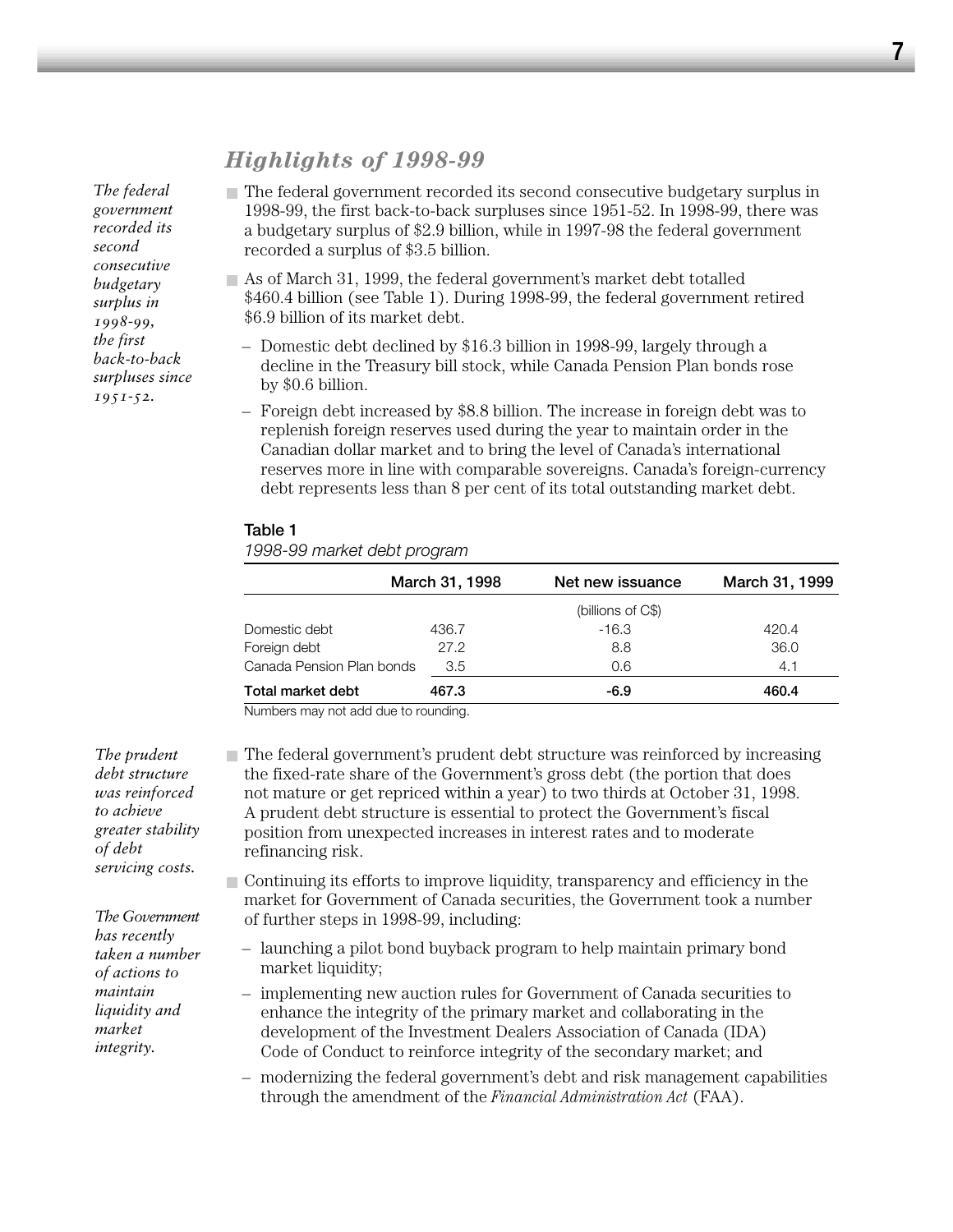## *Highlights of 1998-99*

*The federal government recorded its second consecutive budgetary surplus in 1998-99, the first back-to-back surpluses since 1951-52.*

- The federal government recorded its second consecutive budgetary surplus in 1998-99, the first back-to-back surpluses since 1951-52. In 1998-99, there was a budgetary surplus of $2.9 billion, while in 1997-98 the federal government recorded a surplus of $3.5 billion.
- As of March 31, 1999, the federal government's market debt totalled $460.4 billion (see Table 1). During 1998-99, the federal government retired $6.9 billion of its market debt.
  - Domestic debt declined by $16.3 billion in 1998-99, largely through a decline in the Treasury bill stock, while Canada Pension Plan bonds rose by $0.6 billion.
  - Foreign debt increased by $8.8 billion. The increase in foreign debt was to replenish foreign reserves used during the year to maintain order in the Canadian dollar market and to bring the level of Canada's international reserves more in line with comparable sovereigns. Canada's foreign-currency debt represents less than 8 per cent of its total outstanding market debt.

**Table 1**
*1998-99 market debt program*

| | March 31, 1998 | Net new issuance | March 31, 1999 |
|---|---|---|---|
| | | (billions of C$) | |
| Domestic debt | 436.7 | -16.3 | 420.4 |
| Foreign debt | 27.2 | 8.8 | 36.0 |
| Canada Pension Plan bonds | 3.5 | 0.6 | 4.1 |
| **Total market debt** | **467.3** | **-6.9** | **460.4** |

Numbers may not add due to rounding.

*The prudent debt structure was reinforced to achieve greater stability of debt servicing costs.*

- The federal government's prudent debt structure was reinforced by increasing the fixed-rate share of the Government's gross debt (the portion that does not mature or get repriced within a year) to two thirds at October 31, 1998. A prudent debt structure is essential to protect the Government's fiscal position from unexpected increases in interest rates and to moderate refinancing risk.

*The Government has recently taken a number of actions to maintain liquidity and market integrity.*

- Continuing its efforts to improve liquidity, transparency and efficiency in the market for Government of Canada securities, the Government took a number of further steps in 1998-99, including:
  - launching a pilot bond buyback program to help maintain primary bond market liquidity;
  - implementing new auction rules for Government of Canada securities to enhance the integrity of the primary market and collaborating in the development of the Investment Dealers Association of Canada (IDA) Code of Conduct to reinforce integrity of the secondary market; and
  - modernizing the federal government's debt and risk management capabilities through the amendment of the *Financial Administration Act* (FAA).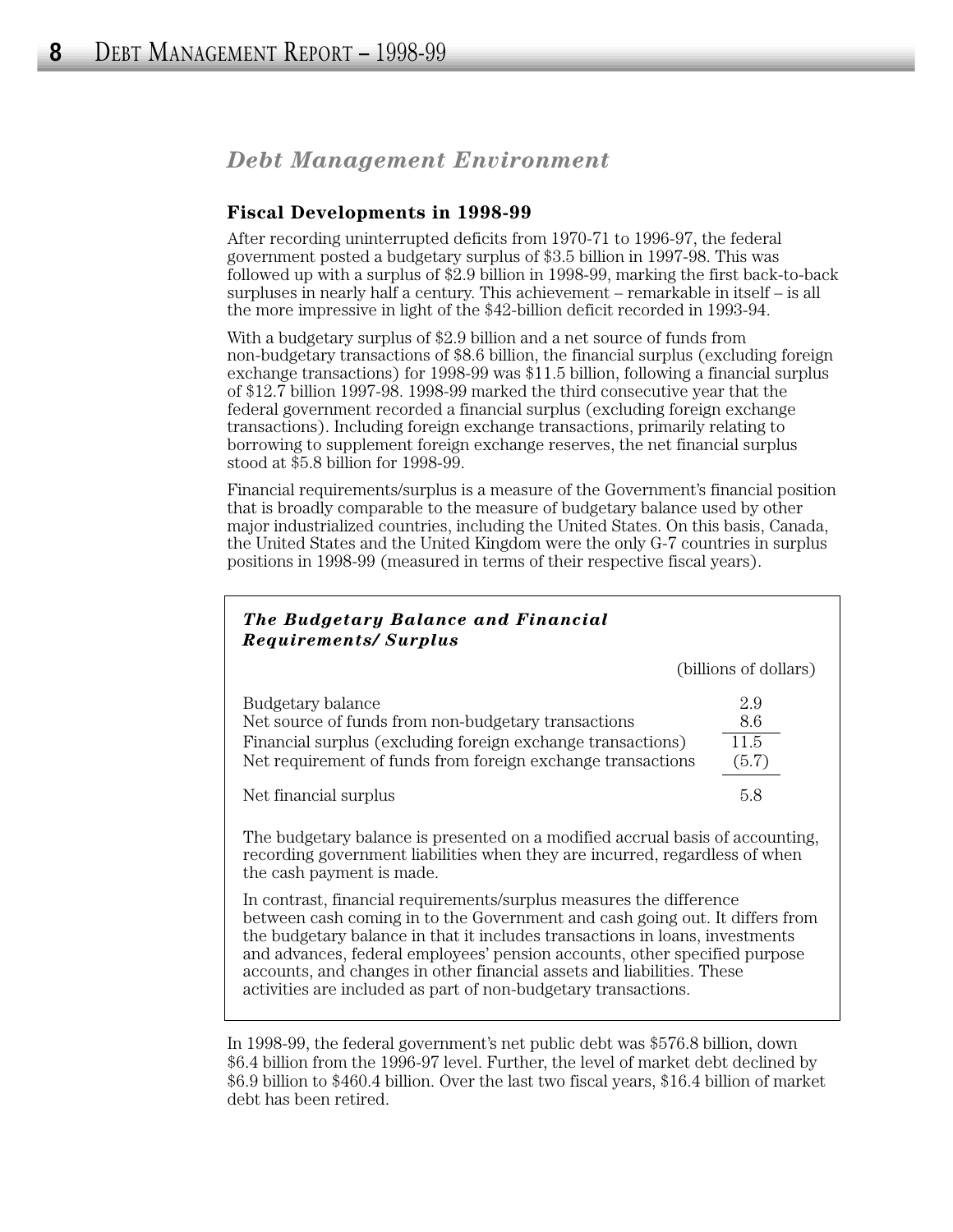## *Debt Management Environment*

### Fiscal Developments in 1998-99

After recording uninterrupted deficits from 1970-71 to 1996-97, the federal government posted a budgetary surplus of $3.5 billion in 1997-98. This was followed up with a surplus of $2.9 billion in 1998-99, marking the first back-to-back surpluses in nearly half a century. This achievement – remarkable in itself – is all the more impressive in light of the $42-billion deficit recorded in 1993-94.

With a budgetary surplus of $2.9 billion and a net source of funds from non-budgetary transactions of $8.6 billion, the financial surplus (excluding foreign exchange transactions) for 1998-99 was $11.5 billion, following a financial surplus of $12.7 billion 1997-98. 1998-99 marked the third consecutive year that the federal government recorded a financial surplus (excluding foreign exchange transactions). Including foreign exchange transactions, primarily relating to borrowing to supplement foreign exchange reserves, the net financial surplus stood at $5.8 billion for 1998-99.

Financial requirements/surplus is a measure of the Government's financial position that is broadly comparable to the measure of budgetary balance used by other major industrialized countries, including the United States. On this basis, Canada, the United States and the United Kingdom were the only G-7 countries in surplus positions in 1998-99 (measured in terms of their respective fiscal years).

***The Budgetary Balance and Financial Requirements/ Surplus***

| | (billions of dollars) |
|---|---|
| Budgetary balance | 2.9 |
| Net source of funds from non-budgetary transactions | 8.6 |
| Financial surplus (excluding foreign exchange transactions) | 11.5 |
| Net requirement of funds from foreign exchange transactions | (5.7) |
| Net financial surplus | 5.8 |

The budgetary balance is presented on a modified accrual basis of accounting, recording government liabilities when they are incurred, regardless of when the cash payment is made.

In contrast, financial requirements/surplus measures the difference between cash coming in to the Government and cash going out. It differs from the budgetary balance in that it includes transactions in loans, investments and advances, federal employees' pension accounts, other specified purpose accounts, and changes in other financial assets and liabilities. These activities are included as part of non-budgetary transactions.

In 1998-99, the federal government's net public debt was $576.8 billion, down $6.4 billion from the 1996-97 level. Further, the level of market debt declined by $6.9 billion to $460.4 billion. Over the last two fiscal years, $16.4 billion of market debt has been retired.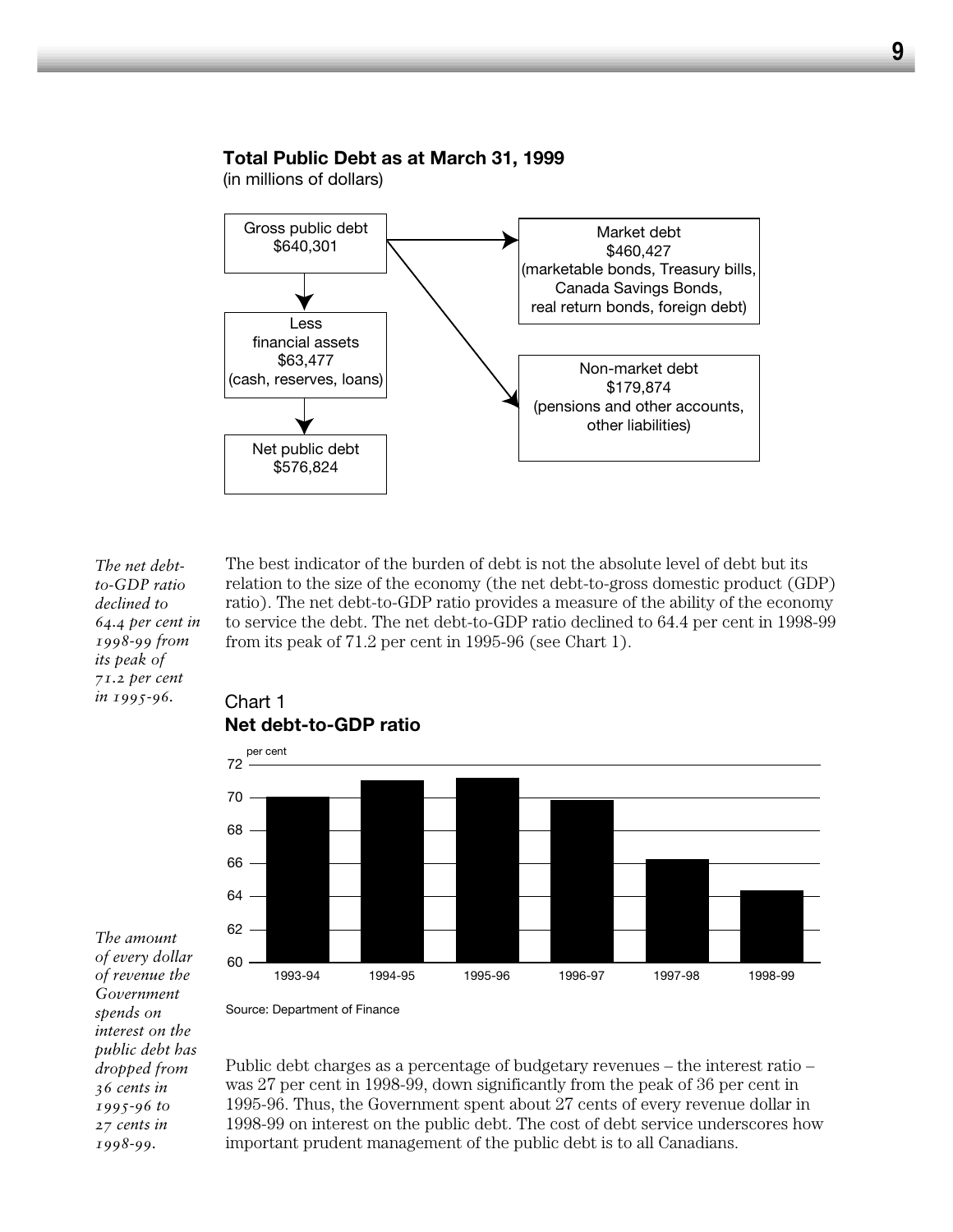**Total Public Debt as at March 31, 1999**
(in millions of dollars)

Gross public debt
$640,301

Less
financial assets
$63,477
(cash, reserves, loans)

Net public debt
$576,824

Market debt
$460,427
(marketable bonds, Treasury bills, Canada Savings Bonds, real return bonds, foreign debt)

Non-market debt
$179,874
(pensions and other accounts, other liabilities)

*The net debt-to-GDP ratio declined to 64.4 per cent in 1998-99 from its peak of 71.2 per cent in 1995-96.*

The best indicator of the burden of debt is not the absolute level of debt but its relation to the size of the economy (the net debt-to-gross domestic product (GDP) ratio). The net debt-to-GDP ratio provides a measure of the ability of the economy to service the debt. The net debt-to-GDP ratio declined to 64.4 per cent in 1998-99 from its peak of 71.2 per cent in 1995-96 (see Chart 1).

Chart 1
**Net debt-to-GDP ratio**

per cent

| 1993-94 | 1994-95 | 1995-96 | 1996-97 | 1997-98 | 1998-99 |
|---|---|---|---|---|---|

Source: Department of Finance

*The amount of every dollar of revenue the Government spends on interest on the public debt has dropped from 36 cents in 1995-96 to 27 cents in 1998-99.*

Public debt charges as a percentage of budgetary revenues – the interest ratio – was 27 per cent in 1998-99, down significantly from the peak of 36 per cent in 1995-96. Thus, the Government spent about 27 cents of every revenue dollar in 1998-99 on interest on the public debt. The cost of debt service underscores how important prudent management of the public debt is to all Canadians.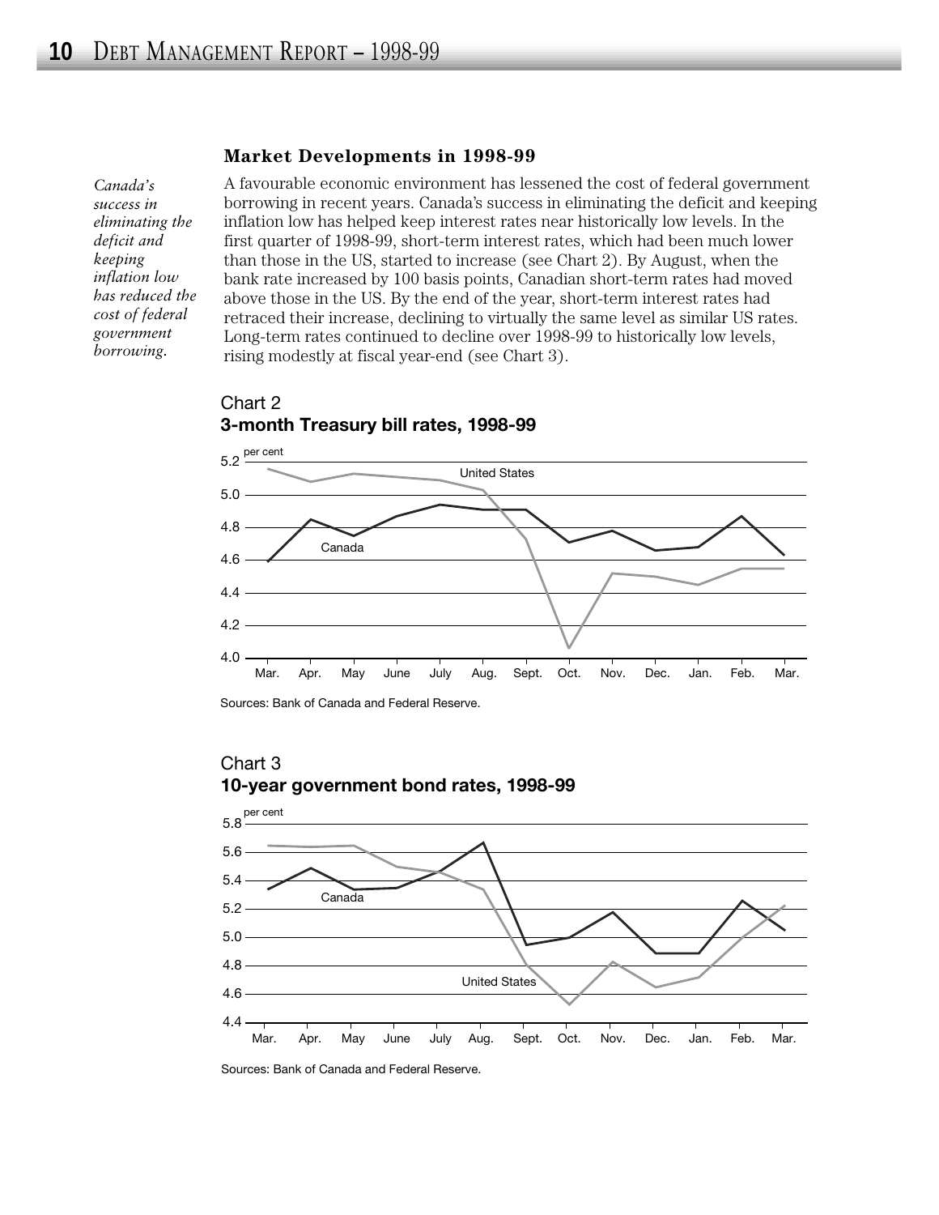## Market Developments in 1998-99

*Canada's success in eliminating the deficit and keeping inflation low has reduced the cost of federal government borrowing.*

A favourable economic environment has lessened the cost of federal government borrowing in recent years. Canada's success in eliminating the deficit and keeping inflation low has helped keep interest rates near historically low levels. In the first quarter of 1998-99, short-term interest rates, which had been much lower than those in the US, started to increase (see Chart 2). By August, when the bank rate increased by 100 basis points, Canadian short-term rates had moved above those in the US. By the end of the year, short-term interest rates had retraced their increase, declining to virtually the same level as similar US rates. Long-term rates continued to decline over 1998-99 to historically low levels, rising modestly at fiscal year-end (see Chart 3).

Chart 2
**3-month Treasury bill rates, 1998-99**

Sources: Bank of Canada and Federal Reserve.

Chart 3
**10-year government bond rates, 1998-99**

Sources: Bank of Canada and Federal Reserve.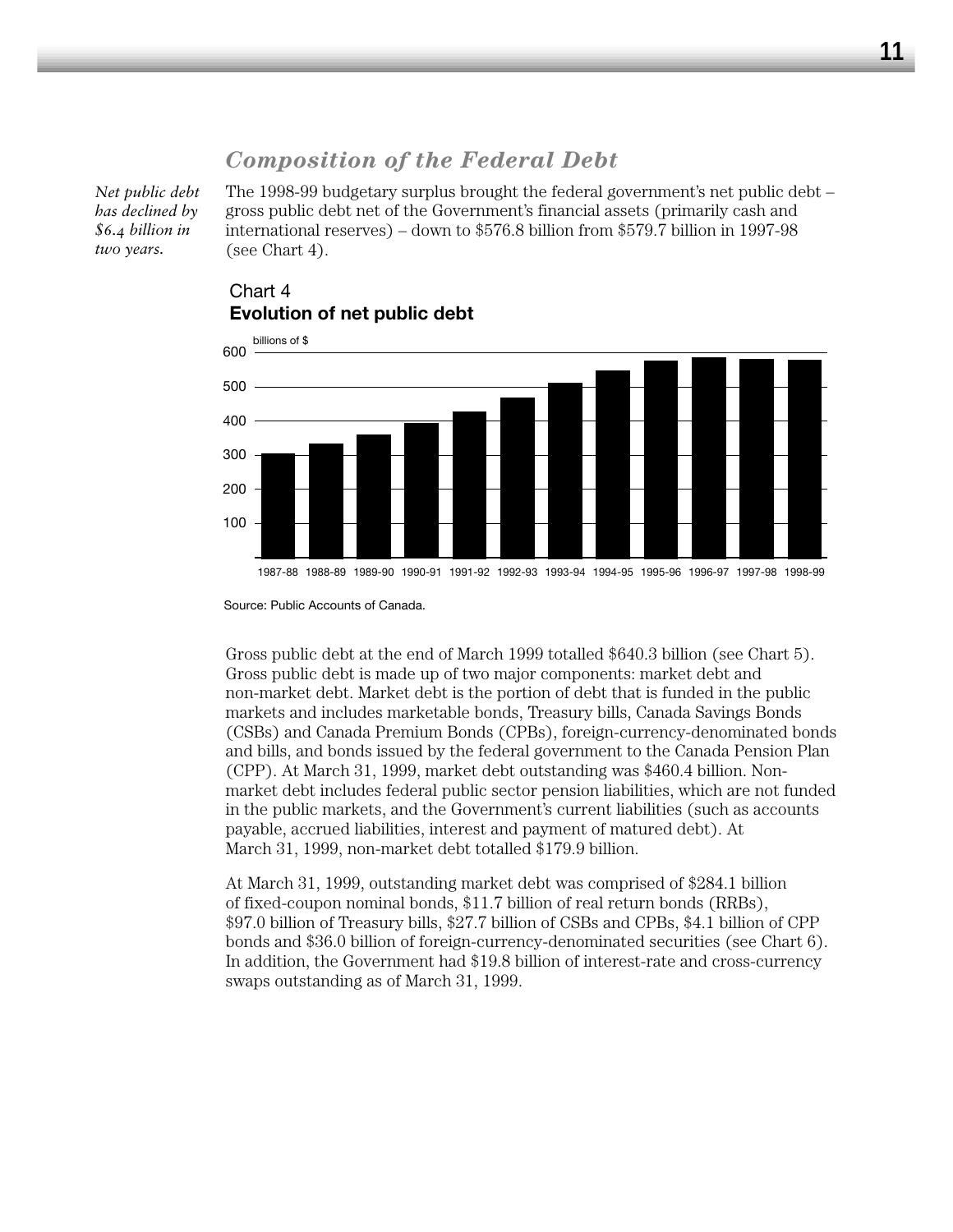## Composition of the Federal Debt

*Net public debt has declined by $6.4 billion in two years.*

The 1998-99 budgetary surplus brought the federal government's net public debt – gross public debt net of the Government's financial assets (primarily cash and international reserves) – down to $576.8 billion from $579.7 billion in 1997-98 (see Chart 4).

Chart 4
**Evolution of net public debt**

Source: Public Accounts of Canada.

Gross public debt at the end of March 1999 totalled $640.3 billion (see Chart 5). Gross public debt is made up of two major components: market debt and non-market debt. Market debt is the portion of debt that is funded in the public markets and includes marketable bonds, Treasury bills, Canada Savings Bonds (CSBs) and Canada Premium Bonds (CPBs), foreign-currency-denominated bonds and bills, and bonds issued by the federal government to the Canada Pension Plan (CPP). At March 31, 1999, market debt outstanding was $460.4 billion. Non-market debt includes federal public sector pension liabilities, which are not funded in the public markets, and the Government's current liabilities (such as accounts payable, accrued liabilities, interest and payment of matured debt). At March 31, 1999, non-market debt totalled $179.9 billion.

At March 31, 1999, outstanding market debt was comprised of $284.1 billion of fixed-coupon nominal bonds, $11.7 billion of real return bonds (RRBs), $97.0 billion of Treasury bills, $27.7 billion of CSBs and CPBs, $4.1 billion of CPP bonds and $36.0 billion of foreign-currency-denominated securities (see Chart 6). In addition, the Government had $19.8 billion of interest-rate and cross-currency swaps outstanding as of March 31, 1999.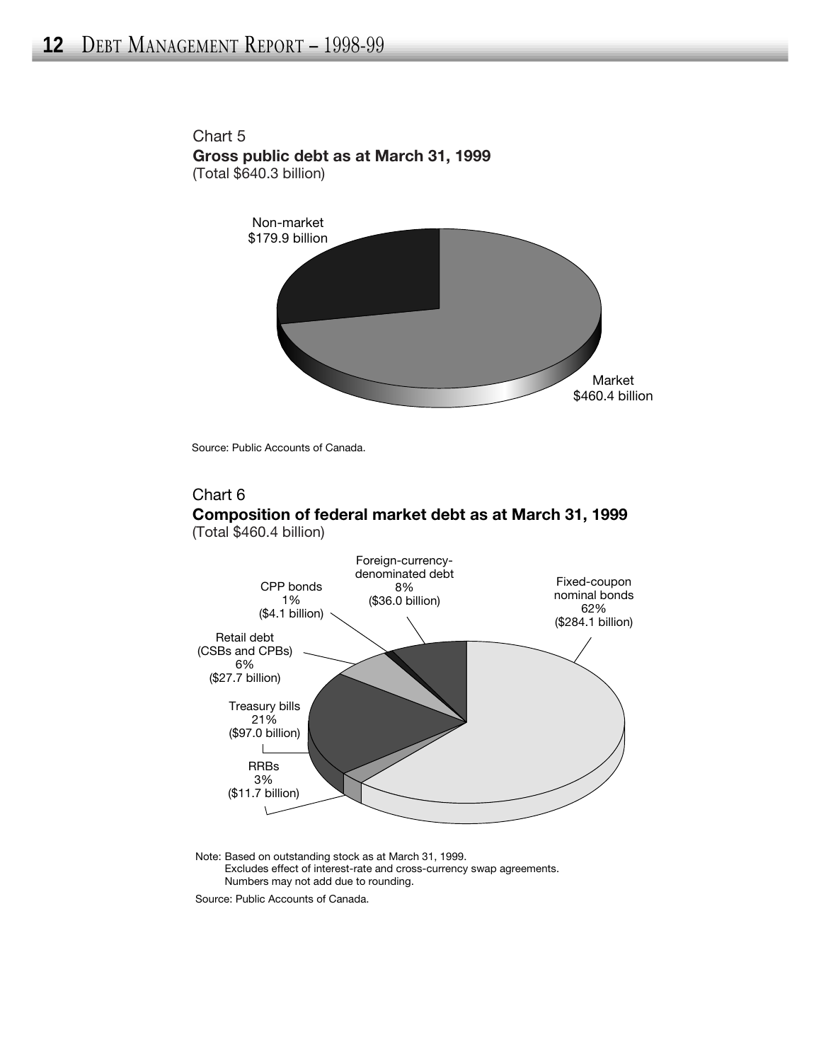Chart 5

**Gross public debt as at March 31, 1999**

(Total $640.3 billion)

Non-market
$179.9 billion

Market
$460.4 billion

Source: Public Accounts of Canada.

Chart 6

**Composition of federal market debt as at March 31, 1999**

(Total $460.4 billion)

Foreign-currency-denominated debt
8%
($36.0 billion)

Fixed-coupon nominal bonds
62%
($284.1 billion)

CPP bonds
1%
($4.1 billion)

Retail debt (CSBs and CPBs)
6%
($27.7 billion)

Treasury bills
21%
($97.0 billion)

RRBs
3%
($11.7 billion)

Note: Based on outstanding stock as at March 31, 1999.
Excludes effect of interest-rate and cross-currency swap agreements.
Numbers may not add due to rounding.

Source: Public Accounts of Canada.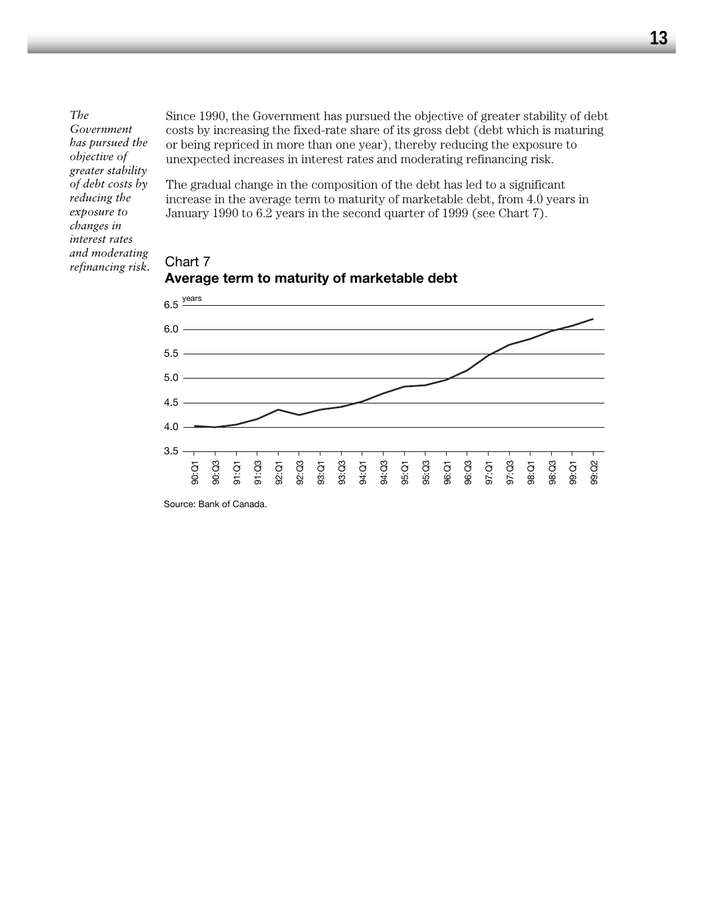*The Government has pursued the objective of greater stability of debt costs by reducing the exposure to changes in interest rates and moderating refinancing risk.*

Since 1990, the Government has pursued the objective of greater stability of debt costs by increasing the fixed-rate share of its gross debt (debt which is maturing or being repriced in more than one year), thereby reducing the exposure to unexpected increases in interest rates and moderating refinancing risk.

The gradual change in the composition of the debt has led to a significant increase in the average term to maturity of marketable debt, from 4.0 years in January 1990 to 6.2 years in the second quarter of 1999 (see Chart 7).

Chart 7

**Average term to maturity of marketable debt**

Source: Bank of Canada.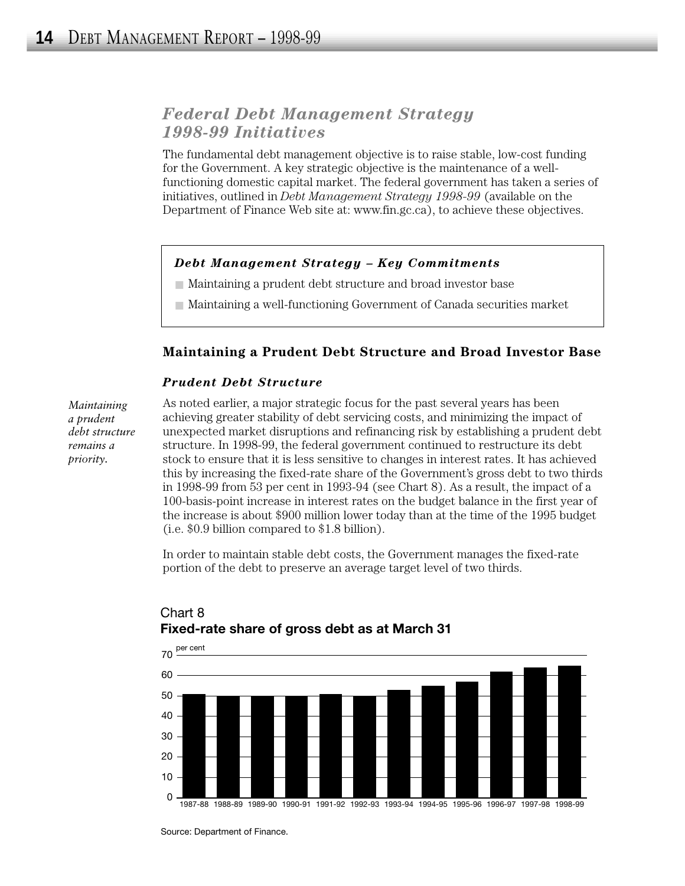## *Federal Debt Management Strategy 1998-99 Initiatives*

The fundamental debt management objective is to raise stable, low-cost funding for the Government. A key strategic objective is the maintenance of a well-functioning domestic capital market. The federal government has taken a series of initiatives, outlined in *Debt Management Strategy 1998-99* (available on the Department of Finance Web site at: www.fin.gc.ca), to achieve these objectives.

***Debt Management Strategy – Key Commitments***

- Maintaining a prudent debt structure and broad investor base
- Maintaining a well-functioning Government of Canada securities market

### Maintaining a Prudent Debt Structure and Broad Investor Base

#### *Prudent Debt Structure*

*Maintaining a prudent debt structure remains a priority.*

As noted earlier, a major strategic focus for the past several years has been achieving greater stability of debt servicing costs, and minimizing the impact of unexpected market disruptions and refinancing risk by establishing a prudent debt structure. In 1998-99, the federal government continued to restructure its debt stock to ensure that it is less sensitive to changes in interest rates. It has achieved this by increasing the fixed-rate share of the Government's gross debt to two thirds in 1998-99 from 53 per cent in 1993-94 (see Chart 8). As a result, the impact of a 100-basis-point increase in interest rates on the budget balance in the first year of the increase is about $900 million lower today than at the time of the 1995 budget (i.e. $0.9 billion compared to $1.8 billion).

In order to maintain stable debt costs, the Government manages the fixed-rate portion of the debt to preserve an average target level of two thirds.

Chart 8
**Fixed-rate share of gross debt as at March 31**

per cent

| Year | Per cent (approx.) |
|---|---|
| 1987-88 | 51 |
| 1988-89 | 50 |
| 1989-90 | 50 |
| 1990-91 | 50 |
| 1991-92 | 51 |
| 1992-93 | 50 |
| 1993-94 | 53 |
| 1994-95 | 55 |
| 1995-96 | 57 |
| 1996-97 | 62 |
| 1997-98 | 64 |
| 1998-99 | 65 |

Source: Department of Finance.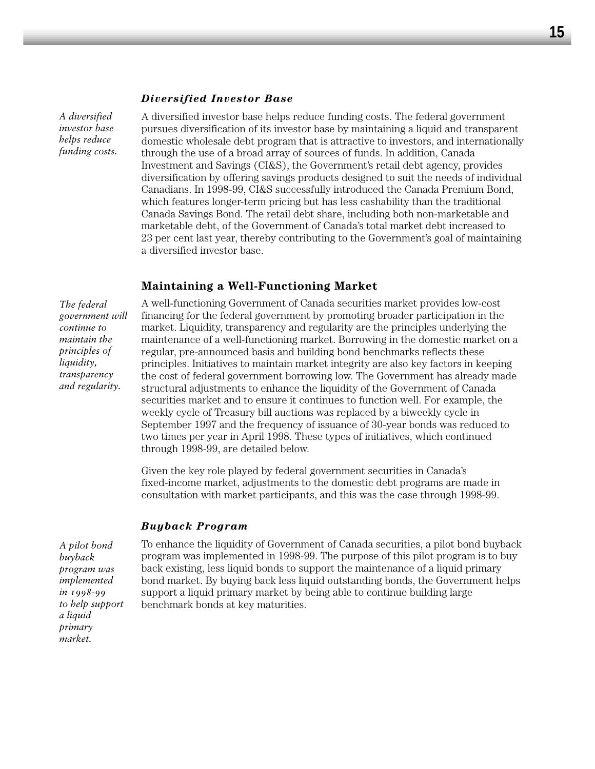### *Diversified Investor Base*

*A diversified investor base helps reduce funding costs.*

A diversified investor base helps reduce funding costs. The federal government pursues diversification of its investor base by maintaining a liquid and transparent domestic wholesale debt program that is attractive to investors, and internationally through the use of a broad array of sources of funds. In addition, Canada Investment and Savings (CI&S), the Government's retail debt agency, provides diversification by offering savings products designed to suit the needs of individual Canadians. In 1998-99, CI&S successfully introduced the Canada Premium Bond, which features longer-term pricing but has less cashability than the traditional Canada Savings Bond. The retail debt share, including both non-marketable and marketable debt, of the Government of Canada's total market debt increased to 23 per cent last year, thereby contributing to the Government's goal of maintaining a diversified investor base.

## Maintaining a Well-Functioning Market

*The federal government will continue to maintain the principles of liquidity, transparency and regularity.*

A well-functioning Government of Canada securities market provides low-cost financing for the federal government by promoting broader participation in the market. Liquidity, transparency and regularity are the principles underlying the maintenance of a well-functioning market. Borrowing in the domestic market on a regular, pre-announced basis and building bond benchmarks reflects these principles. Initiatives to maintain market integrity are also key factors in keeping the cost of federal government borrowing low. The Government has already made structural adjustments to enhance the liquidity of the Government of Canada securities market and to ensure it continues to function well. For example, the weekly cycle of Treasury bill auctions was replaced by a biweekly cycle in September 1997 and the frequency of issuance of 30-year bonds was reduced to two times per year in April 1998. These types of initiatives, which continued through 1998-99, are detailed below.

Given the key role played by federal government securities in Canada's fixed-income market, adjustments to the domestic debt programs are made in consultation with market participants, and this was the case through 1998-99.

### *Buyback Program*

*A pilot bond buyback program was implemented in 1998-99 to help support a liquid primary market.*

To enhance the liquidity of Government of Canada securities, a pilot bond buyback program was implemented in 1998-99. The purpose of this pilot program is to buy back existing, less liquid bonds to support the maintenance of a liquid primary bond market. By buying back less liquid outstanding bonds, the Government helps support a liquid primary market by being able to continue building large benchmark bonds at key maturities.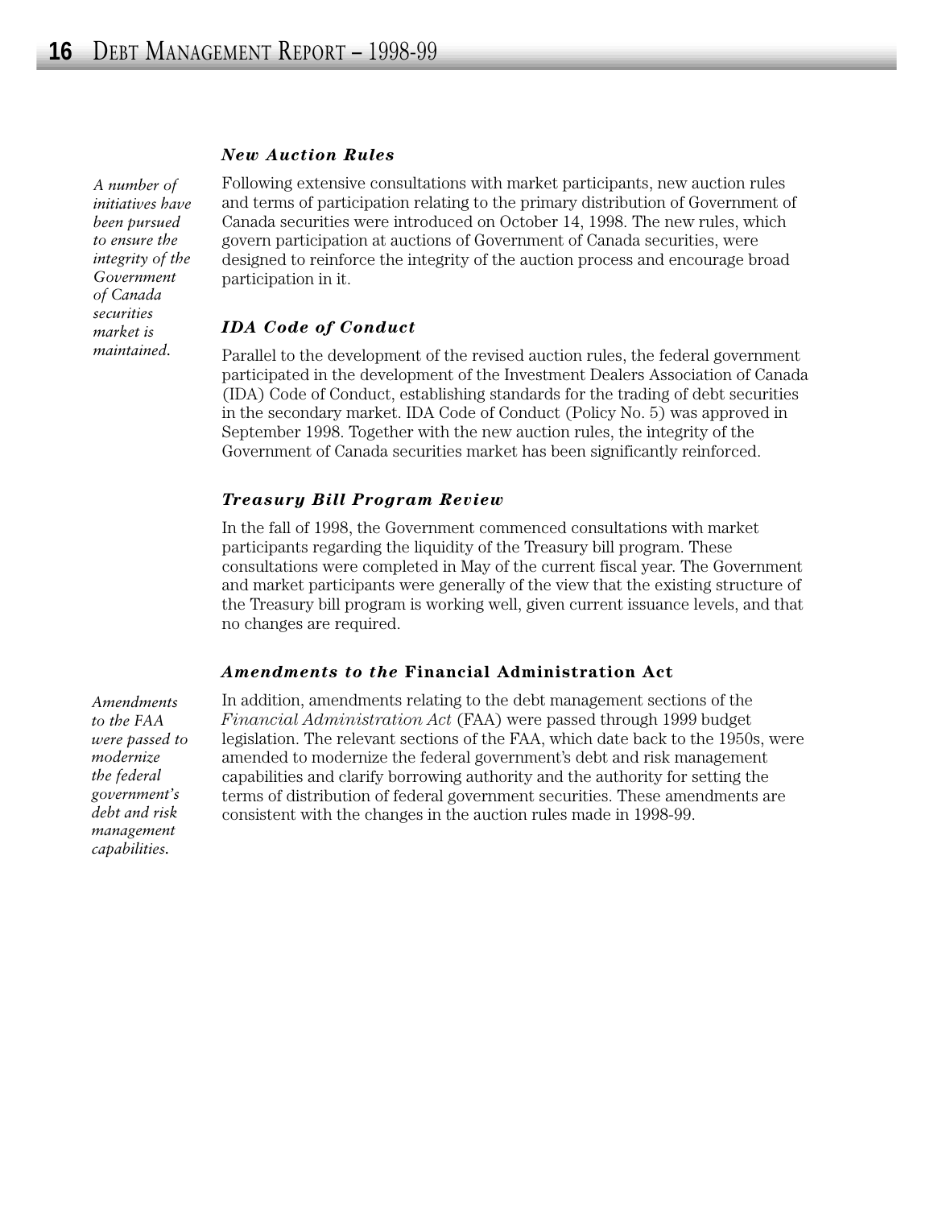### *New Auction Rules*

*A number of initiatives have been pursued to ensure the integrity of the Government of Canada securities market is maintained.*

Following extensive consultations with market participants, new auction rules and terms of participation relating to the primary distribution of Government of Canada securities were introduced on October 14, 1998. The new rules, which govern participation at auctions of Government of Canada securities, were designed to reinforce the integrity of the auction process and encourage broad participation in it.

### *IDA Code of Conduct*

Parallel to the development of the revised auction rules, the federal government participated in the development of the Investment Dealers Association of Canada (IDA) Code of Conduct, establishing standards for the trading of debt securities in the secondary market. IDA Code of Conduct (Policy No. 5) was approved in September 1998. Together with the new auction rules, the integrity of the Government of Canada securities market has been significantly reinforced.

### *Treasury Bill Program Review*

In the fall of 1998, the Government commenced consultations with market participants regarding the liquidity of the Treasury bill program. These consultations were completed in May of the current fiscal year. The Government and market participants were generally of the view that the existing structure of the Treasury bill program is working well, given current issuance levels, and that no changes are required.

### *Amendments to the* Financial Administration Act

*Amendments to the FAA were passed to modernize the federal government's debt and risk management capabilities.*

In addition, amendments relating to the debt management sections of the *Financial Administration Act* (FAA) were passed through 1999 budget legislation. The relevant sections of the FAA, which date back to the 1950s, were amended to modernize the federal government's debt and risk management capabilities and clarify borrowing authority and the authority for setting the terms of distribution of federal government securities. These amendments are consistent with the changes in the auction rules made in 1998-99.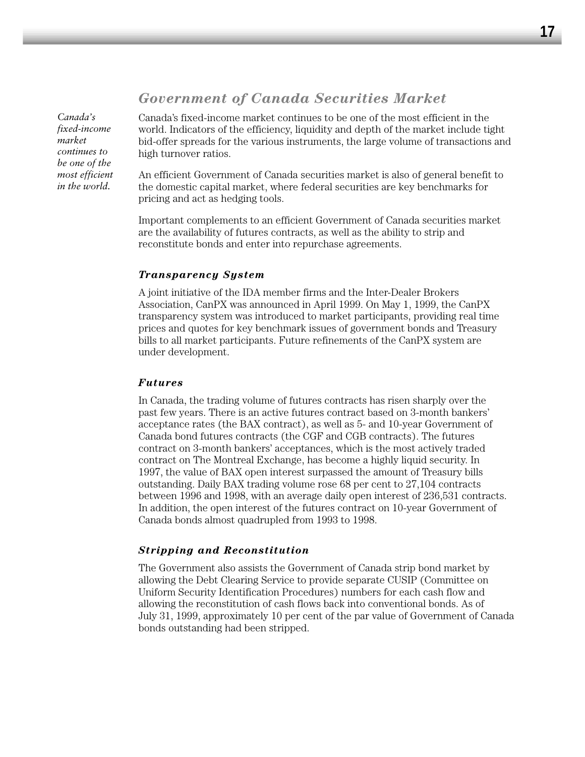## *Government of Canada Securities Market*

*Canada's fixed-income market continues to be one of the most efficient in the world.*

Canada's fixed-income market continues to be one of the most efficient in the world. Indicators of the efficiency, liquidity and depth of the market include tight bid-offer spreads for the various instruments, the large volume of transactions and high turnover ratios.

An efficient Government of Canada securities market is also of general benefit to the domestic capital market, where federal securities are key benchmarks for pricing and act as hedging tools.

Important complements to an efficient Government of Canada securities market are the availability of futures contracts, as well as the ability to strip and reconstitute bonds and enter into repurchase agreements.

### *Transparency System*

A joint initiative of the IDA member firms and the Inter-Dealer Brokers Association, CanPX was announced in April 1999. On May 1, 1999, the CanPX transparency system was introduced to market participants, providing real time prices and quotes for key benchmark issues of government bonds and Treasury bills to all market participants. Future refinements of the CanPX system are under development.

### *Futures*

In Canada, the trading volume of futures contracts has risen sharply over the past few years. There is an active futures contract based on 3-month bankers' acceptance rates (the BAX contract), as well as 5- and 10-year Government of Canada bond futures contracts (the CGF and CGB contracts). The futures contract on 3-month bankers' acceptances, which is the most actively traded contract on The Montreal Exchange, has become a highly liquid security. In 1997, the value of BAX open interest surpassed the amount of Treasury bills outstanding. Daily BAX trading volume rose 68 per cent to 27,104 contracts between 1996 and 1998, with an average daily open interest of 236,531 contracts. In addition, the open interest of the futures contract on 10-year Government of Canada bonds almost quadrupled from 1993 to 1998.

### *Stripping and Reconstitution*

The Government also assists the Government of Canada strip bond market by allowing the Debt Clearing Service to provide separate CUSIP (Committee on Uniform Security Identification Procedures) numbers for each cash flow and allowing the reconstitution of cash flows back into conventional bonds. As of July 31, 1999, approximately 10 per cent of the par value of Government of Canada bonds outstanding had been stripped.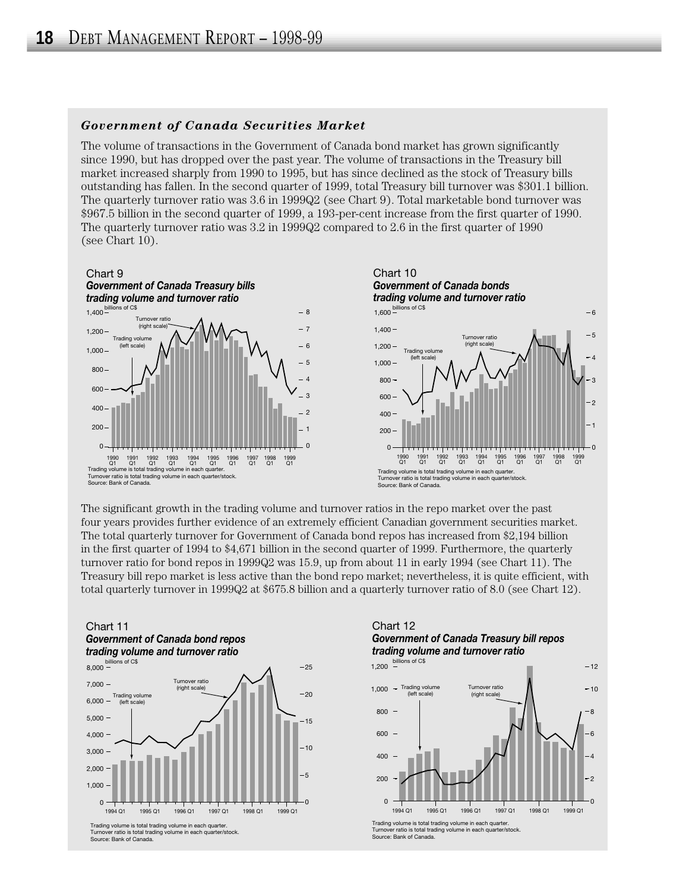### *Government of Canada Securities Market*

The volume of transactions in the Government of Canada bond market has grown significantly since 1990, but has dropped over the past year. The volume of transactions in the Treasury bill market increased sharply from 1990 to 1995, but has since declined as the stock of Treasury bills outstanding has fallen. In the second quarter of 1999, total Treasury bill turnover was $301.1 billion. The quarterly turnover ratio was 3.6 in 1999Q2 (see Chart 9). Total marketable bond turnover was $967.5 billion in the second quarter of 1999, a 193-per-cent increase from the first quarter of 1990. The quarterly turnover ratio was 3.2 in 1999Q2 compared to 2.6 in the first quarter of 1990 (see Chart 10).

Chart 9
***Government of Canada Treasury bills trading volume and turnover ratio***

Trading volume is total trading volume in each quarter.
Turnover ratio is total trading volume in each quarter/stock.
Source: Bank of Canada.

Chart 10
***Government of Canada bonds trading volume and turnover ratio***

Trading volume is total trading volume in each quarter.
Turnover ratio is total trading volume in each quarter/stock.
Source: Bank of Canada.

The significant growth in the trading volume and turnover ratios in the repo market over the past four years provides further evidence of an extremely efficient Canadian government securities market. The total quarterly turnover for Government of Canada bond repos has increased from $2,194 billion in the first quarter of 1994 to $4,671 billion in the second quarter of 1999. Furthermore, the quarterly turnover ratio for bond repos in 1999Q2 was 15.9, up from about 11 in early 1994 (see Chart 11). The Treasury bill repo market is less active than the bond repo market; nevertheless, it is quite efficient, with total quarterly turnover in 1999Q2 at $675.8 billion and a quarterly turnover ratio of 8.0 (see Chart 12).

Chart 11
***Government of Canada bond repos trading volume and turnover ratio***

Trading volume is total trading volume in each quarter.
Turnover ratio is total trading volume in each quarter/stock.
Source: Bank of Canada.

Chart 12
***Government of Canada Treasury bill repos trading volume and turnover ratio***

Trading volume is total trading volume in each quarter.
Turnover ratio is total trading volume in each quarter/stock.
Source: Bank of Canada.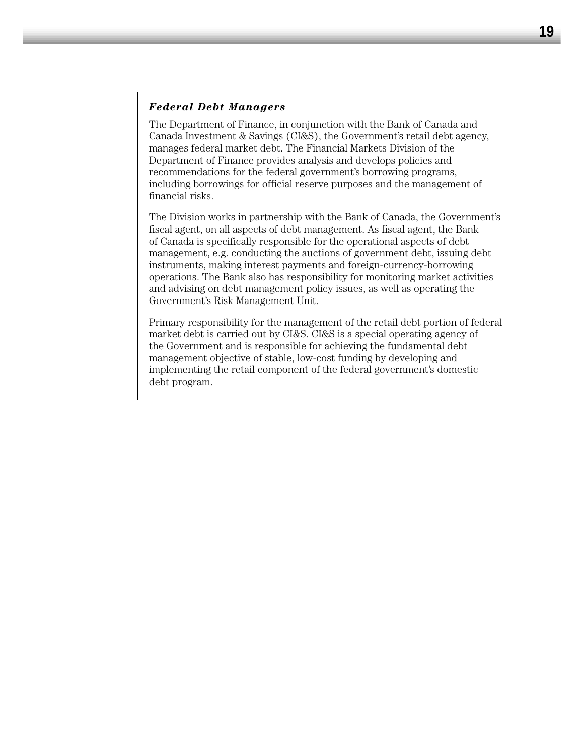### *Federal Debt Managers*

The Department of Finance, in conjunction with the Bank of Canada and Canada Investment & Savings (CI&S), the Government's retail debt agency, manages federal market debt. The Financial Markets Division of the Department of Finance provides analysis and develops policies and recommendations for the federal government's borrowing programs, including borrowings for official reserve purposes and the management of financial risks.

The Division works in partnership with the Bank of Canada, the Government's fiscal agent, on all aspects of debt management. As fiscal agent, the Bank of Canada is specifically responsible for the operational aspects of debt management, e.g. conducting the auctions of government debt, issuing debt instruments, making interest payments and foreign-currency-borrowing operations. The Bank also has responsibility for monitoring market activities and advising on debt management policy issues, as well as operating the Government's Risk Management Unit.

Primary responsibility for the management of the retail debt portion of federal market debt is carried out by CI&S. CI&S is a special operating agency of the Government and is responsible for achieving the fundamental debt management objective of stable, low-cost funding by developing and implementing the retail component of the federal government's domestic debt program.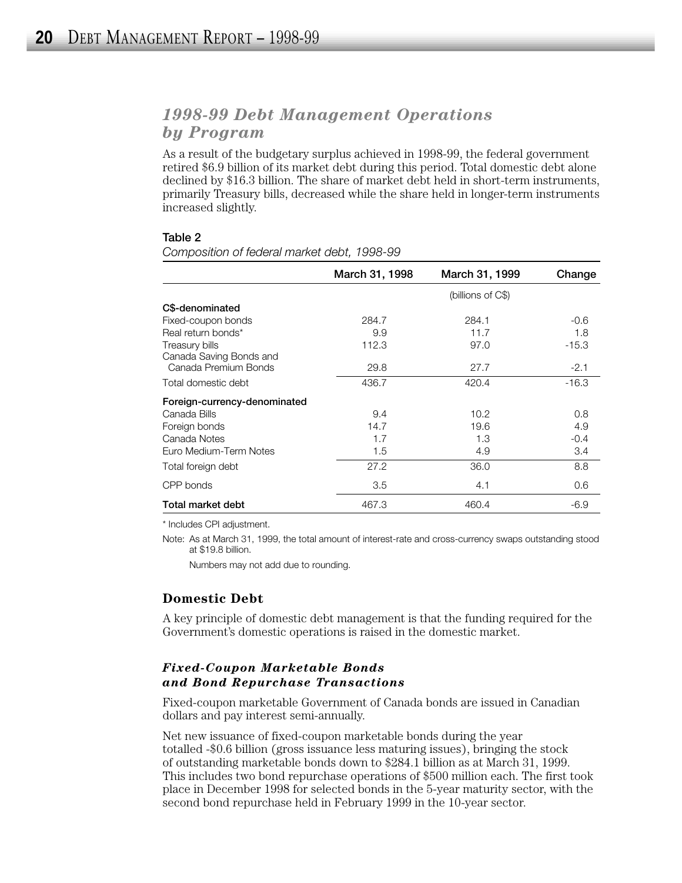## *1998-99 Debt Management Operations by Program*

As a result of the budgetary surplus achieved in 1998-99, the federal government retired $6.9 billion of its market debt during this period. Total domestic debt alone declined by $16.3 billion. The share of market debt held in short-term instruments, primarily Treasury bills, decreased while the share held in longer-term instruments increased slightly.

**Table 2**

*Composition of federal market debt, 1998-99*

| | March 31, 1998 | March 31, 1999 | Change |
|---|---|---|---|
| | | (billions of C$) | |
| **C$-denominated** | | | |
| Fixed-coupon bonds | 284.7 | 284.1 | -0.6 |
| Real return bonds* | 9.9 | 11.7 | 1.8 |
| Treasury bills | 112.3 | 97.0 | -15.3 |
| Canada Saving Bonds and Canada Premium Bonds | 29.8 | 27.7 | -2.1 |
| Total domestic debt | 436.7 | 420.4 | -16.3 |
| **Foreign-currency-denominated** | | | |
| Canada Bills | 9.4 | 10.2 | 0.8 |
| Foreign bonds | 14.7 | 19.6 | 4.9 |
| Canada Notes | 1.7 | 1.3 | -0.4 |
| Euro Medium-Term Notes | 1.5 | 4.9 | 3.4 |
| Total foreign debt | 27.2 | 36.0 | 8.8 |
| CPP bonds | 3.5 | 4.1 | 0.6 |
| **Total market debt** | 467.3 | 460.4 | -6.9 |

* Includes CPI adjustment.

Note: As at March 31, 1999, the total amount of interest-rate and cross-currency swaps outstanding stood at $19.8 billion.

Numbers may not add due to rounding.

### Domestic Debt

A key principle of domestic debt management is that the funding required for the Government's domestic operations is raised in the domestic market.

#### *Fixed-Coupon Marketable Bonds and Bond Repurchase Transactions*

Fixed-coupon marketable Government of Canada bonds are issued in Canadian dollars and pay interest semi-annually.

Net new issuance of fixed-coupon marketable bonds during the year totalled -$0.6 billion (gross issuance less maturing issues), bringing the stock of outstanding marketable bonds down to $284.1 billion as at March 31, 1999. This includes two bond repurchase operations of $500 million each. The first took place in December 1998 for selected bonds in the 5-year maturity sector, with the second bond repurchase held in February 1999 in the 10-year sector.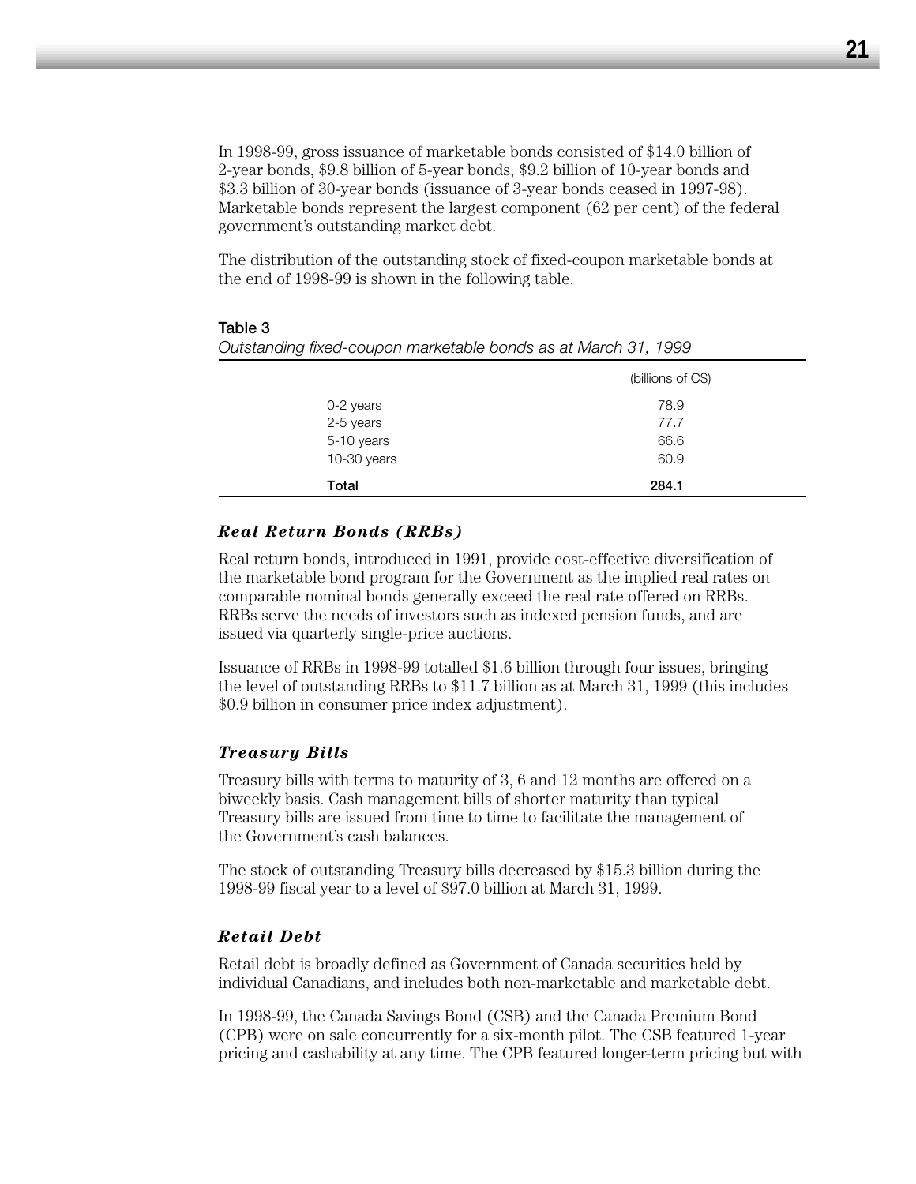In 1998-99, gross issuance of marketable bonds consisted of $14.0 billion of 2-year bonds, $9.8 billion of 5-year bonds, $9.2 billion of 10-year bonds and $3.3 billion of 30-year bonds (issuance of 3-year bonds ceased in 1997-98). Marketable bonds represent the largest component (62 per cent) of the federal government's outstanding market debt.

The distribution of the outstanding stock of fixed-coupon marketable bonds at the end of 1998-99 is shown in the following table.

**Table 3**
*Outstanding fixed-coupon marketable bonds as at March 31, 1999*

| | (billions of C$) |
|---|---|
| 0-2 years | 78.9 |
| 2-5 years | 77.7 |
| 5-10 years | 66.6 |
| 10-30 years | 60.9 |
| **Total** | **284.1** |

### *Real Return Bonds (RRBs)*

Real return bonds, introduced in 1991, provide cost-effective diversification of the marketable bond program for the Government as the implied real rates on comparable nominal bonds generally exceed the real rate offered on RRBs. RRBs serve the needs of investors such as indexed pension funds, and are issued via quarterly single-price auctions.

Issuance of RRBs in 1998-99 totalled $1.6 billion through four issues, bringing the level of outstanding RRBs to $11.7 billion as at March 31, 1999 (this includes $0.9 billion in consumer price index adjustment).

### *Treasury Bills*

Treasury bills with terms to maturity of 3, 6 and 12 months are offered on a biweekly basis. Cash management bills of shorter maturity than typical Treasury bills are issued from time to time to facilitate the management of the Government's cash balances.

The stock of outstanding Treasury bills decreased by $15.3 billion during the 1998-99 fiscal year to a level of $97.0 billion at March 31, 1999.

### *Retail Debt*

Retail debt is broadly defined as Government of Canada securities held by individual Canadians, and includes both non-marketable and marketable debt.

In 1998-99, the Canada Savings Bond (CSB) and the Canada Premium Bond (CPB) were on sale concurrently for a six-month pilot. The CSB featured 1-year pricing and cashability at any time. The CPB featured longer-term pricing but with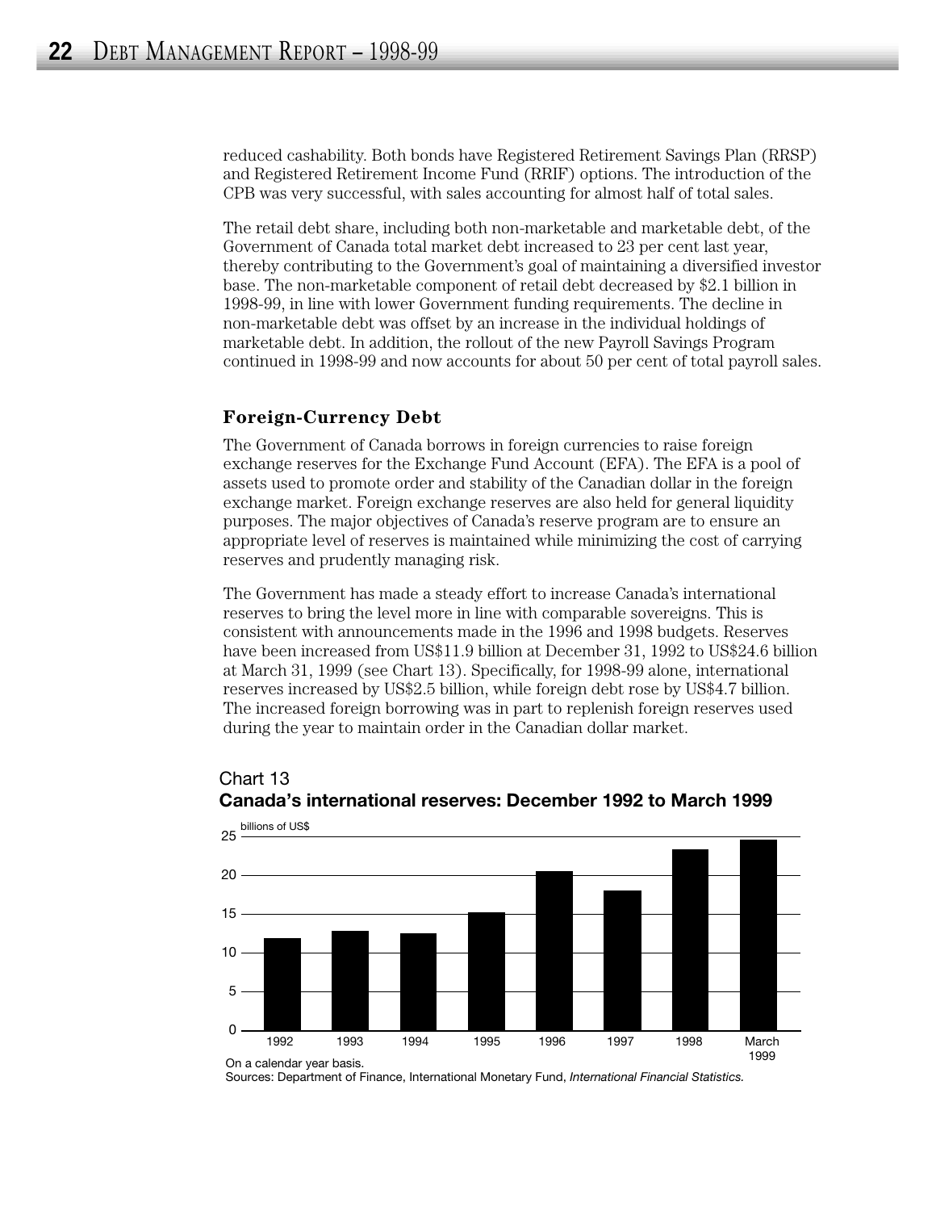reduced cashability. Both bonds have Registered Retirement Savings Plan (RRSP) and Registered Retirement Income Fund (RRIF) options. The introduction of the CPB was very successful, with sales accounting for almost half of total sales.

The retail debt share, including both non-marketable and marketable debt, of the Government of Canada total market debt increased to 23 per cent last year, thereby contributing to the Government's goal of maintaining a diversified investor base. The non-marketable component of retail debt decreased by $2.1 billion in 1998-99, in line with lower Government funding requirements. The decline in non-marketable debt was offset by an increase in the individual holdings of marketable debt. In addition, the rollout of the new Payroll Savings Program continued in 1998-99 and now accounts for about 50 per cent of total payroll sales.

### Foreign-Currency Debt

The Government of Canada borrows in foreign currencies to raise foreign exchange reserves for the Exchange Fund Account (EFA). The EFA is a pool of assets used to promote order and stability of the Canadian dollar in the foreign exchange market. Foreign exchange reserves are also held for general liquidity purposes. The major objectives of Canada's reserve program are to ensure an appropriate level of reserves is maintained while minimizing the cost of carrying reserves and prudently managing risk.

The Government has made a steady effort to increase Canada's international reserves to bring the level more in line with comparable sovereigns. This is consistent with announcements made in the 1996 and 1998 budgets. Reserves have been increased from US$11.9 billion at December 31, 1992 to US$24.6 billion at March 31, 1999 (see Chart 13). Specifically, for 1998-99 alone, international reserves increased by US$2.5 billion, while foreign debt rose by US$4.7 billion. The increased foreign borrowing was in part to replenish foreign reserves used during the year to maintain order in the Canadian dollar market.

Chart 13
**Canada's international reserves: December 1992 to March 1999**

billions of US$

[Bar chart: 1992, 1993, 1994, 1995, 1996, 1997, 1998, March 1999; y-axis 0–25]

On a calendar year basis.
Sources: Department of Finance, International Monetary Fund, *International Financial Statistics.*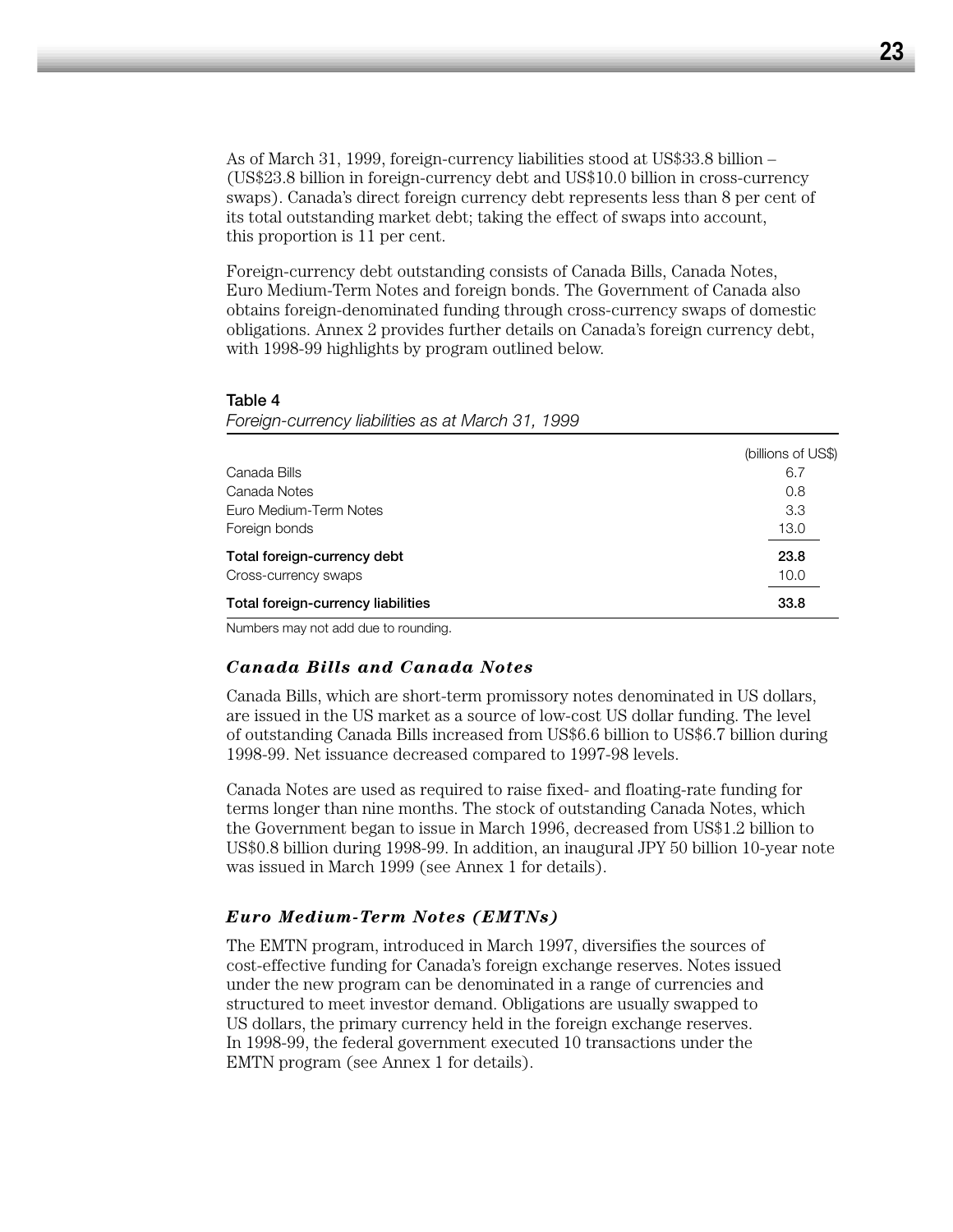As of March 31, 1999, foreign-currency liabilities stood at US$33.8 billion – (US$23.8 billion in foreign-currency debt and US$10.0 billion in cross-currency swaps). Canada's direct foreign currency debt represents less than 8 per cent of its total outstanding market debt; taking the effect of swaps into account, this proportion is 11 per cent.

Foreign-currency debt outstanding consists of Canada Bills, Canada Notes, Euro Medium-Term Notes and foreign bonds. The Government of Canada also obtains foreign-denominated funding through cross-currency swaps of domestic obligations. Annex 2 provides further details on Canada's foreign currency debt, with 1998-99 highlights by program outlined below.

**Table 4**

*Foreign-currency liabilities as at March 31, 1999*

| | (billions of US$) |
|---|---|
| Canada Bills | 6.7 |
| Canada Notes | 0.8 |
| Euro Medium-Term Notes | 3.3 |
| Foreign bonds | 13.0 |
| **Total foreign-currency debt** | **23.8** |
| Cross-currency swaps | 10.0 |
| **Total foreign-currency liabilities** | **33.8** |

Numbers may not add due to rounding.

### *Canada Bills and Canada Notes*

Canada Bills, which are short-term promissory notes denominated in US dollars, are issued in the US market as a source of low-cost US dollar funding. The level of outstanding Canada Bills increased from US$6.6 billion to US$6.7 billion during 1998-99. Net issuance decreased compared to 1997-98 levels.

Canada Notes are used as required to raise fixed- and floating-rate funding for terms longer than nine months. The stock of outstanding Canada Notes, which the Government began to issue in March 1996, decreased from US$1.2 billion to US$0.8 billion during 1998-99. In addition, an inaugural JPY 50 billion 10-year note was issued in March 1999 (see Annex 1 for details).

### *Euro Medium-Term Notes (EMTNs)*

The EMTN program, introduced in March 1997, diversifies the sources of cost-effective funding for Canada's foreign exchange reserves. Notes issued under the new program can be denominated in a range of currencies and structured to meet investor demand. Obligations are usually swapped to US dollars, the primary currency held in the foreign exchange reserves. In 1998-99, the federal government executed 10 transactions under the EMTN program (see Annex 1 for details).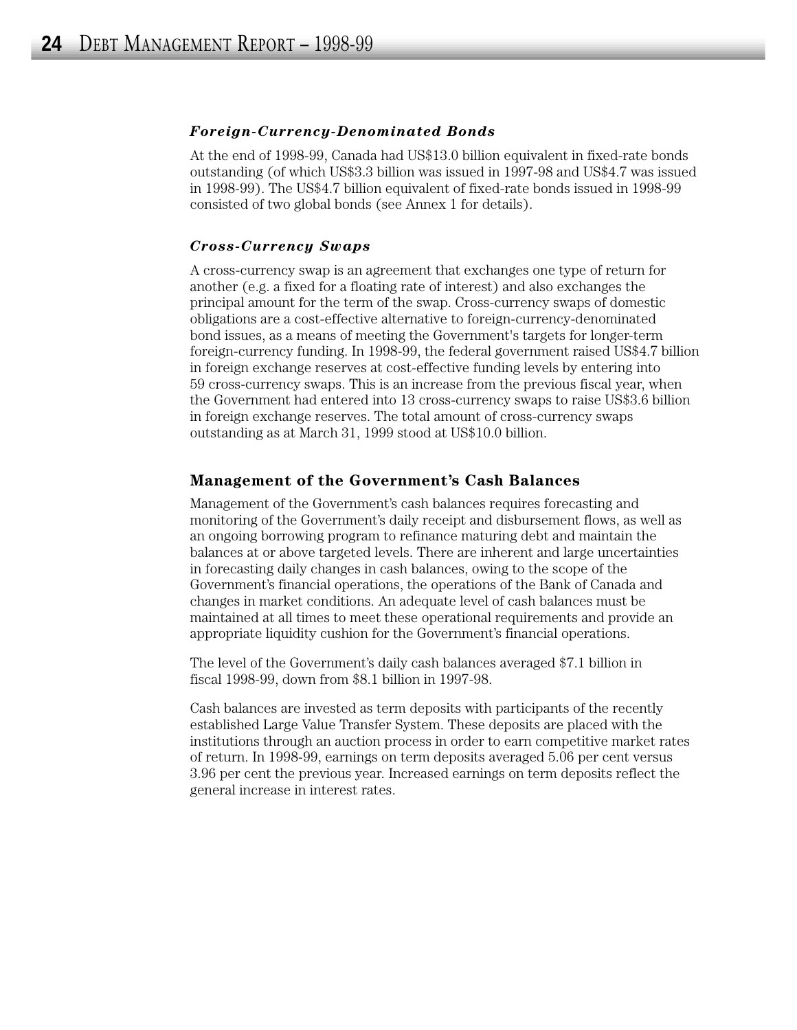### *Foreign-Currency-Denominated Bonds*

At the end of 1998-99, Canada had US$13.0 billion equivalent in fixed-rate bonds outstanding (of which US$3.3 billion was issued in 1997-98 and US$4.7 was issued in 1998-99). The US$4.7 billion equivalent of fixed-rate bonds issued in 1998-99 consisted of two global bonds (see Annex 1 for details).

### *Cross-Currency Swaps*

A cross-currency swap is an agreement that exchanges one type of return for another (e.g. a fixed for a floating rate of interest) and also exchanges the principal amount for the term of the swap. Cross-currency swaps of domestic obligations are a cost-effective alternative to foreign-currency-denominated bond issues, as a means of meeting the Government's targets for longer-term foreign-currency funding. In 1998-99, the federal government raised US$4.7 billion in foreign exchange reserves at cost-effective funding levels by entering into 59 cross-currency swaps. This is an increase from the previous fiscal year, when the Government had entered into 13 cross-currency swaps to raise US$3.6 billion in foreign exchange reserves. The total amount of cross-currency swaps outstanding as at March 31, 1999 stood at US$10.0 billion.

## Management of the Government's Cash Balances

Management of the Government's cash balances requires forecasting and monitoring of the Government's daily receipt and disbursement flows, as well as an ongoing borrowing program to refinance maturing debt and maintain the balances at or above targeted levels. There are inherent and large uncertainties in forecasting daily changes in cash balances, owing to the scope of the Government's financial operations, the operations of the Bank of Canada and changes in market conditions. An adequate level of cash balances must be maintained at all times to meet these operational requirements and provide an appropriate liquidity cushion for the Government's financial operations.

The level of the Government's daily cash balances averaged $7.1 billion in fiscal 1998-99, down from $8.1 billion in 1997-98.

Cash balances are invested as term deposits with participants of the recently established Large Value Transfer System. These deposits are placed with the institutions through an auction process in order to earn competitive market rates of return. In 1998-99, earnings on term deposits averaged 5.06 per cent versus 3.96 per cent the previous year. Increased earnings on term deposits reflect the general increase in interest rates.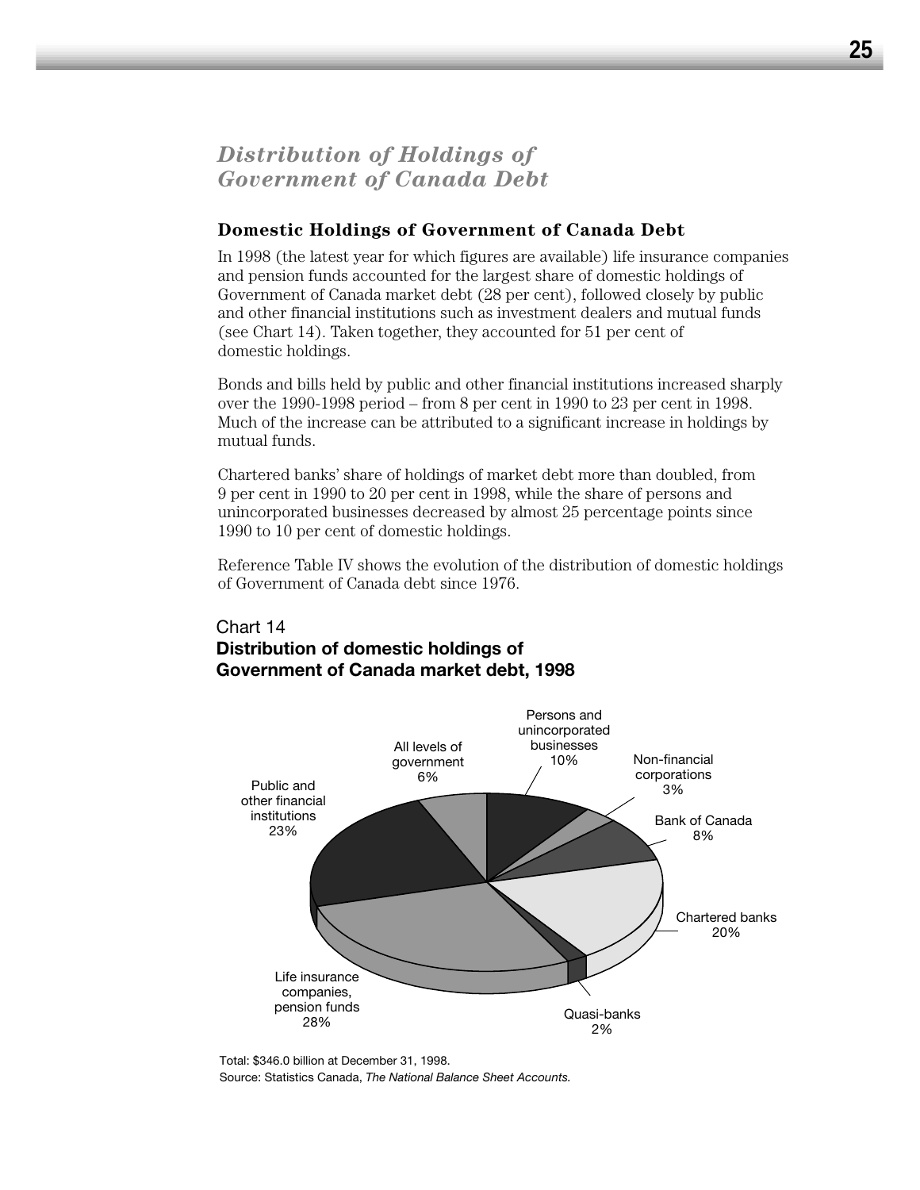## *Distribution of Holdings of Government of Canada Debt*

### Domestic Holdings of Government of Canada Debt

In 1998 (the latest year for which figures are available) life insurance companies and pension funds accounted for the largest share of domestic holdings of Government of Canada market debt (28 per cent), followed closely by public and other financial institutions such as investment dealers and mutual funds (see Chart 14). Taken together, they accounted for 51 per cent of domestic holdings.

Bonds and bills held by public and other financial institutions increased sharply over the 1990-1998 period – from 8 per cent in 1990 to 23 per cent in 1998. Much of the increase can be attributed to a significant increase in holdings by mutual funds.

Chartered banks' share of holdings of market debt more than doubled, from 9 per cent in 1990 to 20 per cent in 1998, while the share of persons and unincorporated businesses decreased by almost 25 percentage points since 1990 to 10 per cent of domestic holdings.

Reference Table IV shows the evolution of the distribution of domestic holdings of Government of Canada debt since 1976.

Chart 14
**Distribution of domestic holdings of Government of Canada market debt, 1998**

| Holder | Share |
|---|---|
| Persons and unincorporated businesses | 10% |
| Non-financial corporations | 3% |
| Bank of Canada | 8% |
| Chartered banks | 20% |
| Quasi-banks | 2% |
| Life insurance companies, pension funds | 28% |
| Public and other financial institutions | 23% |
| All levels of government | 6% |

Total: $346.0 billion at December 31, 1998.
Source: Statistics Canada, *The National Balance Sheet Accounts.*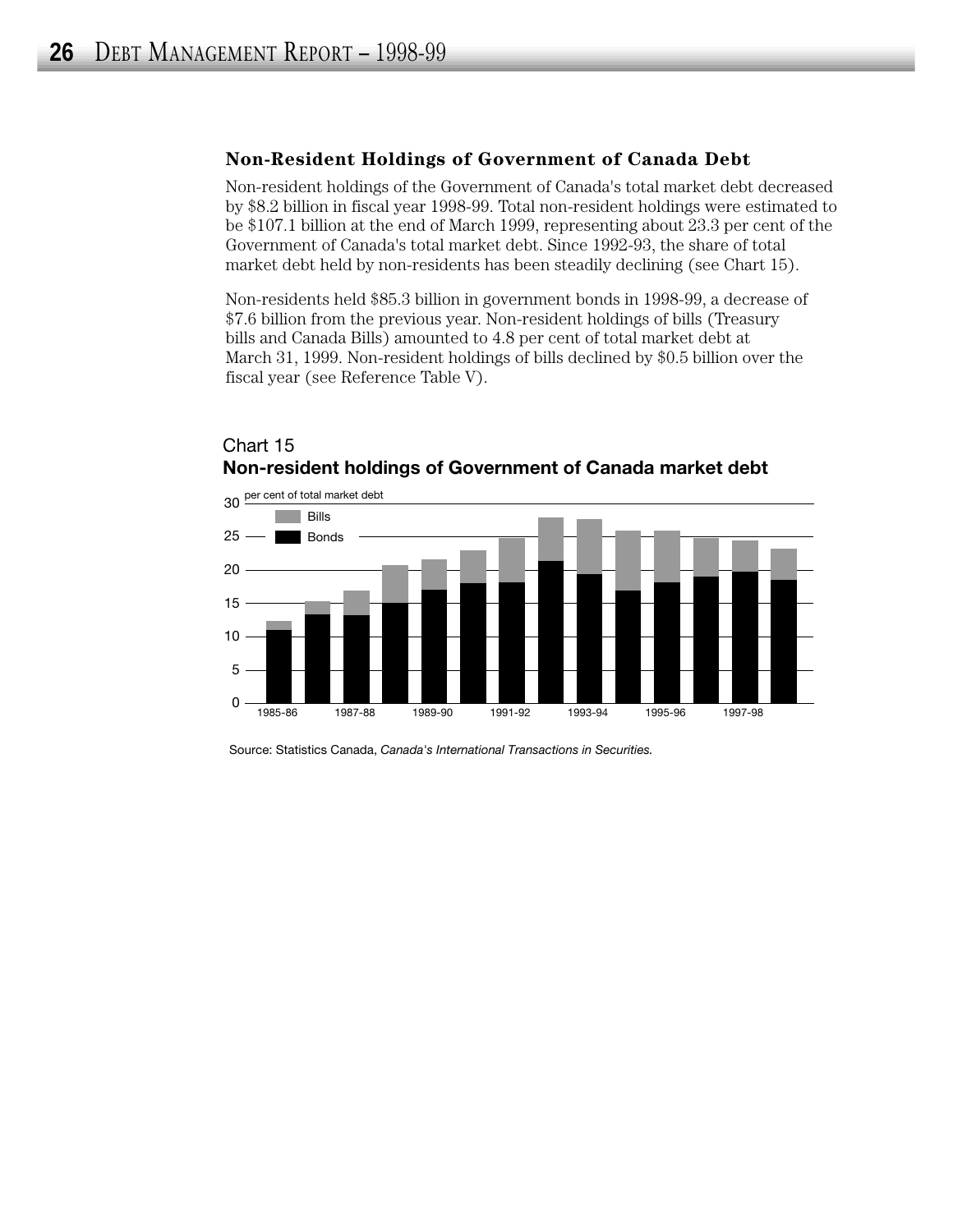### Non-Resident Holdings of Government of Canada Debt

Non-resident holdings of the Government of Canada's total market debt decreased by $8.2 billion in fiscal year 1998-99. Total non-resident holdings were estimated to be $107.1 billion at the end of March 1999, representing about 23.3 per cent of the Government of Canada's total market debt. Since 1992-93, the share of total market debt held by non-residents has been steadily declining (see Chart 15).

Non-residents held $85.3 billion in government bonds in 1998-99, a decrease of $7.6 billion from the previous year. Non-resident holdings of bills (Treasury bills and Canada Bills) amounted to 4.8 per cent of total market debt at March 31, 1999. Non-resident holdings of bills declined by $0.5 billion over the fiscal year (see Reference Table V).

Chart 15
**Non-resident holdings of Government of Canada market debt**

Source: Statistics Canada, *Canada's International Transactions in Securities.*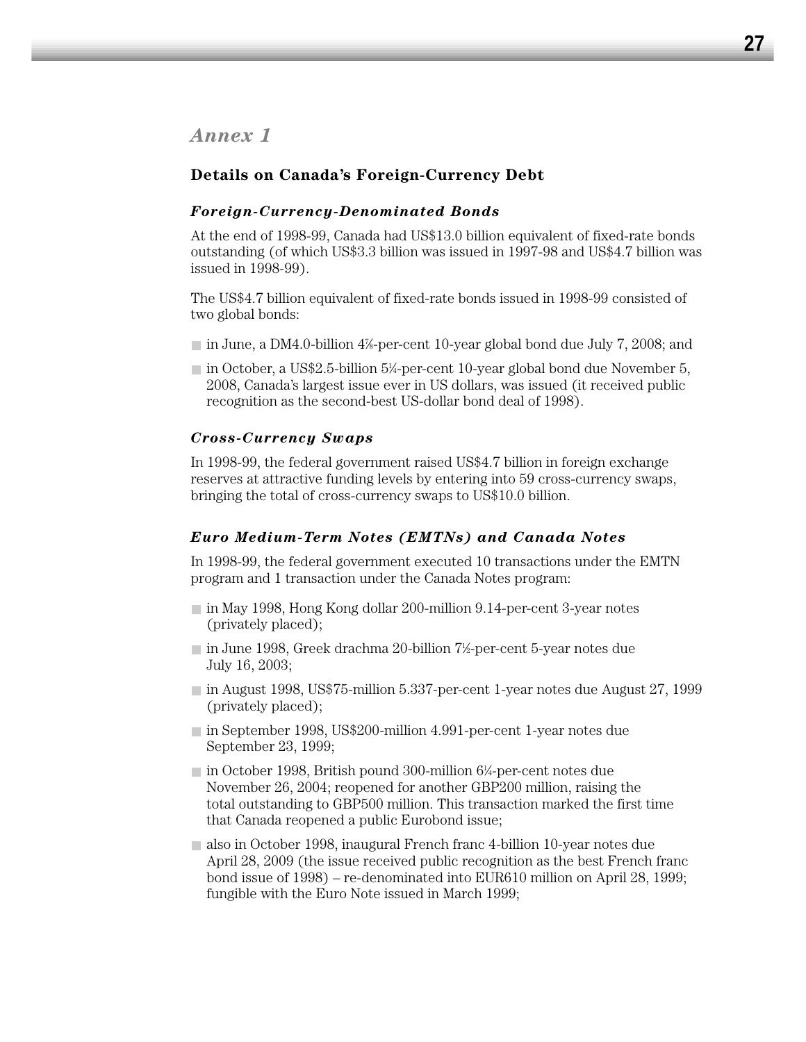## *Annex 1*

### Details on Canada's Foreign-Currency Debt

#### *Foreign-Currency-Denominated Bonds*

At the end of 1998-99, Canada had US$13.0 billion equivalent of fixed-rate bonds outstanding (of which US$3.3 billion was issued in 1997-98 and US$4.7 billion was issued in 1998-99).

The US$4.7 billion equivalent of fixed-rate bonds issued in 1998-99 consisted of two global bonds:

- in June, a DM4.0-billion 4⅜-per-cent 10-year global bond due July 7, 2008; and
- in October, a US$2.5-billion 5¼-per-cent 10-year global bond due November 5, 2008, Canada's largest issue ever in US dollars, was issued (it received public recognition as the second-best US-dollar bond deal of 1998).

#### *Cross-Currency Swaps*

In 1998-99, the federal government raised US$4.7 billion in foreign exchange reserves at attractive funding levels by entering into 59 cross-currency swaps, bringing the total of cross-currency swaps to US$10.0 billion.

#### *Euro Medium-Term Notes (EMTNs) and Canada Notes*

In 1998-99, the federal government executed 10 transactions under the EMTN program and 1 transaction under the Canada Notes program:

- in May 1998, Hong Kong dollar 200-million 9.14-per-cent 3-year notes (privately placed);
- in June 1998, Greek drachma 20-billion 7½-per-cent 5-year notes due July 16, 2003;
- in August 1998, US$75-million 5.337-per-cent 1-year notes due August 27, 1999 (privately placed);
- in September 1998, US$200-million 4.991-per-cent 1-year notes due September 23, 1999;
- in October 1998, British pound 300-million 6¼-per-cent notes due November 26, 2004; reopened for another GBP200 million, raising the total outstanding to GBP500 million. This transaction marked the first time that Canada reopened a public Eurobond issue;
- also in October 1998, inaugural French franc 4-billion 10-year notes due April 28, 2009 (the issue received public recognition as the best French franc bond issue of 1998) – re-denominated into EUR610 million on April 28, 1999; fungible with the Euro Note issued in March 1999;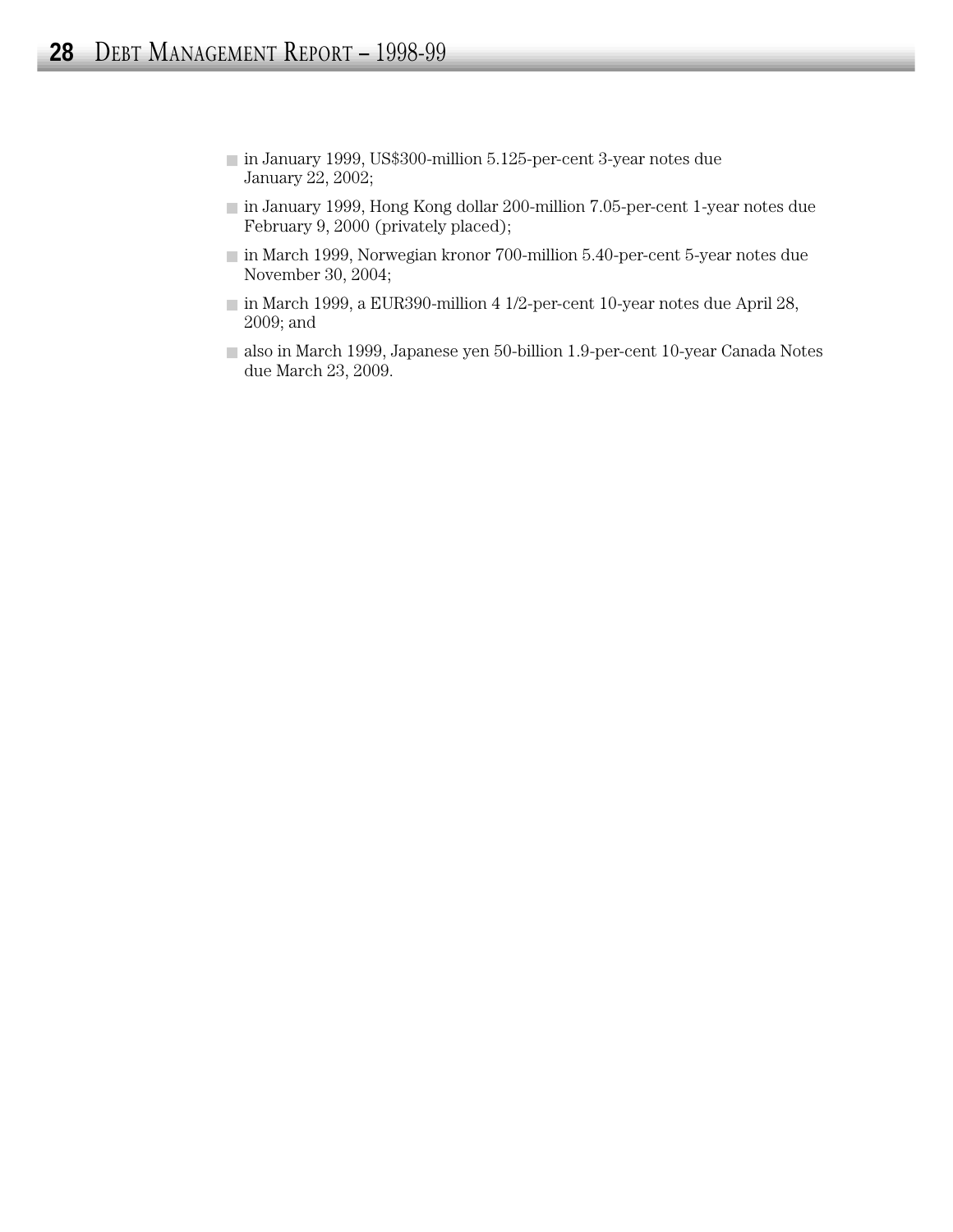- in January 1999, US$300-million 5.125-per-cent 3-year notes due January 22, 2002;
- in January 1999, Hong Kong dollar 200-million 7.05-per-cent 1-year notes due February 9, 2000 (privately placed);
- in March 1999, Norwegian kronor 700-million 5.40-per-cent 5-year notes due November 30, 2004;
- in March 1999, a EUR390-million 4 1/2-per-cent 10-year notes due April 28, 2009; and
- also in March 1999, Japanese yen 50-billion 1.9-per-cent 10-year Canada Notes due March 23, 2009.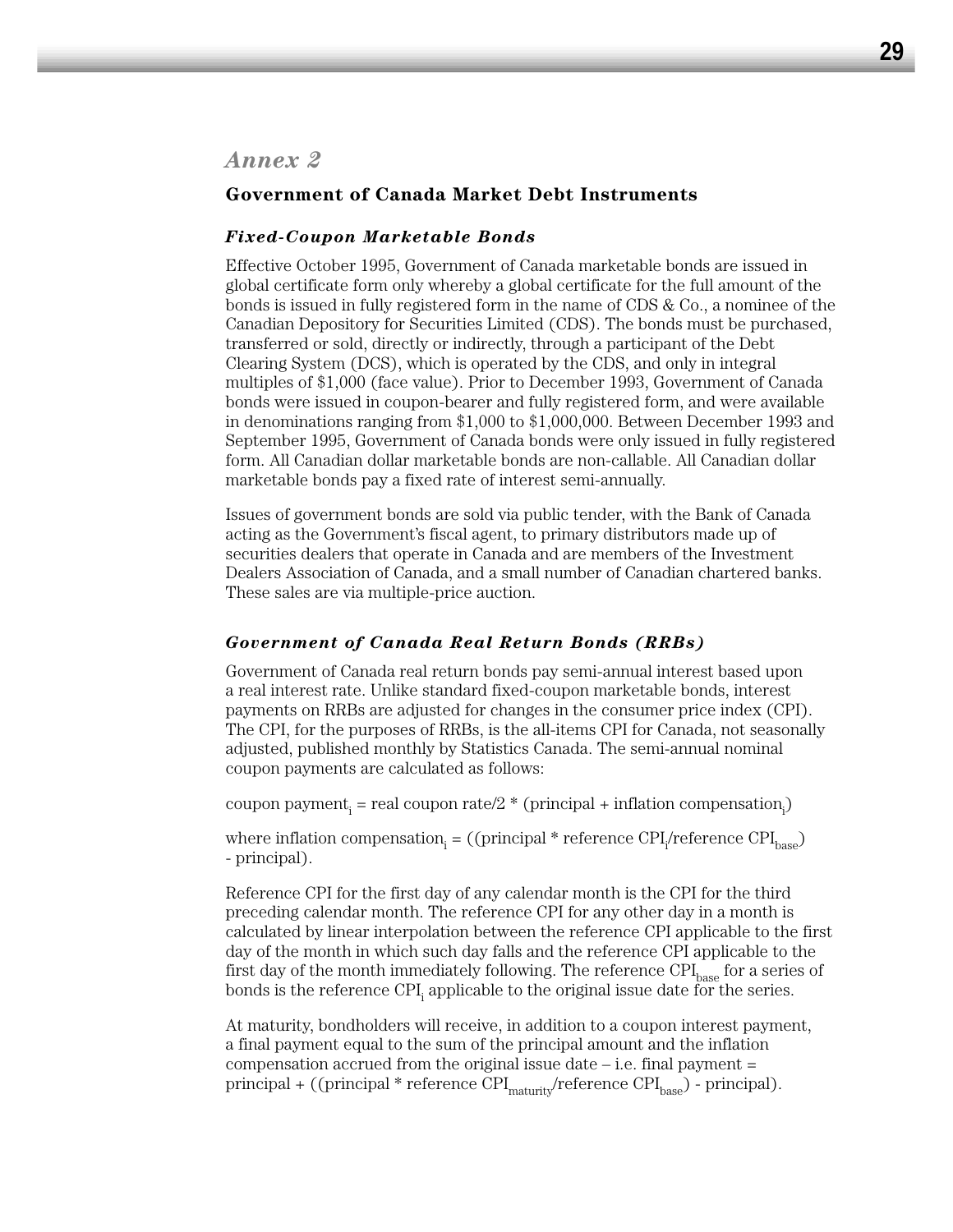## Annex 2

### Government of Canada Market Debt Instruments

#### *Fixed-Coupon Marketable Bonds*

Effective October 1995, Government of Canada marketable bonds are issued in global certificate form only whereby a global certificate for the full amount of the bonds is issued in fully registered form in the name of CDS & Co., a nominee of the Canadian Depository for Securities Limited (CDS). The bonds must be purchased, transferred or sold, directly or indirectly, through a participant of the Debt Clearing System (DCS), which is operated by the CDS, and only in integral multiples of $1,000 (face value). Prior to December 1993, Government of Canada bonds were issued in coupon-bearer and fully registered form, and were available in denominations ranging from $1,000 to $1,000,000. Between December 1993 and September 1995, Government of Canada bonds were only issued in fully registered form. All Canadian dollar marketable bonds are non-callable. All Canadian dollar marketable bonds pay a fixed rate of interest semi-annually.

Issues of government bonds are sold via public tender, with the Bank of Canada acting as the Government's fiscal agent, to primary distributors made up of securities dealers that operate in Canada and are members of the Investment Dealers Association of Canada, and a small number of Canadian chartered banks. These sales are via multiple-price auction.

#### *Government of Canada Real Return Bonds (RRBs)*

Government of Canada real return bonds pay semi-annual interest based upon a real interest rate. Unlike standard fixed-coupon marketable bonds, interest payments on RRBs are adjusted for changes in the consumer price index (CPI). The CPI, for the purposes of RRBs, is the all-items CPI for Canada, not seasonally adjusted, published monthly by Statistics Canada. The semi-annual nominal coupon payments are calculated as follows:

$\text{coupon payment}_i = \text{real coupon rate}/2 * (\text{principal} + \text{inflation compensation}_i)$

where $\text{inflation compensation}_i = ((\text{principal} * \text{reference CPI}_i/\text{reference CPI}_{base}) - \text{principal})$.

Reference CPI for the first day of any calendar month is the CPI for the third preceding calendar month. The reference CPI for any other day in a month is calculated by linear interpolation between the reference CPI applicable to the first day of the month in which such day falls and the reference CPI applicable to the first day of the month immediately following. The reference $\text{CPI}_{base}$ for a series of bonds is the reference $\text{CPI}_i$ applicable to the original issue date for the series.

At maturity, bondholders will receive, in addition to a coupon interest payment, a final payment equal to the sum of the principal amount and the inflation compensation accrued from the original issue date – i.e. final payment = principal + ((principal * reference $\text{CPI}_{maturity}$/reference $\text{CPI}_{base}$) - principal).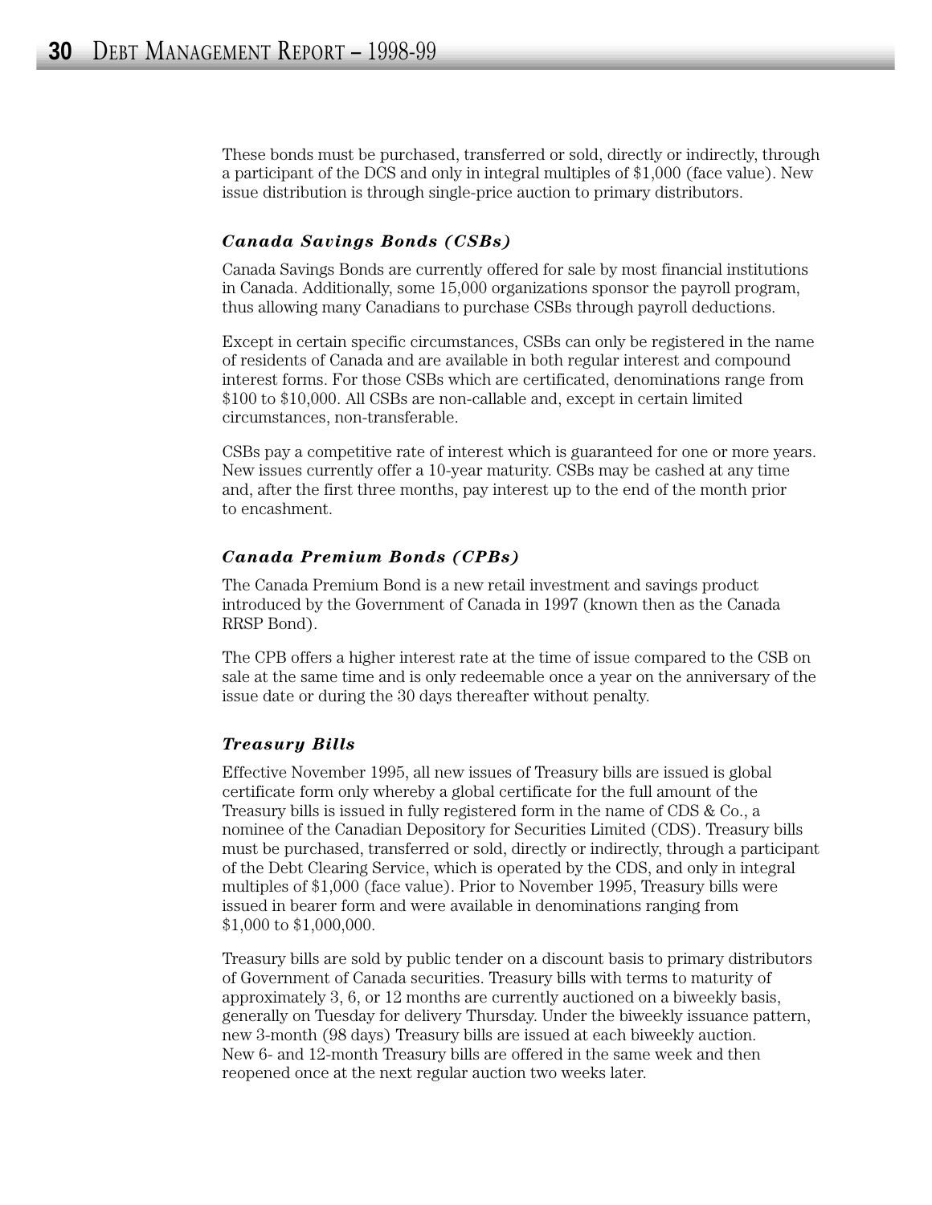These bonds must be purchased, transferred or sold, directly or indirectly, through a participant of the DCS and only in integral multiples of $1,000 (face value). New issue distribution is through single-price auction to primary distributors.

### *Canada Savings Bonds (CSBs)*

Canada Savings Bonds are currently offered for sale by most financial institutions in Canada. Additionally, some 15,000 organizations sponsor the payroll program, thus allowing many Canadians to purchase CSBs through payroll deductions.

Except in certain specific circumstances, CSBs can only be registered in the name of residents of Canada and are available in both regular interest and compound interest forms. For those CSBs which are certificated, denominations range from $100 to $10,000. All CSBs are non-callable and, except in certain limited circumstances, non-transferable.

CSBs pay a competitive rate of interest which is guaranteed for one or more years. New issues currently offer a 10-year maturity. CSBs may be cashed at any time and, after the first three months, pay interest up to the end of the month prior to encashment.

### *Canada Premium Bonds (CPBs)*

The Canada Premium Bond is a new retail investment and savings product introduced by the Government of Canada in 1997 (known then as the Canada RRSP Bond).

The CPB offers a higher interest rate at the time of issue compared to the CSB on sale at the same time and is only redeemable once a year on the anniversary of the issue date or during the 30 days thereafter without penalty.

### *Treasury Bills*

Effective November 1995, all new issues of Treasury bills are issued is global certificate form only whereby a global certificate for the full amount of the Treasury bills is issued in fully registered form in the name of CDS & Co., a nominee of the Canadian Depository for Securities Limited (CDS). Treasury bills must be purchased, transferred or sold, directly or indirectly, through a participant of the Debt Clearing Service, which is operated by the CDS, and only in integral multiples of $1,000 (face value). Prior to November 1995, Treasury bills were issued in bearer form and were available in denominations ranging from $1,000 to $1,000,000.

Treasury bills are sold by public tender on a discount basis to primary distributors of Government of Canada securities. Treasury bills with terms to maturity of approximately 3, 6, or 12 months are currently auctioned on a biweekly basis, generally on Tuesday for delivery Thursday. Under the biweekly issuance pattern, new 3-month (98 days) Treasury bills are issued at each biweekly auction. New 6- and 12-month Treasury bills are offered in the same week and then reopened once at the next regular auction two weeks later.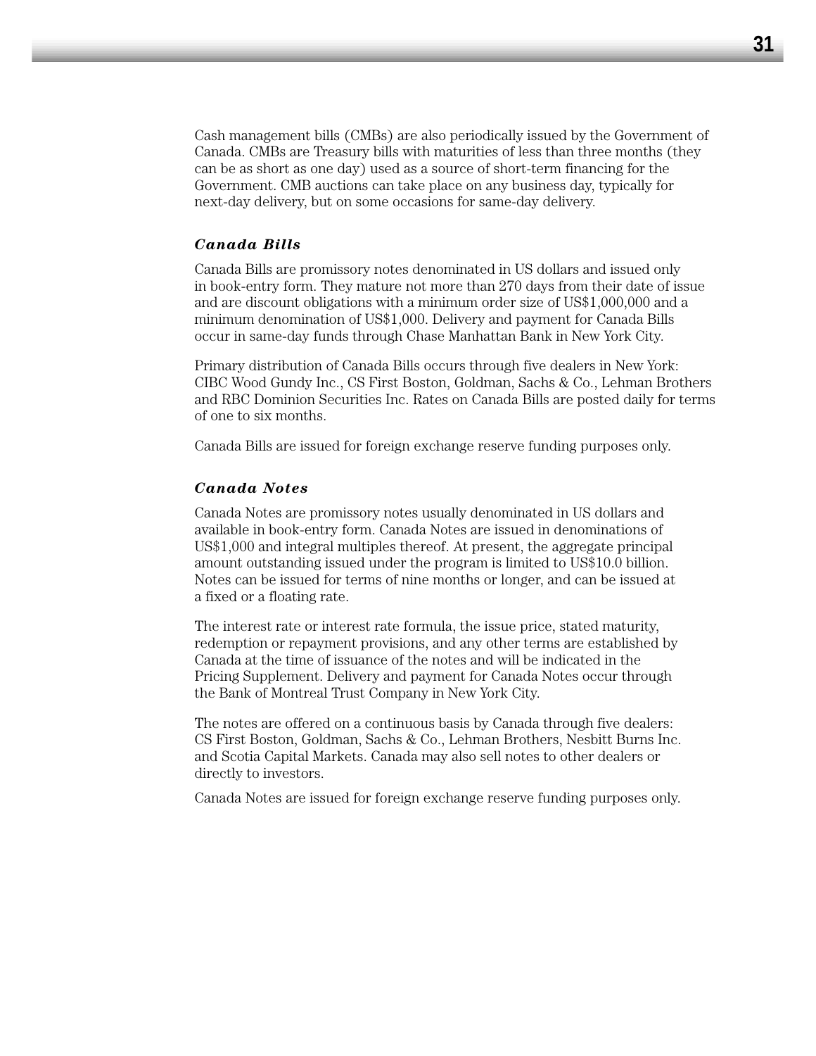Cash management bills (CMBs) are also periodically issued by the Government of Canada. CMBs are Treasury bills with maturities of less than three months (they can be as short as one day) used as a source of short-term financing for the Government. CMB auctions can take place on any business day, typically for next-day delivery, but on some occasions for same-day delivery.

### *Canada Bills*

Canada Bills are promissory notes denominated in US dollars and issued only in book-entry form. They mature not more than 270 days from their date of issue and are discount obligations with a minimum order size of US$1,000,000 and a minimum denomination of US$1,000. Delivery and payment for Canada Bills occur in same-day funds through Chase Manhattan Bank in New York City.

Primary distribution of Canada Bills occurs through five dealers in New York: CIBC Wood Gundy Inc., CS First Boston, Goldman, Sachs & Co., Lehman Brothers and RBC Dominion Securities Inc. Rates on Canada Bills are posted daily for terms of one to six months.

Canada Bills are issued for foreign exchange reserve funding purposes only.

### *Canada Notes*

Canada Notes are promissory notes usually denominated in US dollars and available in book-entry form. Canada Notes are issued in denominations of US$1,000 and integral multiples thereof. At present, the aggregate principal amount outstanding issued under the program is limited to US$10.0 billion. Notes can be issued for terms of nine months or longer, and can be issued at a fixed or a floating rate.

The interest rate or interest rate formula, the issue price, stated maturity, redemption or repayment provisions, and any other terms are established by Canada at the time of issuance of the notes and will be indicated in the Pricing Supplement. Delivery and payment for Canada Notes occur through the Bank of Montreal Trust Company in New York City.

The notes are offered on a continuous basis by Canada through five dealers: CS First Boston, Goldman, Sachs & Co., Lehman Brothers, Nesbitt Burns Inc. and Scotia Capital Markets. Canada may also sell notes to other dealers or directly to investors.

Canada Notes are issued for foreign exchange reserve funding purposes only.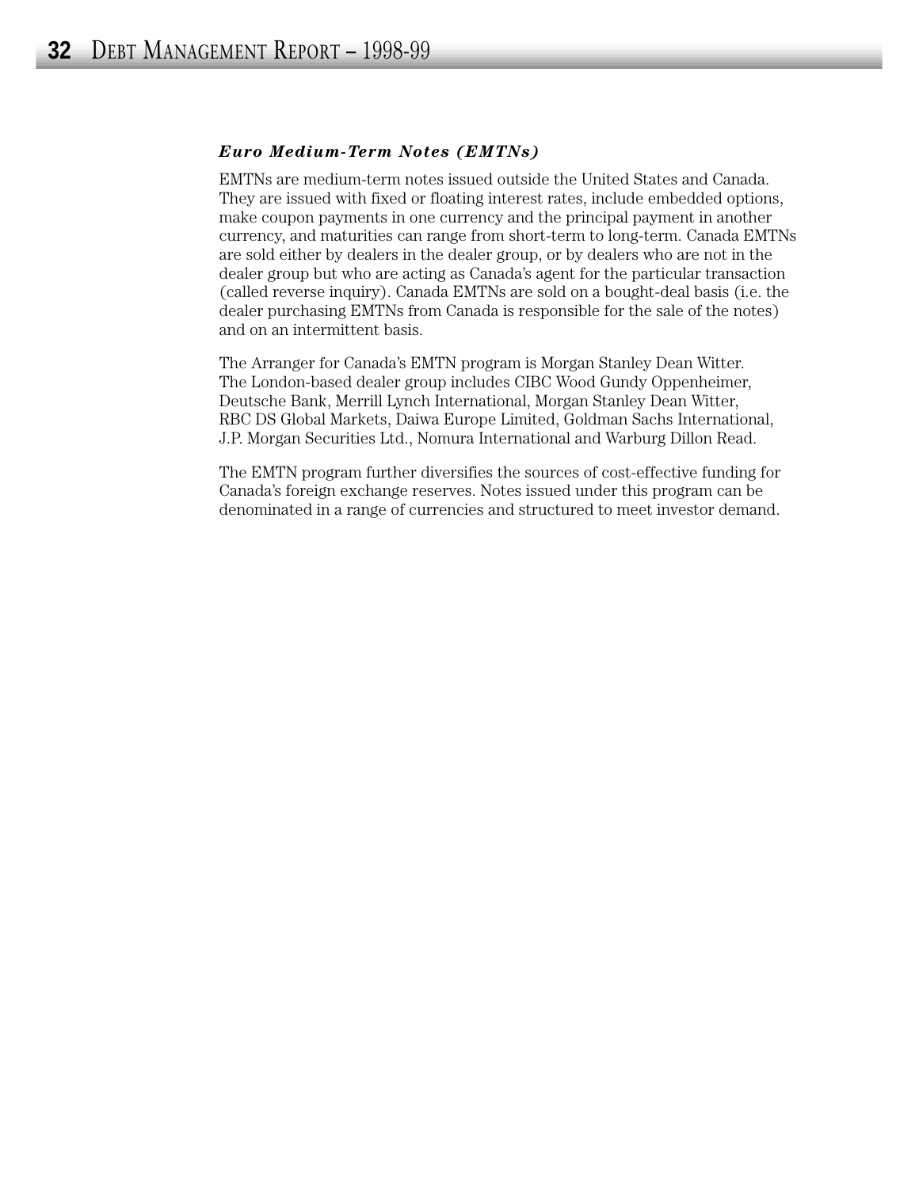### *Euro Medium-Term Notes (EMTNs)*

EMTNs are medium-term notes issued outside the United States and Canada. They are issued with fixed or floating interest rates, include embedded options, make coupon payments in one currency and the principal payment in another currency, and maturities can range from short-term to long-term. Canada EMTNs are sold either by dealers in the dealer group, or by dealers who are not in the dealer group but who are acting as Canada's agent for the particular transaction (called reverse inquiry). Canada EMTNs are sold on a bought-deal basis (i.e. the dealer purchasing EMTNs from Canada is responsible for the sale of the notes) and on an intermittent basis.

The Arranger for Canada's EMTN program is Morgan Stanley Dean Witter. The London-based dealer group includes CIBC Wood Gundy Oppenheimer, Deutsche Bank, Merrill Lynch International, Morgan Stanley Dean Witter, RBC DS Global Markets, Daiwa Europe Limited, Goldman Sachs International, J.P. Morgan Securities Ltd., Nomura International and Warburg Dillon Read.

The EMTN program further diversifies the sources of cost-effective funding for Canada's foreign exchange reserves. Notes issued under this program can be denominated in a range of currencies and structured to meet investor demand.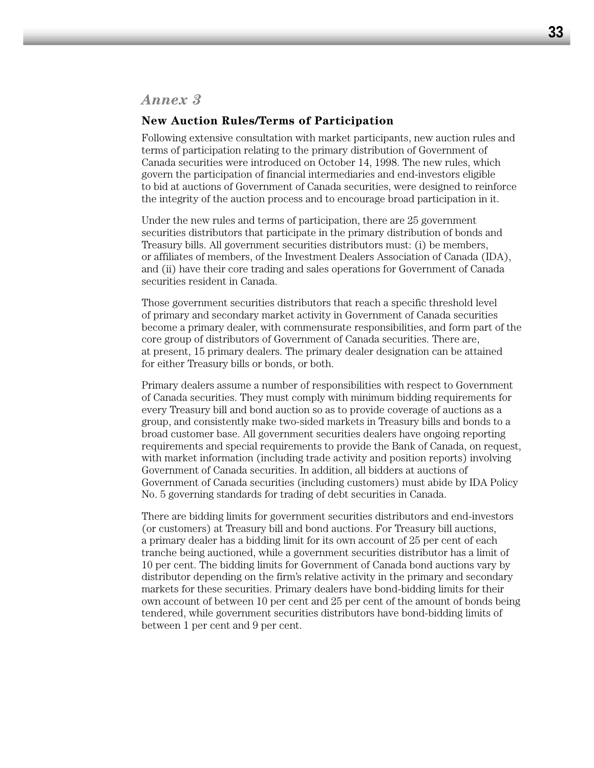## *Annex 3*

### New Auction Rules/Terms of Participation

Following extensive consultation with market participants, new auction rules and terms of participation relating to the primary distribution of Government of Canada securities were introduced on October 14, 1998. The new rules, which govern the participation of financial intermediaries and end-investors eligible to bid at auctions of Government of Canada securities, were designed to reinforce the integrity of the auction process and to encourage broad participation in it.

Under the new rules and terms of participation, there are 25 government securities distributors that participate in the primary distribution of bonds and Treasury bills. All government securities distributors must: (i) be members, or affiliates of members, of the Investment Dealers Association of Canada (IDA), and (ii) have their core trading and sales operations for Government of Canada securities resident in Canada.

Those government securities distributors that reach a specific threshold level of primary and secondary market activity in Government of Canada securities become a primary dealer, with commensurate responsibilities, and form part of the core group of distributors of Government of Canada securities. There are, at present, 15 primary dealers. The primary dealer designation can be attained for either Treasury bills or bonds, or both.

Primary dealers assume a number of responsibilities with respect to Government of Canada securities. They must comply with minimum bidding requirements for every Treasury bill and bond auction so as to provide coverage of auctions as a group, and consistently make two-sided markets in Treasury bills and bonds to a broad customer base. All government securities dealers have ongoing reporting requirements and special requirements to provide the Bank of Canada, on request, with market information (including trade activity and position reports) involving Government of Canada securities. In addition, all bidders at auctions of Government of Canada securities (including customers) must abide by IDA Policy No. 5 governing standards for trading of debt securities in Canada.

There are bidding limits for government securities distributors and end-investors (or customers) at Treasury bill and bond auctions. For Treasury bill auctions, a primary dealer has a bidding limit for its own account of 25 per cent of each tranche being auctioned, while a government securities distributor has a limit of 10 per cent. The bidding limits for Government of Canada bond auctions vary by distributor depending on the firm's relative activity in the primary and secondary markets for these securities. Primary dealers have bond-bidding limits for their own account of between 10 per cent and 25 per cent of the amount of bonds being tendered, while government securities distributors have bond-bidding limits of between 1 per cent and 9 per cent.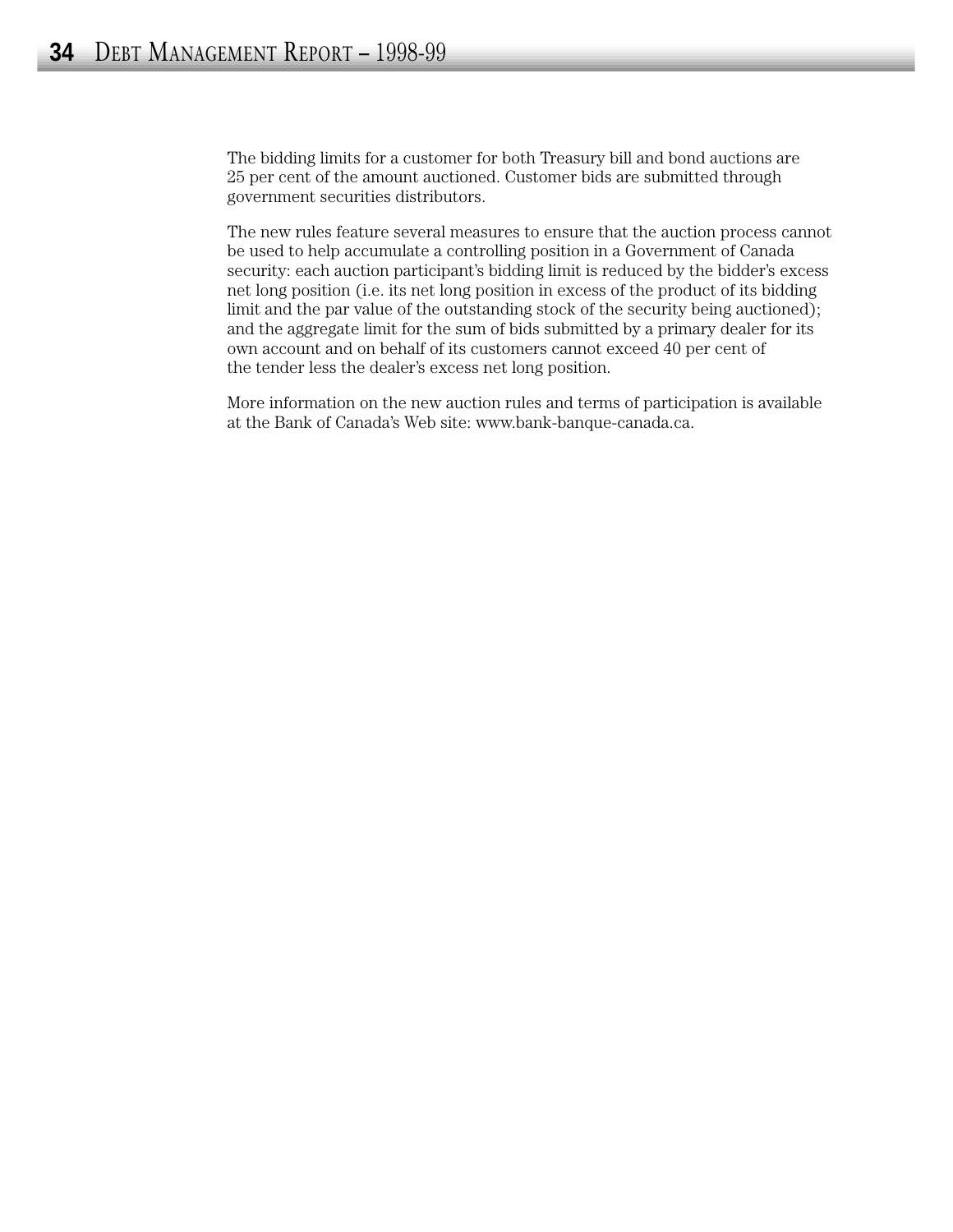The bidding limits for a customer for both Treasury bill and bond auctions are 25 per cent of the amount auctioned. Customer bids are submitted through government securities distributors.

The new rules feature several measures to ensure that the auction process cannot be used to help accumulate a controlling position in a Government of Canada security: each auction participant's bidding limit is reduced by the bidder's excess net long position (i.e. its net long position in excess of the product of its bidding limit and the par value of the outstanding stock of the security being auctioned); and the aggregate limit for the sum of bids submitted by a primary dealer for its own account and on behalf of its customers cannot exceed 40 per cent of the tender less the dealer's excess net long position.

More information on the new auction rules and terms of participation is available at the Bank of Canada's Web site: www.bank-banque-canada.ca.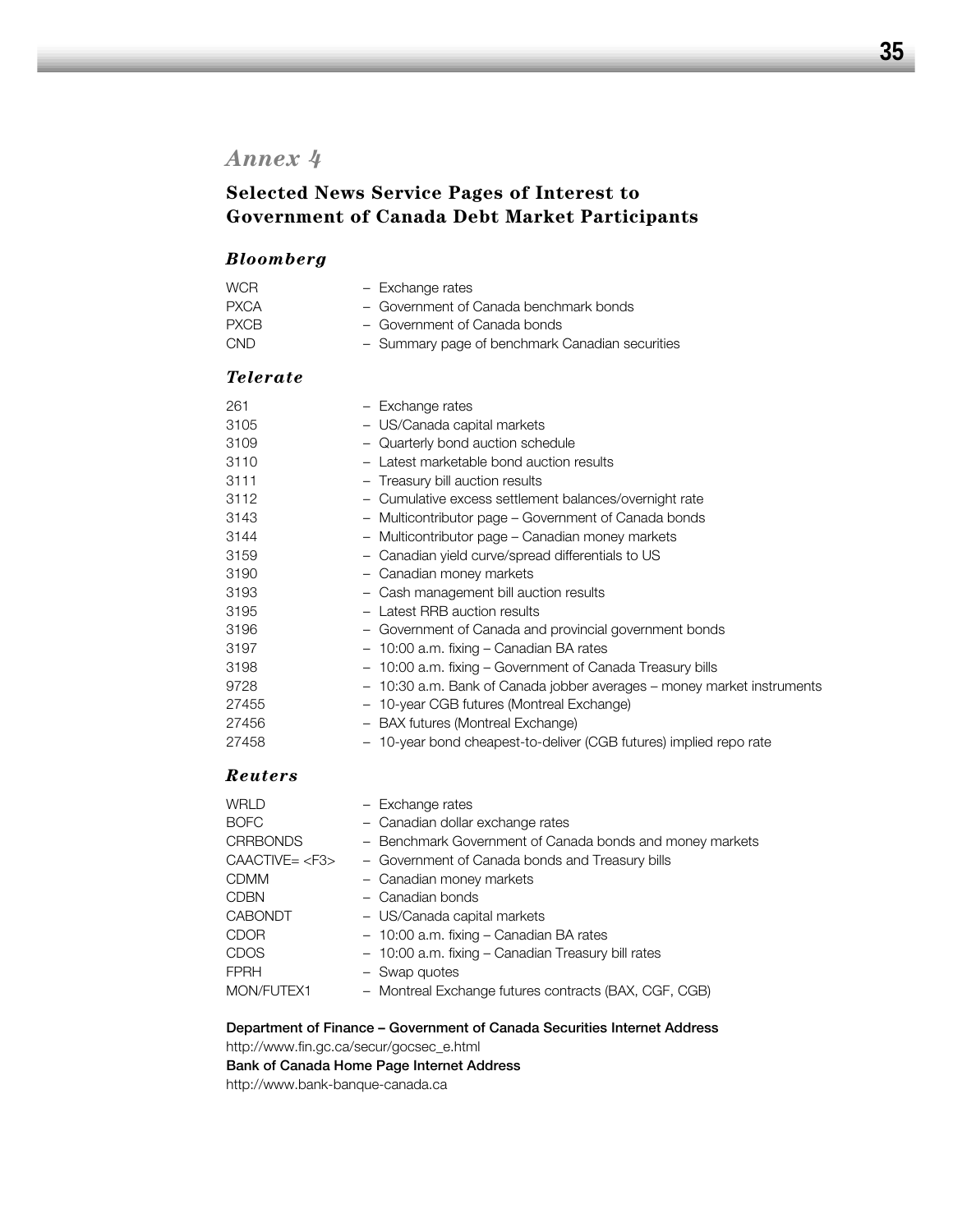# *Annex 4*

## Selected News Service Pages of Interest to Government of Canada Debt Market Participants

### *Bloomberg*

| | |
|---|---|
| WCR | – Exchange rates |
| PXCA | – Government of Canada benchmark bonds |
| PXCB | – Government of Canada bonds |
| CND | – Summary page of benchmark Canadian securities |

### *Telerate*

| | |
|---|---|
| 261 | – Exchange rates |
| 3105 | – US/Canada capital markets |
| 3109 | – Quarterly bond auction schedule |
| 3110 | – Latest marketable bond auction results |
| 3111 | – Treasury bill auction results |
| 3112 | – Cumulative excess settlement balances/overnight rate |
| 3143 | – Multicontributor page – Government of Canada bonds |
| 3144 | – Multicontributor page – Canadian money markets |
| 3159 | – Canadian yield curve/spread differentials to US |
| 3190 | – Canadian money markets |
| 3193 | – Cash management bill auction results |
| 3195 | – Latest RRB auction results |
| 3196 | – Government of Canada and provincial government bonds |
| 3197 | – 10:00 a.m. fixing – Canadian BA rates |
| 3198 | – 10:00 a.m. fixing – Government of Canada Treasury bills |
| 9728 | – 10:30 a.m. Bank of Canada jobber averages – money market instruments |
| 27455 | – 10-year CGB futures (Montreal Exchange) |
| 27456 | – BAX futures (Montreal Exchange) |
| 27458 | – 10-year bond cheapest-to-deliver (CGB futures) implied repo rate |

### *Reuters*

| | |
|---|---|
| WRLD | – Exchange rates |
| BOFC | – Canadian dollar exchange rates |
| CRRBONDS | – Benchmark Government of Canada bonds and money markets |
| CAACTIVE= <F3> | – Government of Canada bonds and Treasury bills |
| CDMM | – Canadian money markets |
| CDBN | – Canadian bonds |
| CABONDT | – US/Canada capital markets |
| CDOR | – 10:00 a.m. fixing – Canadian BA rates |
| CDOS | – 10:00 a.m. fixing – Canadian Treasury bill rates |
| FPRH | – Swap quotes |
| MON/FUTEX1 | – Montreal Exchange futures contracts (BAX, CGF, CGB) |

**Department of Finance – Government of Canada Securities Internet Address**

http://www.fin.gc.ca/secur/gocsec_e.html

**Bank of Canada Home Page Internet Address**

http://www.bank-banque-canada.ca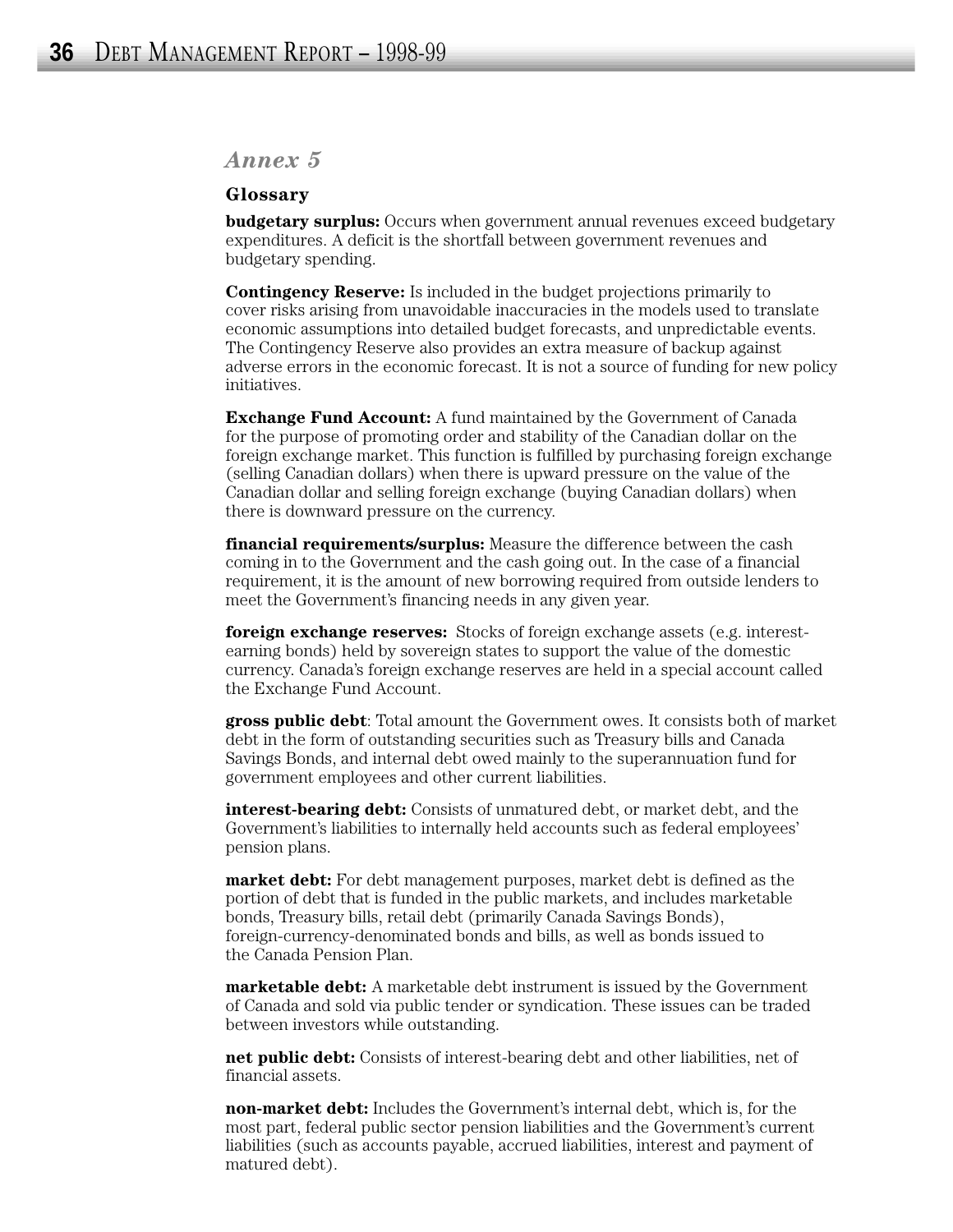## *Annex 5*

### Glossary

**budgetary surplus:** Occurs when government annual revenues exceed budgetary expenditures. A deficit is the shortfall between government revenues and budgetary spending.

**Contingency Reserve:** Is included in the budget projections primarily to cover risks arising from unavoidable inaccuracies in the models used to translate economic assumptions into detailed budget forecasts, and unpredictable events. The Contingency Reserve also provides an extra measure of backup against adverse errors in the economic forecast. It is not a source of funding for new policy initiatives.

**Exchange Fund Account:** A fund maintained by the Government of Canada for the purpose of promoting order and stability of the Canadian dollar on the foreign exchange market. This function is fulfilled by purchasing foreign exchange (selling Canadian dollars) when there is upward pressure on the value of the Canadian dollar and selling foreign exchange (buying Canadian dollars) when there is downward pressure on the currency.

**financial requirements/surplus:** Measure the difference between the cash coming in to the Government and the cash going out. In the case of a financial requirement, it is the amount of new borrowing required from outside lenders to meet the Government's financing needs in any given year.

**foreign exchange reserves:** Stocks of foreign exchange assets (e.g. interest-earning bonds) held by sovereign states to support the value of the domestic currency. Canada's foreign exchange reserves are held in a special account called the Exchange Fund Account.

**gross public debt**: Total amount the Government owes. It consists both of market debt in the form of outstanding securities such as Treasury bills and Canada Savings Bonds, and internal debt owed mainly to the superannuation fund for government employees and other current liabilities.

**interest-bearing debt:** Consists of unmatured debt, or market debt, and the Government's liabilities to internally held accounts such as federal employees' pension plans.

**market debt:** For debt management purposes, market debt is defined as the portion of debt that is funded in the public markets, and includes marketable bonds, Treasury bills, retail debt (primarily Canada Savings Bonds), foreign-currency-denominated bonds and bills, as well as bonds issued to the Canada Pension Plan.

**marketable debt:** A marketable debt instrument is issued by the Government of Canada and sold via public tender or syndication. These issues can be traded between investors while outstanding.

**net public debt:** Consists of interest-bearing debt and other liabilities, net of financial assets.

**non-market debt:** Includes the Government's internal debt, which is, for the most part, federal public sector pension liabilities and the Government's current liabilities (such as accounts payable, accrued liabilities, interest and payment of matured debt).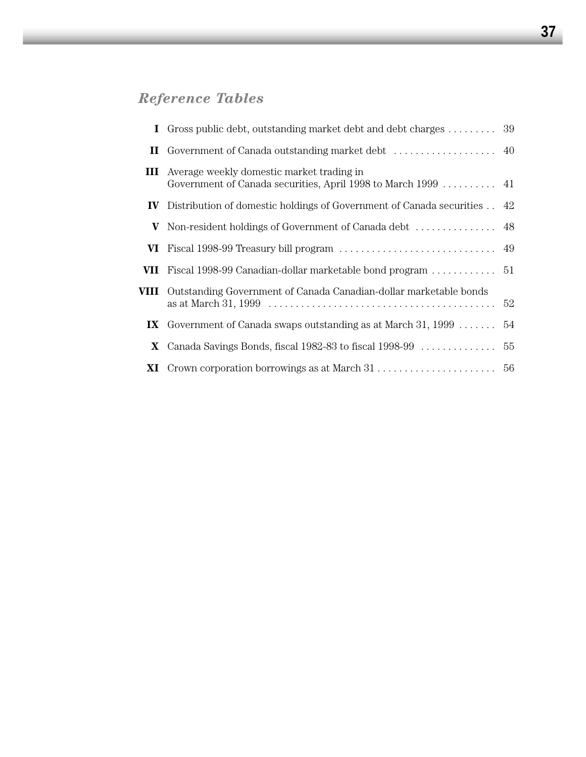## *Reference Tables*

| | | |
|---|---|---|
| **I** | Gross public debt, outstanding market debt and debt charges | 39 |
| **II** | Government of Canada outstanding market debt | 40 |
| **III** | Average weekly domestic market trading in Government of Canada securities, April 1998 to March 1999 | 41 |
| **IV** | Distribution of domestic holdings of Government of Canada securities | 42 |
| **V** | Non-resident holdings of Government of Canada debt | 48 |
| **VI** | Fiscal 1998-99 Treasury bill program | 49 |
| **VII** | Fiscal 1998-99 Canadian-dollar marketable bond program | 51 |
| **VIII** | Outstanding Government of Canada Canadian-dollar marketable bonds as at March 31, 1999 | 52 |
| **IX** | Government of Canada swaps outstanding as at March 31, 1999 | 54 |
| **X** | Canada Savings Bonds, fiscal 1982-83 to fiscal 1998-99 | 55 |
| **XI** | Crown corporation borrowings as at March 31 | 56 |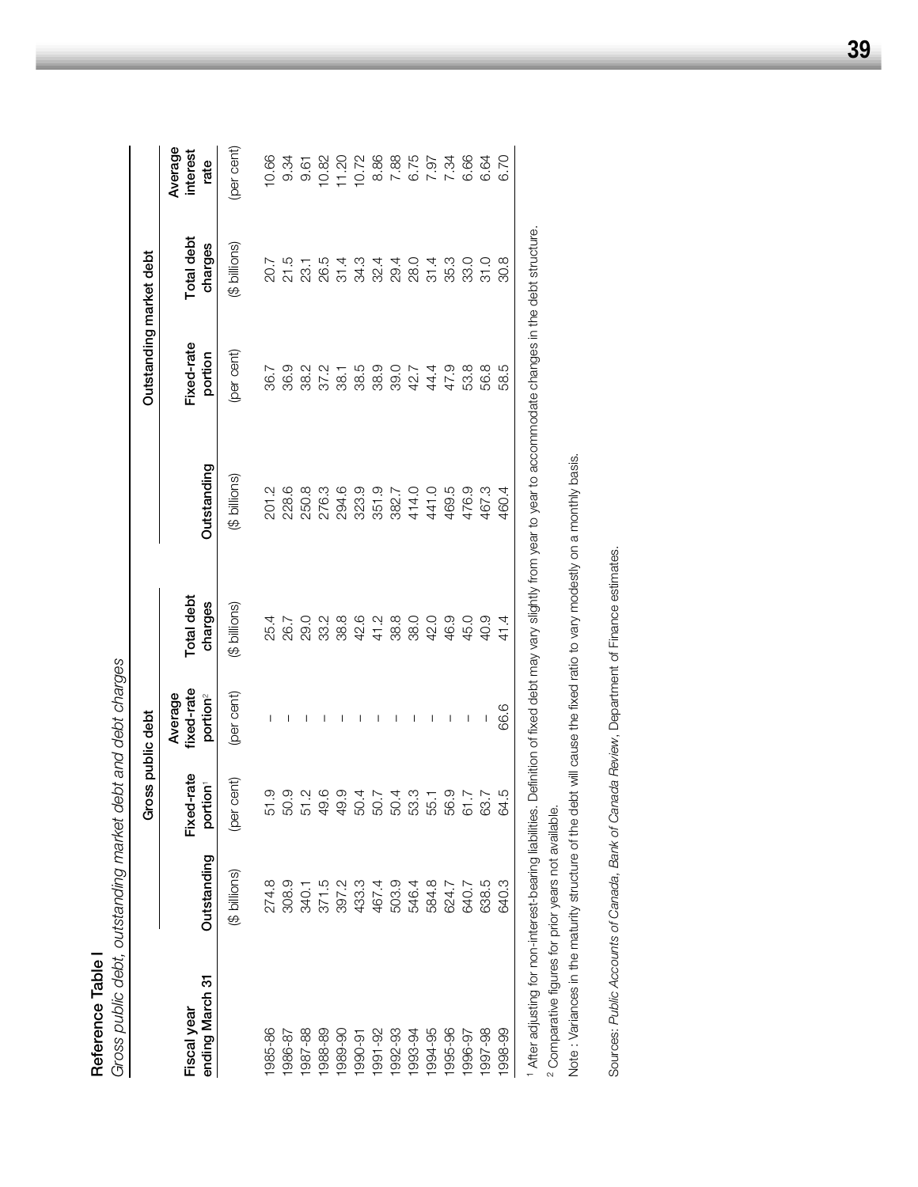**Reference Table I**

*Gross public debt, outstanding market debt and debt charges*

| Fiscal year ending March 31 | Gross public debt | | | | Outstanding market debt | | | |
|---|---|---|---|---|---|---|---|---|
| | Outstanding | Fixed-rate portion[1] | Average fixed-rate portion[2] | Total debt charges | Outstanding | Fixed-rate portion | Total debt charges | Average interest rate |
| | ($ billions) | (per cent) | (per cent) | ($ billions) | ($ billions) | (per cent) | ($ billions) | (per cent) |
| 1985-86 | 274.8 | 51.9 | – | 25.4 | 201.2 | 36.7 | 20.7 | 10.66 |
| 1986-87 | 308.9 | 50.9 | – | 26.7 | 228.6 | 36.9 | 21.5 | 9.34 |
| 1987-88 | 340.1 | 51.2 | – | 29.0 | 250.8 | 38.2 | 23.1 | 9.61 |
| 1988-89 | 371.5 | 49.6 | – | 33.2 | 276.3 | 37.2 | 26.5 | 10.82 |
| 1989-90 | 397.2 | 49.9 | – | 38.8 | 294.6 | 38.1 | 31.4 | 11.20 |
| 1990-91 | 433.3 | 50.4 | – | 42.6 | 323.9 | 38.5 | 34.3 | 10.72 |
| 1991-92 | 467.4 | 50.7 | – | 41.2 | 351.9 | 38.9 | 32.4 | 8.86 |
| 1992-93 | 503.9 | 50.4 | – | 38.8 | 382.7 | 39.0 | 29.4 | 7.88 |
| 1993-94 | 546.4 | 53.3 | – | 38.0 | 414.0 | 42.7 | 28.0 | 6.75 |
| 1994-95 | 584.8 | 55.1 | – | 42.0 | 441.0 | 44.4 | 31.4 | 7.97 |
| 1995-96 | 624.7 | 56.9 | – | 46.9 | 469.5 | 47.9 | 35.3 | 7.34 |
| 1996-97 | 640.7 | 61.7 | – | 45.0 | 476.9 | 53.8 | 33.0 | 6.66 |
| 1997-98 | 638.5 | 63.7 | – | 40.9 | 467.3 | 56.8 | 31.0 | 6.64 |
| 1998-99 | 640.3 | 64.5 | 66.6 | 41.4 | 460.4 | 58.5 | 30.8 | 6.70 |

[1] After adjusting for non-interest-bearing liabilities. Definition of fixed debt may vary slightly from year to year to accommodate changes in the debt structure.

[2] Comparative figures for prior years not available.

Note : Variances in the maturity structure of the debt will cause the fixed ratio to vary modestly on a monthly basis.

Sources: *Public Accounts of Canada*, *Bank of Canada Review*, Department of Finance estimates.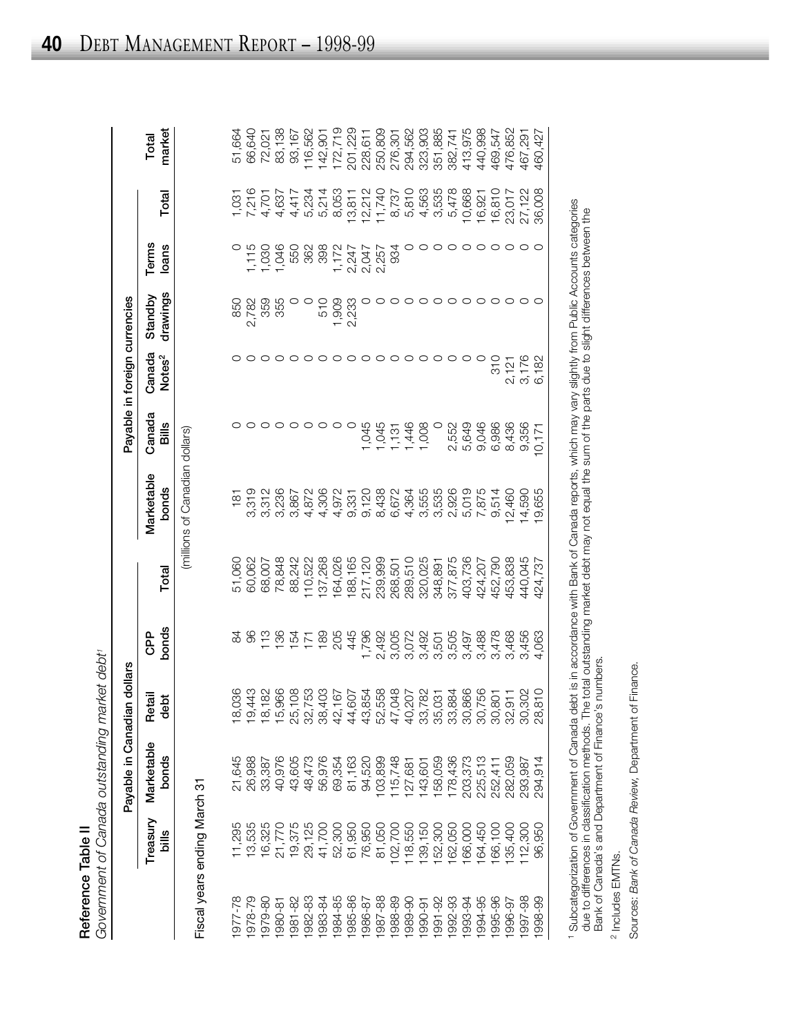## Reference Table II

*Government of Canada outstanding market debt*[1]

| | Payable in Canadian dollars | | | | | Payable in foreign currencies | | | | | | Total market |
|---|---|---|---|---|---|---|---|---|---|---|---|---|
| | Treasury bills | Marketable bonds | Retail debt | CPP bonds | Total | Marketable bonds | Canada Bills | Canada Notes[2] | Standby drawings | Terms loans | Total | |
| | (millions of Canadian dollars) | | | | | | | | | | | |
| Fiscal years ending March 31 | | | | | | | | | | | | |
| 1977-78 | 11,295 | 21,645 | 18,036 | 84 | 51,060 | 181 | 0 | 0 | 850 | 0 | 1,031 | 51,664 |
| 1978-79 | 13,535 | 26,988 | 19,443 | 96 | 60,062 | 3,319 | 0 | 0 | 2,782 | 1,115 | 7,216 | 66,640 |
| 1979-80 | 16,325 | 33,387 | 18,182 | 113 | 68,007 | 3,312 | 0 | 0 | 359 | 1,030 | 4,701 | 72,021 |
| 1980-81 | 21,770 | 40,976 | 15,966 | 136 | 78,848 | 3,236 | 0 | 0 | 355 | 1,046 | 4,637 | 83,138 |
| 1981-82 | 19,375 | 43,605 | 25,108 | 154 | 88,242 | 3,867 | 0 | 0 | 0 | 550 | 4,417 | 93,167 |
| 1982-83 | 29,125 | 48,473 | 32,753 | 171 | 110,522 | 4,872 | 0 | 0 | 0 | 362 | 5,234 | 116,562 |
| 1983-84 | 41,700 | 56,976 | 38,403 | 189 | 137,268 | 4,306 | 0 | 0 | 510 | 398 | 5,214 | 142,901 |
| 1984-85 | 52,300 | 69,354 | 42,167 | 205 | 164,026 | 4,972 | 0 | 0 | 1,909 | 1,172 | 8,053 | 172,719 |
| 1985-86 | 61,950 | 81,163 | 44,607 | 445 | 188,165 | 9,331 | 0 | 0 | 2,233 | 2,247 | 13,811 | 201,229 |
| 1986-87 | 76,950 | 94,520 | 43,854 | 1,796 | 217,120 | 9,120 | 1,045 | 0 | 0 | 2,047 | 12,212 | 228,611 |
| 1987-88 | 81,050 | 103,899 | 52,558 | 2,492 | 239,999 | 8,438 | 1,045 | 0 | 0 | 2,257 | 11,740 | 250,809 |
| 1988-89 | 102,700 | 115,748 | 47,048 | 3,005 | 268,501 | 6,672 | 1,131 | 0 | 0 | 934 | 8,737 | 276,301 |
| 1989-90 | 118,550 | 127,681 | 40,207 | 3,072 | 289,510 | 4,364 | 1,446 | 0 | 0 | 0 | 5,810 | 294,562 |
| 1990-91 | 139,150 | 143,601 | 33,782 | 3,492 | 320,025 | 3,555 | 1,008 | 0 | 0 | 0 | 4,563 | 323,903 |
| 1991-92 | 152,300 | 158,059 | 35,031 | 3,501 | 348,891 | 3,535 | 0 | 0 | 0 | 0 | 3,535 | 351,885 |
| 1992-93 | 162,050 | 178,436 | 33,884 | 3,505 | 377,875 | 2,926 | 2,552 | 0 | 0 | 0 | 5,478 | 382,741 |
| 1993-94 | 166,000 | 203,373 | 30,866 | 3,497 | 403,736 | 5,019 | 5,649 | 0 | 0 | 0 | 10,668 | 413,975 |
| 1994-95 | 164,450 | 225,513 | 30,756 | 3,488 | 424,207 | 7,875 | 9,046 | 0 | 0 | 0 | 16,921 | 440,998 |
| 1995-96 | 166,100 | 252,411 | 30,801 | 3,478 | 452,790 | 9,514 | 6,986 | 310 | 0 | 0 | 16,810 | 469,547 |
| 1996-97 | 135,400 | 282,059 | 32,911 | 3,468 | 453,838 | 12,460 | 8,436 | 2,121 | 0 | 0 | 23,017 | 476,852 |
| 1997-98 | 112,300 | 293,987 | 30,302 | 3,456 | 440,045 | 14,590 | 9,356 | 3,176 | 0 | 0 | 27,122 | 467,291 |
| 1998-99 | 96,950 | 294,914 | 28,810 | 4,063 | 424,737 | 19,655 | 10,171 | 6,182 | 0 | 0 | 36,008 | 460,427 |

[1] Subcategorization of Government of Canada debt is in accordance with Bank of Canada reports, which may vary slightly from Public Accounts categories due to differences in classification methods. The total outstanding market debt may not equal the sum of the parts due to slight differences between the Bank of Canada's and Department of Finance's numbers.

[2] Includes EMTNs.

Sources: *Bank of Canada Review*, Department of Finance.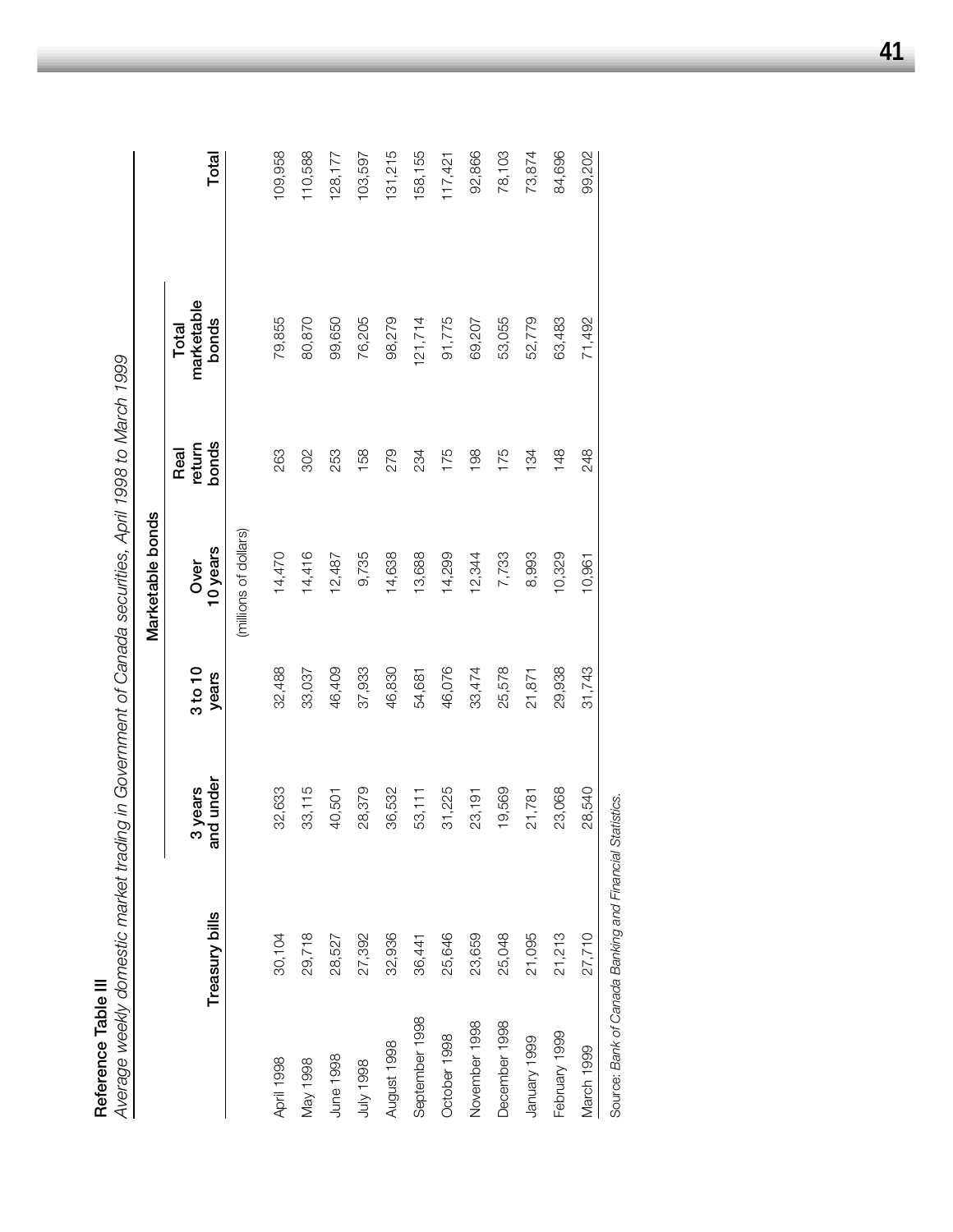**Reference Table III**

*Average weekly domestic market trading in Government of Canada securities, April 1998 to March 1999*

| | Treasury bills | Marketable bonds | | | | | Total |
|---|---|---|---|---|---|---|---|
| | | 3 years and under | 3 to 10 years | Over 10 years | Real return bonds | Total marketable bonds | |
| | | | | (millions of dollars) | | | |
| April 1998 | 30,104 | 32,633 | 32,488 | 14,470 | 263 | 79,855 | 109,958 |
| May 1998 | 29,718 | 33,115 | 33,037 | 14,416 | 302 | 80,870 | 110,588 |
| June 1998 | 28,527 | 40,501 | 46,409 | 12,487 | 253 | 99,650 | 128,177 |
| July 1998 | 27,392 | 28,379 | 37,933 | 9,735 | 158 | 76,205 | 103,597 |
| August 1998 | 32,936 | 36,532 | 46,830 | 14,638 | 279 | 98,279 | 131,215 |
| September 1998 | 36,441 | 53,111 | 54,681 | 13,688 | 234 | 121,714 | 158,155 |
| October 1998 | 25,646 | 31,225 | 46,076 | 14,299 | 175 | 91,775 | 117,421 |
| November 1998 | 23,659 | 23,191 | 33,474 | 12,344 | 198 | 69,207 | 92,866 |
| December 1998 | 25,048 | 19,569 | 25,578 | 7,733 | 175 | 53,055 | 78,103 |
| January 1999 | 21,095 | 21,781 | 21,871 | 8,993 | 134 | 52,779 | 73,874 |
| February 1999 | 21,213 | 23,068 | 29,938 | 10,329 | 148 | 63,483 | 84,696 |
| March 1999 | 27,710 | 28,540 | 31,743 | 10,961 | 248 | 71,492 | 99,202 |

Source: *Bank of Canada Banking and Financial Statistics.*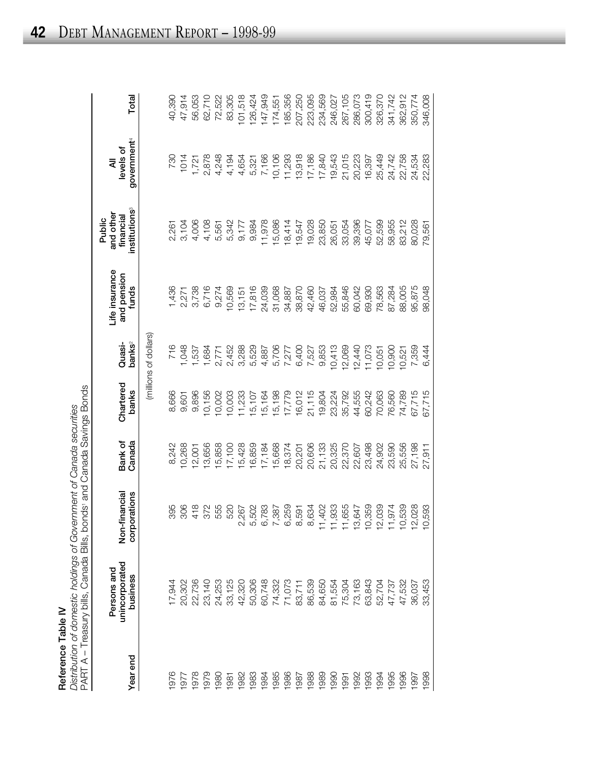**Reference Table IV**

*Distribution of domestic holdings of Government of Canada securities*

PART A – Treasury bills, Canada Bills, bonds[1] and Canada Savings Bonds

| Year end | Persons and unincorporated business | Non-financial corporations | Bank of Canada | Chartered banks | Quasi-banks[2] | Life insurance and pension funds | Public and other financial institutions[3] | All levels of government[4] | Total |
|---|---|---|---|---|---|---|---|---|---|
| | | | | (millions of dollars) | | | | | |
| 1976 | 17,944 | 395 | 8,242 | 8,666 | 716 | 1,436 | 2,261 | 730 | 40,390 |
| 1977 | 20,302 | 306 | 10,268 | 9,601 | 1,048 | 2,271 | 3,104 | 1014 | 47,914 |
| 1978 | 22,736 | 418 | 12,001 | 9,896 | 1,537 | 3,738 | 4,006 | 1,721 | 56,053 |
| 1979 | 23,140 | 372 | 13,656 | 10,156 | 1,684 | 6,716 | 4,108 | 2,878 | 62,710 |
| 1980 | 24,253 | 555 | 15,858 | 10,002 | 2,771 | 9,274 | 5,561 | 4,248 | 72,522 |
| 1981 | 33,125 | 520 | 17,100 | 10,003 | 2,452 | 10,569 | 5,342 | 4,194 | 83,305 |
| 1982 | 42,320 | 2,267 | 15,428 | 11,233 | 3,288 | 13,151 | 9,177 | 4,654 | 101,518 |
| 1983 | 50,306 | 5,502 | 16,859 | 15,107 | 5,529 | 17,816 | 9,984 | 5,321 | 126,424 |
| 1984 | 60,748 | 6,783 | 17,184 | 15,164 | 4,887 | 24,039 | 11,978 | 7,166 | 147,949 |
| 1985 | 74,332 | 7,387 | 15,668 | 15,198 | 5,706 | 31,068 | 15,086 | 10,106 | 174,551 |
| 1986 | 71,073 | 6,259 | 18,374 | 17,779 | 7,277 | 34,887 | 18,414 | 11,293 | 185,356 |
| 1987 | 83,711 | 8,591 | 20,201 | 16,012 | 6,400 | 38,870 | 19,547 | 13,918 | 207,250 |
| 1988 | 86,539 | 8,634 | 20,606 | 21,115 | 7,527 | 42,460 | 19,028 | 17,186 | 223,095 |
| 1989 | 84,650 | 11,402 | 21,133 | 19,804 | 9,853 | 46,037 | 23,850 | 17,840 | 234,569 |
| 1990 | 81,554 | 11,933 | 20,325 | 23,224 | 10,413 | 52,984 | 26,051 | 19,543 | 246,027 |
| 1991 | 75,304 | 11,655 | 22,370 | 35,792 | 12,069 | 55,846 | 33,054 | 21,015 | 267,105 |
| 1992 | 73,163 | 13,647 | 22,607 | 44,555 | 12,440 | 60,042 | 39,396 | 20,223 | 286,073 |
| 1993 | 63,843 | 10,359 | 23,498 | 60,242 | 11,073 | 69,930 | 45,077 | 16,397 | 300,419 |
| 1994 | 52,704 | 12,039 | 24,902 | 70,063 | 10,051 | 78,563 | 52,599 | 25,449 | 326,370 |
| 1995 | 47,737 | 11,974 | 23,590 | 76,560 | 10,900 | 87,284 | 58,955 | 24,742 | 341,742 |
| 1996 | 47,532 | 10,539 | 25,556 | 74,789 | 10,521 | 88,005 | 83,212 | 22,758 | 362,912 |
| 1997 | 36,037 | 12,028 | 27,198 | 67,715 | 7,359 | 95,875 | 80,028 | 24,534 | 350,774 |
| 1998 | 33,453 | 10,593 | 27,911 | 67,715 | 6,444 | 98,048 | 79,561 | 22,283 | 346,008 |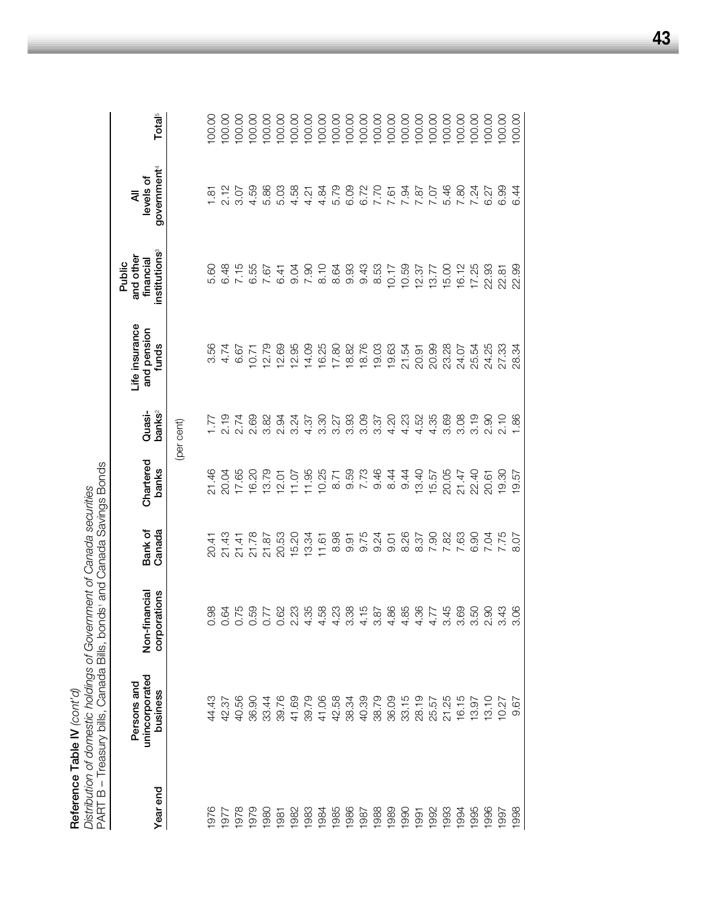**Reference Table IV** *(cont'd)*

*Distribution of domestic holdings of Government of Canada securities*

PART B – Treasury bills, Canada Bills, bonds[1] and Canada Savings Bonds

| Year end | Persons and unincorporated business | Non-financial corporations | Bank of Canada | Chartered banks | Quasi-banks[2] | Life insurance and pension funds | Public and other financial institutions[3] | All levels of government[4] | Total[5] |
|---|---|---|---|---|---|---|---|---|---|
| | | | | (per cent) | | | | | |
| 1976 | 44.43 | 0.98 | 20.41 | 21.46 | 1.77 | 3.56 | 5.60 | 1.81 | 100.00 |
| 1977 | 42.37 | 0.64 | 21.43 | 20.04 | 2.19 | 4.74 | 6.48 | 2.12 | 100.00 |
| 1978 | 40.56 | 0.75 | 21.41 | 17.65 | 2.74 | 6.67 | 7.15 | 3.07 | 100.00 |
| 1979 | 36.90 | 0.59 | 21.78 | 16.20 | 2.69 | 10.71 | 6.55 | 4.59 | 100.00 |
| 1980 | 33.44 | 0.77 | 21.87 | 13.79 | 3.82 | 12.79 | 7.67 | 5.86 | 100.00 |
| 1981 | 39.76 | 0.62 | 20.53 | 12.01 | 2.94 | 12.69 | 6.41 | 5.03 | 100.00 |
| 1982 | 41.69 | 2.23 | 15.20 | 11.07 | 3.24 | 12.95 | 9.04 | 4.58 | 100.00 |
| 1983 | 39.79 | 4.35 | 13.34 | 11.95 | 4.37 | 14.09 | 7.90 | 4.21 | 100.00 |
| 1984 | 41.06 | 4.58 | 11.61 | 10.25 | 3.30 | 16.25 | 8.10 | 4.84 | 100.00 |
| 1985 | 42.58 | 4.23 | 8.98 | 8.71 | 3.27 | 17.80 | 8.64 | 5.79 | 100.00 |
| 1986 | 38.34 | 3.38 | 9.91 | 9.59 | 3.93 | 18.82 | 9.93 | 6.09 | 100.00 |
| 1987 | 40.39 | 4.15 | 9.75 | 7.73 | 3.09 | 18.76 | 9.43 | 6.72 | 100.00 |
| 1988 | 38.79 | 3.87 | 9.24 | 9.46 | 3.37 | 19.03 | 8.53 | 7.70 | 100.00 |
| 1989 | 36.09 | 4.86 | 9.01 | 8.44 | 4.20 | 19.63 | 10.17 | 7.61 | 100.00 |
| 1990 | 33.15 | 4.85 | 8.26 | 9.44 | 4.23 | 21.54 | 10.59 | 7.94 | 100.00 |
| 1991 | 28.19 | 4.36 | 8.37 | 13.40 | 4.52 | 20.91 | 12.37 | 7.87 | 100.00 |
| 1992 | 25.57 | 4.77 | 7.90 | 15.57 | 4.35 | 20.99 | 13.77 | 7.07 | 100.00 |
| 1993 | 21.25 | 3.45 | 7.82 | 20.05 | 3.69 | 23.28 | 15.00 | 5.46 | 100.00 |
| 1994 | 16.15 | 3.69 | 7.63 | 21.47 | 3.08 | 24.07 | 16.12 | 7.80 | 100.00 |
| 1995 | 13.97 | 3.50 | 6.90 | 22.40 | 3.19 | 25.54 | 17.25 | 7.24 | 100.00 |
| 1996 | 13.10 | 2.90 | 7.04 | 20.61 | 2.90 | 24.25 | 22.93 | 6.27 | 100.00 |
| 1997 | 10.27 | 3.43 | 7.75 | 19.30 | 2.10 | 27.33 | 22.81 | 6.99 | 100.00 |
| 1998 | 9.67 | 3.06 | 8.07 | 19.57 | 1.86 | 28.34 | 22.99 | 6.44 | 100.00 |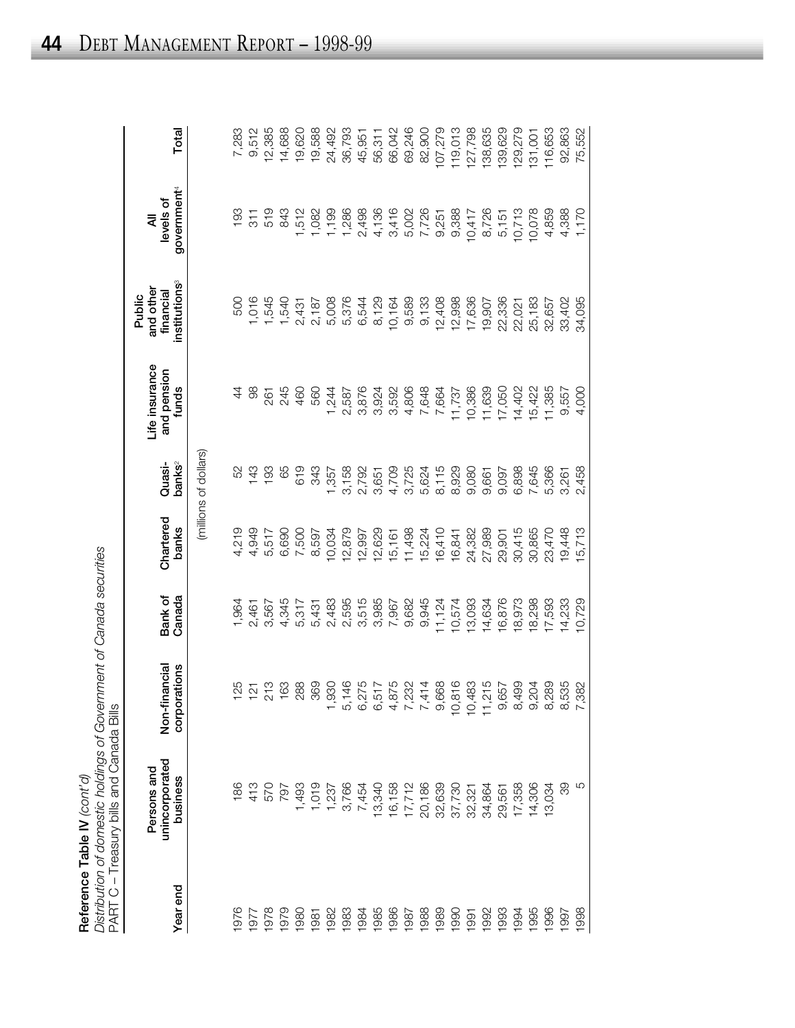**Reference Table IV** *(cont'd)*

*Distribution of domestic holdings of Government of Canada securities*

PART C – Treasury bills and Canada Bills

| Year end | Persons and unincorporated business | Non-financial corporations | Bank of Canada | Chartered banks | Quasi-banks[2] | Life insurance and pension funds | Public and other financial institutions[3] | All levels of government[4] | Total |
|---|---|---|---|---|---|---|---|---|---|
| | | | | (millions of dollars) | | | | | |
| 1976 | 186 | 125 | 1,964 | 4,219 | 52 | 44 | 500 | 193 | 7,283 |
| 1977 | 413 | 121 | 2,461 | 4,949 | 143 | 98 | 1,016 | 311 | 9,512 |
| 1978 | 570 | 213 | 3,567 | 5,517 | 193 | 261 | 1,545 | 519 | 12,385 |
| 1979 | 797 | 163 | 4,345 | 6,690 | 65 | 245 | 1,540 | 843 | 14,688 |
| 1980 | 1,493 | 288 | 5,317 | 7,500 | 619 | 460 | 2,431 | 1,512 | 19,620 |
| 1981 | 1,019 | 369 | 5,431 | 8,597 | 343 | 560 | 2,187 | 1,082 | 19,588 |
| 1982 | 1,237 | 1,930 | 2,483 | 10,034 | 1,357 | 1,244 | 5,008 | 1,199 | 24,492 |
| 1983 | 3,766 | 5,146 | 2,595 | 12,879 | 3,158 | 2,587 | 5,376 | 1,286 | 36,793 |
| 1984 | 7,454 | 6,275 | 3,515 | 12,997 | 2,792 | 3,876 | 6,544 | 2,498 | 45,951 |
| 1985 | 13,340 | 6,517 | 3,985 | 12,629 | 3,651 | 3,924 | 8,129 | 4,136 | 56,311 |
| 1986 | 16,158 | 4,875 | 7,967 | 15,161 | 4,709 | 3,592 | 10,164 | 3,416 | 66,042 |
| 1987 | 17,712 | 7,232 | 9,682 | 11,498 | 3,725 | 4,806 | 9,589 | 5,002 | 69,246 |
| 1988 | 20,186 | 7,414 | 9,945 | 15,224 | 5,624 | 7,648 | 9,133 | 7,726 | 82,900 |
| 1989 | 32,639 | 9,668 | 11,124 | 16,410 | 8,115 | 7,664 | 12,408 | 9,251 | 107,279 |
| 1990 | 37,730 | 10,816 | 10,574 | 16,841 | 8,929 | 11,737 | 12,998 | 9,388 | 119,013 |
| 1991 | 32,321 | 10,483 | 13,093 | 24,382 | 9,080 | 10,386 | 17,636 | 10,417 | 127,798 |
| 1992 | 34,864 | 11,215 | 14,634 | 27,989 | 9,661 | 11,639 | 19,907 | 8,726 | 138,635 |
| 1993 | 29,561 | 9,657 | 16,876 | 29,901 | 9,097 | 17,050 | 22,336 | 5,151 | 139,629 |
| 1994 | 17,358 | 8,499 | 18,973 | 30,415 | 6,898 | 14,402 | 22,021 | 10,713 | 129,279 |
| 1995 | 14,306 | 9,204 | 18,298 | 30,865 | 7,645 | 15,422 | 25,183 | 10,078 | 131,001 |
| 1996 | 13,034 | 8,289 | 17,593 | 23,470 | 5,366 | 11,385 | 32,657 | 4,859 | 116,653 |
| 1997 | 39 | 8,535 | 14,233 | 19,448 | 3,261 | 9,557 | 33,402 | 4,388 | 92,863 |
| 1998 | 5 | 7,382 | 10,729 | 15,713 | 2,458 | 4,000 | 34,095 | 1,170 | 75,552 |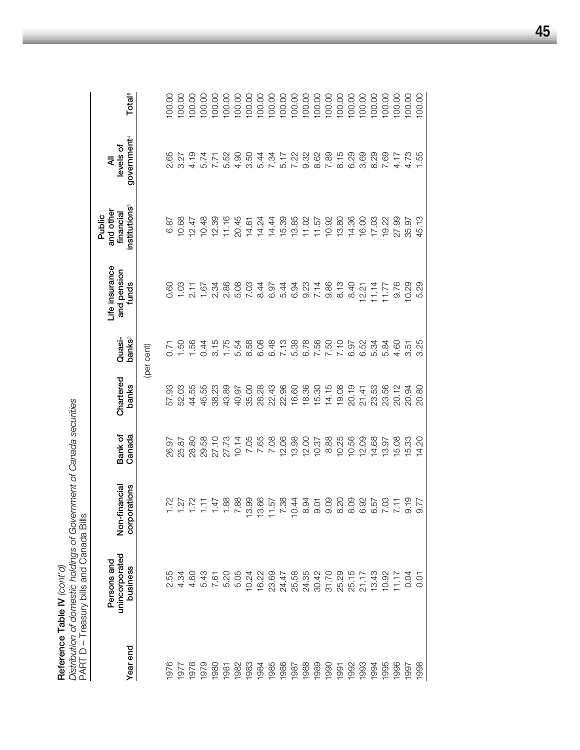**Reference Table IV** *(cont'd)*

*Distribution of domestic holdings of Government of Canada securities*

PART D – Treasury bills and Canada Bills

| Year end | Persons and unincorporated business | Non-financial corporations | Bank of Canada | Chartered banks | Quasi-banks[2] | Life insurance and pension funds | Public and other financial institutions[3] | All levels of government[4] | Total[5] |
|---|---|---|---|---|---|---|---|---|---|
| | | | | (per cent) | | | | | |
| 1976 | 2.55 | 1.72 | 26.97 | 57.93 | 0.71 | 0.60 | 6.87 | 2.65 | 100.00 |
| 1977 | 4.34 | 1.27 | 25.87 | 52.03 | 1.50 | 1.03 | 10.68 | 3.27 | 100.00 |
| 1978 | 4.60 | 1.72 | 28.80 | 44.55 | 1.56 | 2.11 | 12.47 | 4.19 | 100.00 |
| 1979 | 5.43 | 1.11 | 29.58 | 45.55 | 0.44 | 1.67 | 10.48 | 5.74 | 100.00 |
| 1980 | 7.61 | 1.47 | 27.10 | 38.23 | 3.15 | 2.34 | 12.39 | 7.71 | 100.00 |
| 1981 | 5.20 | 1.88 | 27.73 | 43.89 | 1.75 | 2.86 | 11.16 | 5.52 | 100.00 |
| 1982 | 5.05 | 7.88 | 10.14 | 40.97 | 5.54 | 5.08 | 20.45 | 4.90 | 100.00 |
| 1983 | 10.24 | 13.99 | 7.05 | 35.00 | 8.58 | 7.03 | 14.61 | 3.50 | 100.00 |
| 1984 | 16.22 | 13.66 | 7.65 | 28.28 | 6.08 | 8.44 | 14.24 | 5.44 | 100.00 |
| 1985 | 23.69 | 11.57 | 7.08 | 22.43 | 6.48 | 6.97 | 14.44 | 7.34 | 100.00 |
| 1986 | 24.47 | 7.38 | 12.06 | 22.96 | 7.13 | 5.44 | 15.39 | 5.17 | 100.00 |
| 1987 | 25.58 | 10.44 | 13.98 | 16.60 | 5.38 | 6.94 | 13.85 | 7.22 | 100.00 |
| 1988 | 24.35 | 8.94 | 12.00 | 18.36 | 6.78 | 9.23 | 11.02 | 9.32 | 100.00 |
| 1989 | 30.42 | 9.01 | 10.37 | 15.30 | 7.56 | 7.14 | 11.57 | 8.62 | 100.00 |
| 1990 | 31.70 | 9.09 | 8.88 | 14.15 | 7.50 | 9.86 | 10.92 | 7.89 | 100.00 |
| 1991 | 25.29 | 8.20 | 10.25 | 19.08 | 7.10 | 8.13 | 13.80 | 8.15 | 100.00 |
| 1992 | 25.15 | 8.09 | 10.56 | 20.19 | 6.97 | 8.40 | 14.36 | 6.29 | 100.00 |
| 1993 | 21.17 | 6.92 | 12.09 | 21.41 | 6.52 | 12.21 | 16.00 | 3.69 | 100.00 |
| 1994 | 13.43 | 6.57 | 14.68 | 23.53 | 5.34 | 11.14 | 17.03 | 8.29 | 100.00 |
| 1995 | 10.92 | 7.03 | 13.97 | 23.56 | 5.84 | 11.77 | 19.22 | 7.69 | 100.00 |
| 1996 | 11.17 | 7.11 | 15.08 | 20.12 | 4.60 | 9.76 | 27.99 | 4.17 | 100.00 |
| 1997 | 0.04 | 9.19 | 15.33 | 20.94 | 3.51 | 10.29 | 35.97 | 4.73 | 100.00 |
| 1998 | 0.01 | 9.77 | 14.20 | 20.80 | 3.25 | 5.29 | 45.13 | 1.55 | 100.00 |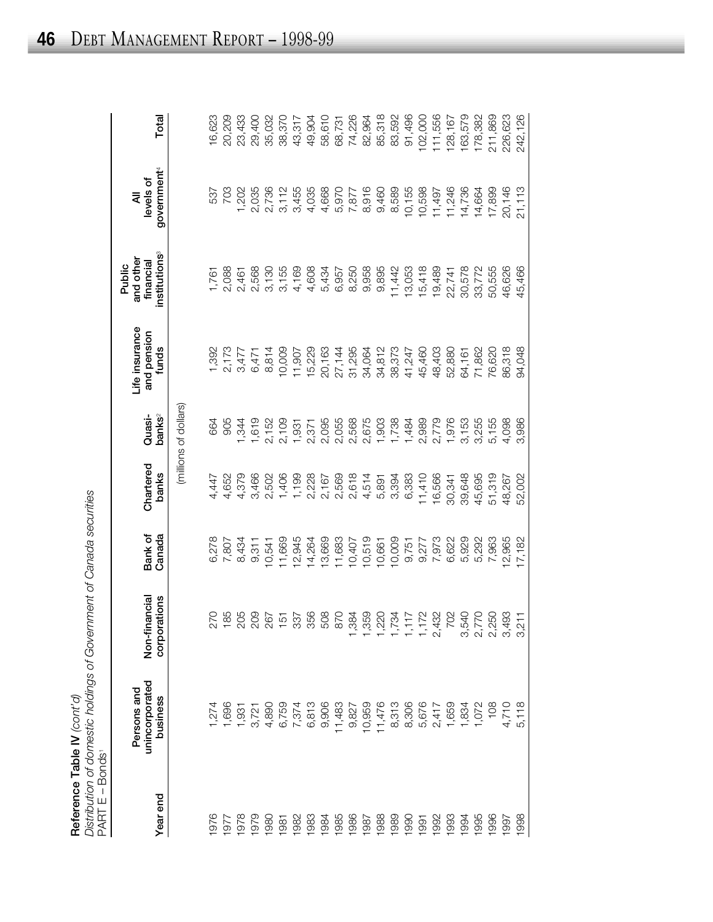**Reference Table IV** *(cont'd)*

*Distribution of domestic holdings of Government of Canada securities*

PART E – Bonds[1]

| Year end | Persons and unincorporated business | Non-financial corporations | Bank of Canada | Chartered banks | Quasi-banks[2] | Life insurance and pension funds | Public and other financial institutions[3] | All levels of government[4] | Total |
|---|---|---|---|---|---|---|---|---|---|
| | | | | (millions of dollars) | | | | | |
| 1976 | 1,274 | 270 | 6,278 | 4,447 | 664 | 1,392 | 1,761 | 537 | 16,623 |
| 1977 | 1,696 | 185 | 7,807 | 4,652 | 905 | 2,173 | 2,088 | 703 | 20,209 |
| 1978 | 1,931 | 205 | 8,434 | 4,379 | 1,344 | 3,477 | 2,461 | 1,202 | 23,433 |
| 1979 | 3,721 | 209 | 9,311 | 3,466 | 1,619 | 6,471 | 2,568 | 2,035 | 29,400 |
| 1980 | 4,890 | 267 | 10,541 | 2,502 | 2,152 | 8,814 | 3,130 | 2,736 | 35,032 |
| 1981 | 6,759 | 151 | 11,669 | 1,406 | 2,109 | 10,009 | 3,155 | 3,112 | 38,370 |
| 1982 | 7,374 | 337 | 12,945 | 1,199 | 1,931 | 11,907 | 4,169 | 3,455 | 43,317 |
| 1983 | 6,813 | 356 | 14,264 | 2,228 | 2,371 | 15,229 | 4,608 | 4,035 | 49,904 |
| 1984 | 9,906 | 508 | 13,669 | 2,167 | 2,095 | 20,163 | 5,434 | 4,668 | 58,610 |
| 1985 | 11,483 | 870 | 11,683 | 2,569 | 2,055 | 27,144 | 6,957 | 5,970 | 68,731 |
| 1986 | 9,827 | 1,384 | 10,407 | 2,618 | 2,568 | 31,295 | 8,250 | 7,877 | 74,226 |
| 1987 | 10,959 | 1,359 | 10,519 | 4,514 | 2,675 | 34,064 | 9,958 | 8,916 | 82,964 |
| 1988 | 11,476 | 1,220 | 10,661 | 5,891 | 1,903 | 34,812 | 9,895 | 9,460 | 85,318 |
| 1989 | 8,313 | 1,734 | 10,009 | 3,394 | 1,738 | 38,373 | 11,442 | 8,589 | 83,592 |
| 1990 | 8,306 | 1,117 | 9,751 | 6,383 | 1,484 | 41,247 | 13,053 | 10,155 | 91,496 |
| 1991 | 5,676 | 1,172 | 9,277 | 11,410 | 2,989 | 45,460 | 15,418 | 10,598 | 102,000 |
| 1992 | 2,417 | 2,432 | 7,973 | 16,566 | 2,779 | 48,403 | 19,489 | 11,497 | 111,556 |
| 1993 | 1,659 | 702 | 6,622 | 30,341 | 1,976 | 52,880 | 22,741 | 11,246 | 128,167 |
| 1994 | 1,834 | 3,540 | 5,929 | 39,648 | 3,153 | 64,161 | 30,578 | 14,736 | 163,579 |
| 1995 | 1,072 | 2,770 | 5,292 | 45,695 | 3,255 | 71,862 | 33,772 | 14,664 | 178,382 |
| 1996 | 108 | 2,250 | 7,963 | 51,319 | 5,155 | 76,620 | 50,555 | 17,899 | 211,869 |
| 1997 | 4,710 | 3,493 | 12,965 | 48,267 | 4,098 | 86,318 | 46,626 | 20,146 | 226,623 |
| 1998 | 5,118 | 3,211 | 17,182 | 52,002 | 3,986 | 94,048 | 45,466 | 21,113 | 242,126 |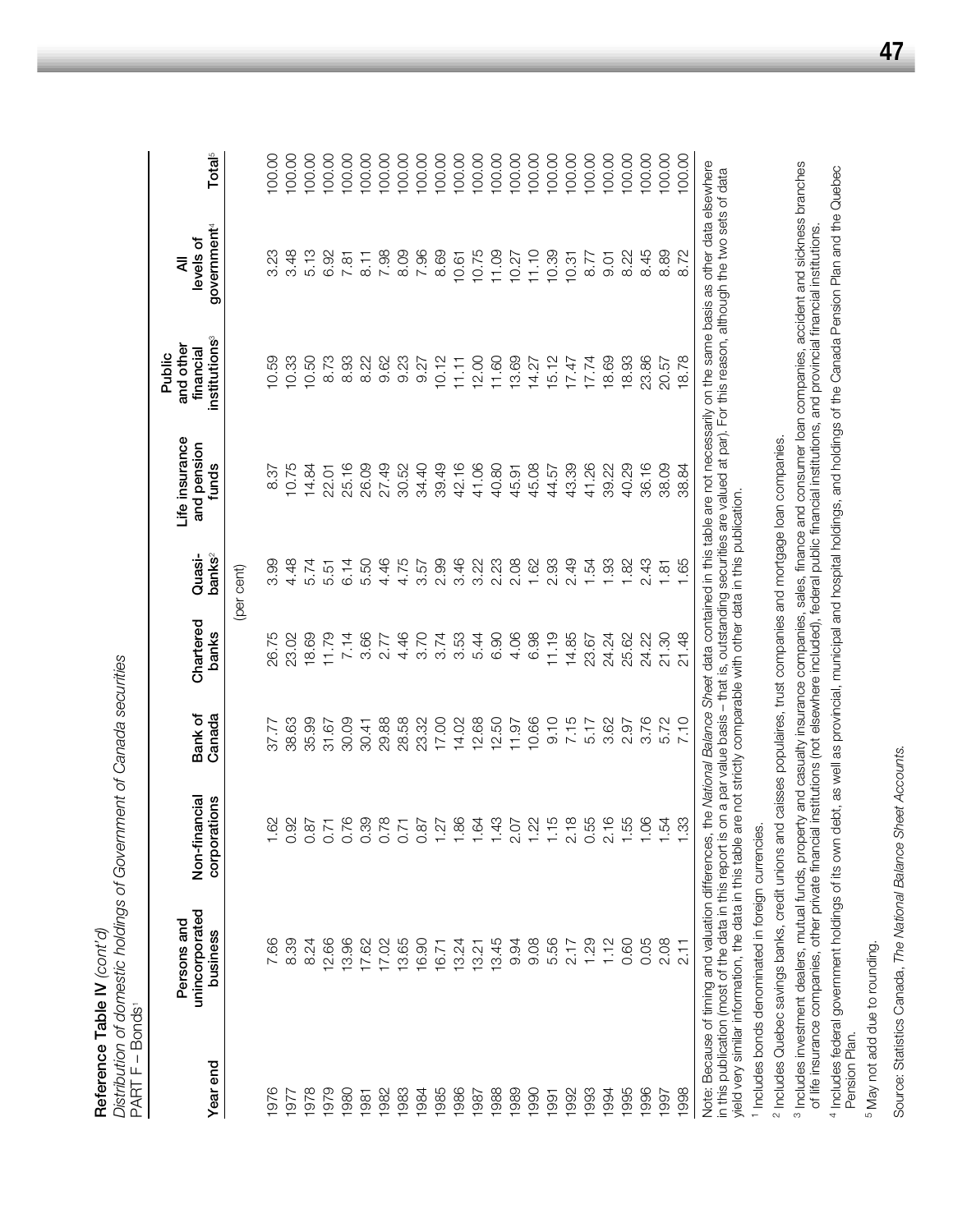**Reference Table IV** *(cont'd)*

*Distribution of domestic holdings of Government of Canada securities*

PART F – Bonds[1]

| Year end | Persons and unincorporated business | Non-financial corporations | Bank of Canada | Chartered banks | Quasi-banks[2] | Life insurance and pension funds | Public and other financial institutions[3] | All levels of government[4] | Total[5] |
|---|---|---|---|---|---|---|---|---|---|
| | | | | (per cent) | | | | | |
| 1976 | 7.66 | 1.62 | 37.77 | 26.75 | 3.99 | 8.37 | 10.59 | 3.23 | 100.00 |
| 1977 | 8.39 | 0.92 | 38.63 | 23.02 | 4.48 | 10.75 | 10.33 | 3.48 | 100.00 |
| 1978 | 8.24 | 0.87 | 35.99 | 18.69 | 5.74 | 14.84 | 10.50 | 5.13 | 100.00 |
| 1979 | 12.66 | 0.71 | 31.67 | 11.79 | 5.51 | 22.01 | 8.73 | 6.92 | 100.00 |
| 1980 | 13.96 | 0.76 | 30.09 | 7.14 | 6.14 | 25.16 | 8.93 | 7.81 | 100.00 |
| 1981 | 17.62 | 0.39 | 30.41 | 3.66 | 5.50 | 26.09 | 8.22 | 8.11 | 100.00 |
| 1982 | 17.02 | 0.78 | 29.88 | 2.77 | 4.46 | 27.49 | 9.62 | 7.98 | 100.00 |
| 1983 | 13.65 | 0.71 | 28.58 | 4.46 | 4.75 | 30.52 | 9.23 | 8.09 | 100.00 |
| 1984 | 16.90 | 0.87 | 23.32 | 3.70 | 3.57 | 34.40 | 9.27 | 7.96 | 100.00 |
| 1985 | 16.71 | 1.27 | 17.00 | 3.74 | 2.99 | 39.49 | 10.12 | 8.69 | 100.00 |
| 1986 | 13.24 | 1.86 | 14.02 | 3.53 | 3.46 | 42.16 | 11.11 | 10.61 | 100.00 |
| 1987 | 13.21 | 1.64 | 12.68 | 5.44 | 3.22 | 41.06 | 12.00 | 10.75 | 100.00 |
| 1988 | 13.45 | 1.43 | 12.50 | 6.90 | 2.23 | 40.80 | 11.60 | 11.09 | 100.00 |
| 1989 | 9.94 | 2.07 | 11.97 | 4.06 | 2.08 | 45.91 | 13.69 | 10.27 | 100.00 |
| 1990 | 9.08 | 1.22 | 10.66 | 6.98 | 1.62 | 45.08 | 14.27 | 11.10 | 100.00 |
| 1991 | 5.56 | 1.15 | 9.10 | 11.19 | 2.93 | 44.57 | 15.12 | 10.39 | 100.00 |
| 1992 | 2.17 | 2.18 | 7.15 | 14.85 | 2.49 | 43.39 | 17.47 | 10.31 | 100.00 |
| 1993 | 1.29 | 0.55 | 5.17 | 23.67 | 1.54 | 41.26 | 17.74 | 8.77 | 100.00 |
| 1994 | 1.12 | 2.16 | 3.62 | 24.24 | 1.93 | 39.22 | 18.69 | 9.01 | 100.00 |
| 1995 | 0.60 | 1.55 | 2.97 | 25.62 | 1.82 | 40.29 | 18.93 | 8.22 | 100.00 |
| 1996 | 0.05 | 1.06 | 3.76 | 24.22 | 2.43 | 36.16 | 23.86 | 8.45 | 100.00 |
| 1997 | 2.08 | 1.54 | 5.72 | 21.30 | 1.81 | 38.09 | 20.57 | 8.89 | 100.00 |
| 1998 | 2.11 | 1.33 | 7.10 | 21.48 | 1.65 | 38.84 | 18.78 | 8.72 | 100.00 |

Note: Because of timing and valuation differences, the *National Balance Sheet* data contained in this table are not necessarily on the same basis as other data elsewhere in this publication (most of the data in this report is on a par value basis – that is, outstanding securities are valued at par). For this reason, although the two sets of data yield very similar information, the data in this table are not strictly comparable with other data in this publication.

[1] Includes bonds denominated in foreign currencies.

[2] Includes Quebec savings banks, credit unions and caisses populaires, trust companies and mortgage loan companies.

[3] Includes investment dealers, mutual funds, property and casualty insurance companies, sales, finance and consumer loan companies, accident and sickness branches of life insurance companies, other private financial institutions (not elsewhere included), federal public financial institutions, and provincial financial institutions.

[4] Includes federal government holdings of its own debt, as well as provincial, municipal and hospital holdings, and holdings of the Canada Pension Plan and the Quebec Pension Plan.

[5] May not add due to rounding.

Source: Statistics Canada, *The National Balance Sheet Accounts.*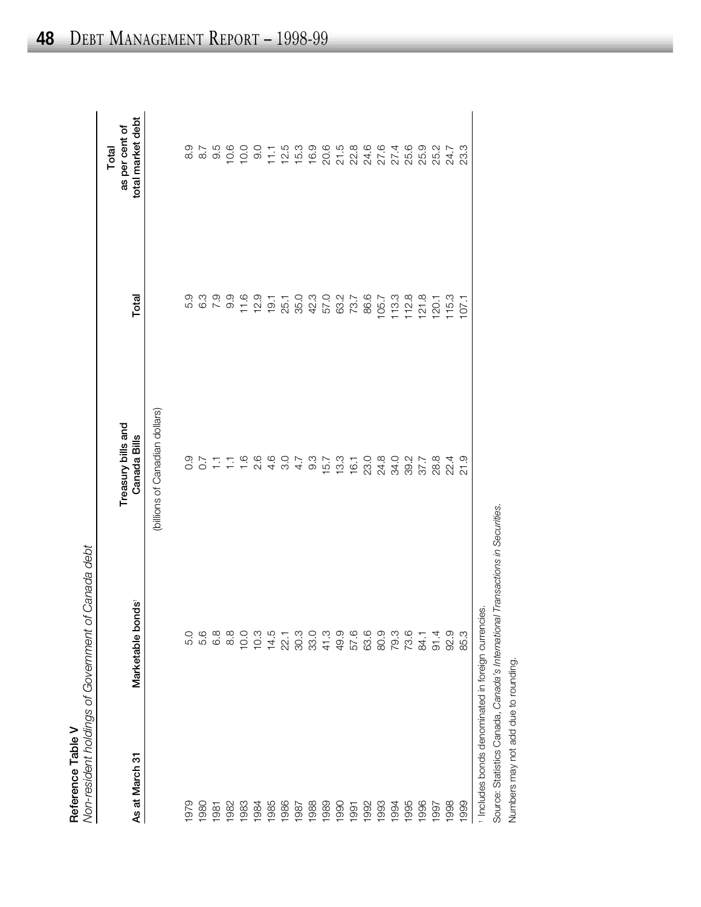**Reference Table V**
*Non-resident holdings of Government of Canada debt*

| As at March 31 | Marketable bonds[1] | Treasury bills and Canada Bills | Total | Total as per cent of total market debt |
|---|---|---|---|---|
| | (billions of Canadian dollars) | | | |
| 1979 | 5.0 | 0.9 | 5.9 | 8.9 |
| 1980 | 5.6 | 0.7 | 6.3 | 8.7 |
| 1981 | 6.8 | 1.1 | 7.9 | 9.5 |
| 1982 | 8.8 | 1.1 | 9.9 | 10.6 |
| 1983 | 10.0 | 1.6 | 11.6 | 10.0 |
| 1984 | 10.3 | 2.6 | 12.9 | 9.0 |
| 1985 | 14.5 | 4.6 | 19.1 | 11.1 |
| 1986 | 22.1 | 3.0 | 25.1 | 12.5 |
| 1987 | 30.3 | 4.7 | 35.0 | 15.3 |
| 1988 | 33.0 | 9.3 | 42.3 | 16.9 |
| 1989 | 41.3 | 15.7 | 57.0 | 20.6 |
| 1990 | 49.9 | 13.3 | 63.2 | 21.5 |
| 1991 | 57.6 | 16.1 | 73.7 | 22.8 |
| 1992 | 63.6 | 23.0 | 86.6 | 24.6 |
| 1993 | 80.9 | 24.8 | 105.7 | 27.6 |
| 1994 | 79.3 | 34.0 | 113.3 | 27.4 |
| 1995 | 73.6 | 39.2 | 112.8 | 25.6 |
| 1996 | 84.1 | 37.7 | 121.8 | 25.9 |
| 1997 | 91.4 | 28.8 | 120.1 | 25.2 |
| 1998 | 92.9 | 22.4 | 115.3 | 24.7 |
| 1999 | 85.3 | 21.9 | 107.1 | 23.3 |

[1] Includes bonds denominated in foreign currencies.

Source: Statistics Canada, *Canada's International Transactions in Securities*.

Numbers may not add due to rounding.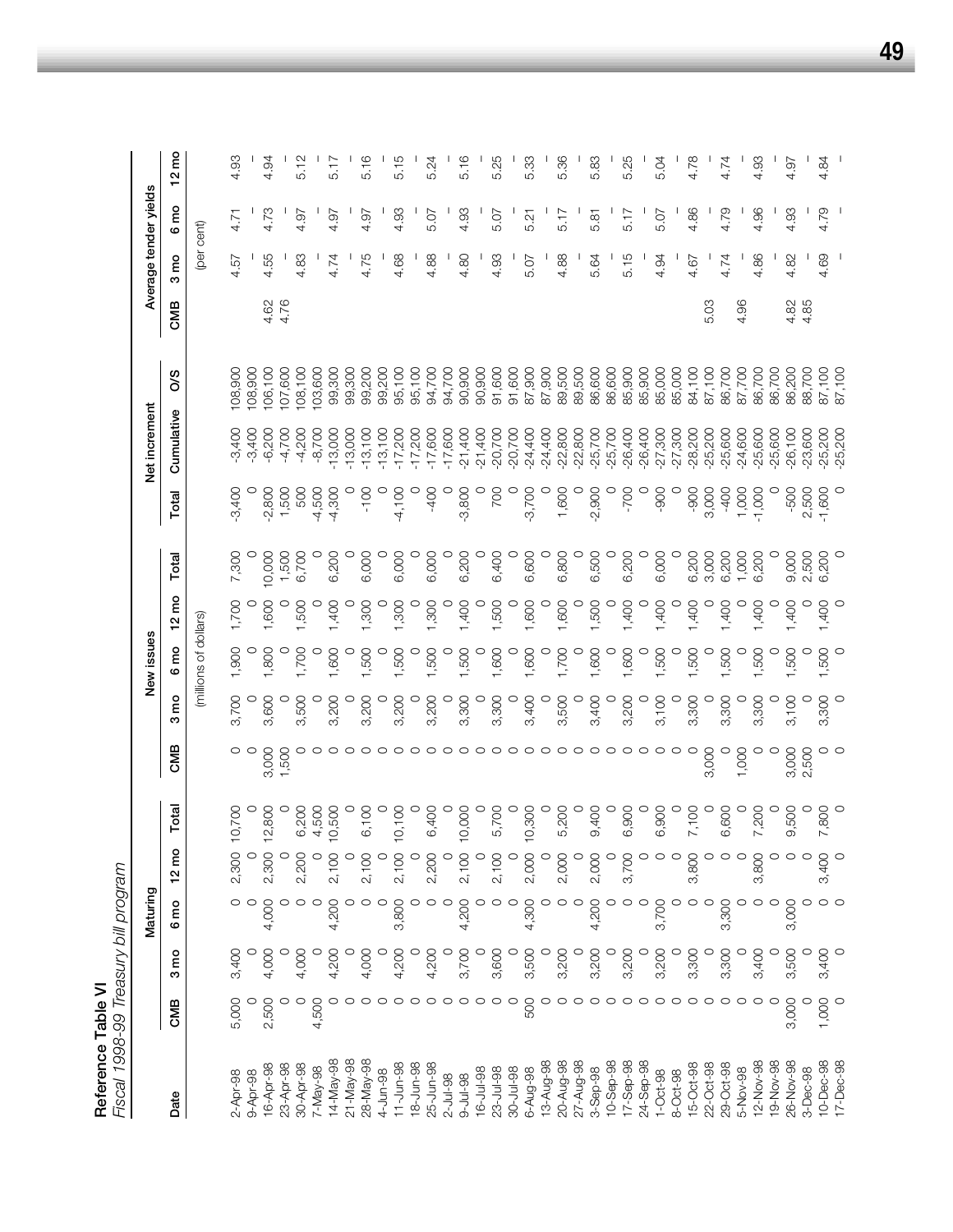**Reference Table VI**

*Fiscal 1998-99 Treasury bill program*

| Date | Maturing | | | | | New issues | | | | | Net increment | | | Average tender yields | | | |
|---|---|---|---|---|---|---|---|---|---|---|---|---|---|---|---|---|---|
| | CMB | 3 mo | 6 mo | 12 mo | Total | CMB | 3 mo | 6 mo | 12 mo | Total | Total | Cumulative | O/S | CMB | 3 mo | 6 mo | 12 mo |
| | (millions of dollars) | | | | | | | | | | | | | (per cent) | | | |
| 2-Apr-98 | 5,000 | 3,400 | 0 | 2,300 | 10,700 | 0 | 3,700 | 1,900 | 1,700 | 7,300 | -3,400 | -3,400 | 108,900 | | 4.57 | 4.71 | 4.93 |
| 9-Apr-98 | 0 | 0 | 0 | 0 | 0 | 0 | 0 | 0 | 0 | 0 | 0 | -3,400 | 108,900 | | – | – | – |
| 16-Apr-98 | 2,500 | 4,000 | 4,000 | 2,300 | 12,800 | 3,000 | 3,600 | 1,800 | 1,600 | 10,000 | -2,800 | -6,200 | 106,100 | 4.62 | 4.55 | 4.73 | 4.94 |
| 23-Apr-98 | 0 | 0 | 0 | 0 | 0 | 1,500 | 0 | 0 | 0 | 1,500 | 1,500 | -4,700 | 107,600 | 4.76 | – | – | – |
| 30-Apr-98 | 0 | 4,000 | 0 | 2,200 | 6,200 | 0 | 3,500 | 1,700 | 1,500 | 6,700 | 500 | -4,200 | 108,100 | | 4.83 | 4.97 | 5.12 |
| 7-May-98 | 4,500 | 0 | 0 | 0 | 4,500 | 0 | 0 | 0 | 0 | 0 | -4,500 | -8,700 | 103,600 | | – | – | – |
| 14-May-98 | 0 | 4,200 | 4,200 | 2,100 | 10,500 | 0 | 3,200 | 1,600 | 1,400 | 6,200 | -4,300 | -13,000 | 99,300 | | 4.74 | 4.97 | 5.17 |
| 21-May-98 | 0 | 0 | 0 | 0 | 0 | 0 | 0 | 0 | 0 | 0 | 0 | -13,000 | 99,300 | | – | – | – |
| 28-May-98 | 0 | 4,000 | 0 | 2,100 | 6,100 | 0 | 3,200 | 1,500 | 1,300 | 6,000 | -100 | -13,100 | 99,200 | | 4.75 | 4.97 | 5.16 |
| 4-Jun-98 | 0 | 0 | 0 | 0 | 0 | 0 | 0 | 0 | 0 | 0 | 0 | -13,100 | 99,200 | | – | – | – |
| 11-Jun-98 | 0 | 4,200 | 3,800 | 2,100 | 10,100 | 0 | 3,200 | 1,500 | 1,300 | 6,000 | -4,100 | -17,200 | 95,100 | | 4.68 | 4.93 | 5.15 |
| 18-Jun-98 | 0 | 0 | 0 | 0 | 0 | 0 | 0 | 0 | 0 | 0 | 0 | -17,200 | 95,100 | | – | – | – |
| 25-Jun-98 | 0 | 4,200 | 0 | 2,200 | 6,400 | 0 | 3,200 | 1,500 | 1,300 | 6,000 | -400 | -17,600 | 94,700 | | 4.88 | 5.07 | 5.24 |
| 2-Jul-98 | 0 | 0 | 0 | 0 | 0 | 0 | 0 | 0 | 0 | 0 | 0 | -17,600 | 94,700 | | – | – | – |
| 9-Jul-98 | 0 | 3,700 | 4,200 | 2,100 | 10,000 | 0 | 3,300 | 1,500 | 1,400 | 6,200 | -3,800 | -21,400 | 90,900 | | 4.80 | 4.93 | 5.16 |
| 16-Jul-98 | 0 | 0 | 0 | 0 | 0 | 0 | 0 | 0 | 0 | 0 | 0 | -21,400 | 90,900 | | – | – | – |
| 23-Jul-98 | 0 | 3,600 | 0 | 2,100 | 5,700 | 0 | 3,300 | 1,600 | 1,500 | 6,400 | 700 | -20,700 | 91,600 | | 4.93 | 5.07 | 5.25 |
| 30-Jul-98 | 0 | 0 | 0 | 0 | 0 | 0 | 0 | 0 | 0 | 0 | 0 | -20,700 | 91,600 | | – | – | – |
| 6-Aug-98 | 500 | 3,500 | 4,300 | 2,000 | 10,300 | 0 | 3,400 | 1,600 | 1,600 | 6,600 | -3,700 | -24,400 | 87,900 | | 5.07 | 5.21 | 5.33 |
| 13-Aug-98 | 0 | 0 | 0 | 0 | 0 | 0 | 0 | 0 | 0 | 0 | 0 | -24,400 | 87,900 | | – | – | – |
| 20-Aug-98 | 0 | 3,200 | 0 | 2,000 | 5,200 | 0 | 3,500 | 1,700 | 1,600 | 6,800 | 1,600 | -22,800 | 89,500 | | 4.88 | 5.17 | 5.36 |
| 27-Aug-98 | 0 | 0 | 0 | 0 | 0 | 0 | 0 | 0 | 0 | 0 | 0 | -22,800 | 89,500 | | – | – | – |
| 3-Sep-98 | 0 | 3,200 | 4,200 | 2,000 | 9,400 | 0 | 3,400 | 1,600 | 1,500 | 6,500 | -2,900 | -25,700 | 86,600 | | 5.64 | 5.81 | 5.83 |
| 10-Sep-98 | 0 | 0 | 0 | 0 | 0 | 0 | 0 | 0 | 0 | 0 | 0 | -25,700 | 86,600 | | – | – | – |
| 17-Sep-98 | 0 | 3,200 | 0 | 3,700 | 6,900 | 0 | 3,200 | 1,600 | 1,400 | 6,200 | -700 | -26,400 | 85,900 | | 5.15 | 5.17 | 5.25 |
| 24-Sep-98 | 0 | 0 | 0 | 0 | 0 | 0 | 0 | 0 | 0 | 0 | 0 | -26,400 | 85,900 | | – | – | – |
| 1-Oct-98 | 0 | 3,200 | 3,700 | 0 | 6,900 | 0 | 3,100 | 1,500 | 1,400 | 6,000 | -900 | -27,300 | 85,000 | | 4.94 | 5.07 | 5.04 |
| 8-Oct-98 | 0 | 0 | 0 | 0 | 0 | 0 | 0 | 0 | 0 | 0 | 0 | -27,300 | 85,000 | | – | – | – |
| 15-Oct-98 | 0 | 3,300 | 0 | 3,800 | 7,100 | 0 | 3,300 | 1,500 | 1,400 | 6,200 | -900 | -28,200 | 84,100 | | 4.67 | 4.86 | 4.78 |
| 22-Oct-98 | 0 | 0 | 0 | 0 | 0 | 3,000 | 0 | 0 | 0 | 3,000 | 3,000 | -25,200 | 87,100 | 5.03 | – | – | – |
| 29-Oct-98 | 0 | 3,300 | 3,300 | 0 | 6,600 | 0 | 3,300 | 1,500 | 1,400 | 6,200 | -400 | -25,600 | 86,700 | | 4.74 | 4.79 | 4.74 |
| 5-Nov-98 | 0 | 0 | 0 | 0 | 0 | 1,000 | 0 | 0 | 0 | 1,000 | 1,000 | -24,600 | 87,700 | 4.96 | – | – | – |
| 12-Nov-98 | 0 | 3,400 | 0 | 3,800 | 7,200 | 0 | 3,300 | 1,500 | 1,400 | 6,200 | -1,000 | -25,600 | 86,700 | | 4.86 | 4.96 | 4.93 |
| 19-Nov-98 | 0 | 0 | 0 | 0 | 0 | 0 | 0 | 0 | 0 | 0 | 0 | -25,600 | 86,700 | | – | – | – |
| 26-Nov-98 | 3,000 | 3,500 | 3,000 | 0 | 9,500 | 3,000 | 3,100 | 1,500 | 1,400 | 9,000 | -500 | -26,100 | 86,200 | 4.82 | 4.82 | 4.93 | 4.97 |
| 3-Dec-98 | 0 | 0 | 0 | 0 | 0 | 2,500 | 0 | 0 | 0 | 2,500 | 2,500 | -23,600 | 88,700 | 4.85 | – | – | – |
| 10-Dec-98 | 1,000 | 3,400 | 0 | 3,400 | 7,800 | 0 | 3,300 | 1,500 | 1,400 | 6,200 | -1,600 | -25,200 | 87,100 | | 4.69 | 4.79 | 4.84 |
| 17-Dec-98 | 0 | 0 | 0 | 0 | 0 | 0 | 0 | 0 | 0 | 0 | 0 | -25,200 | 87,100 | | – | – | – |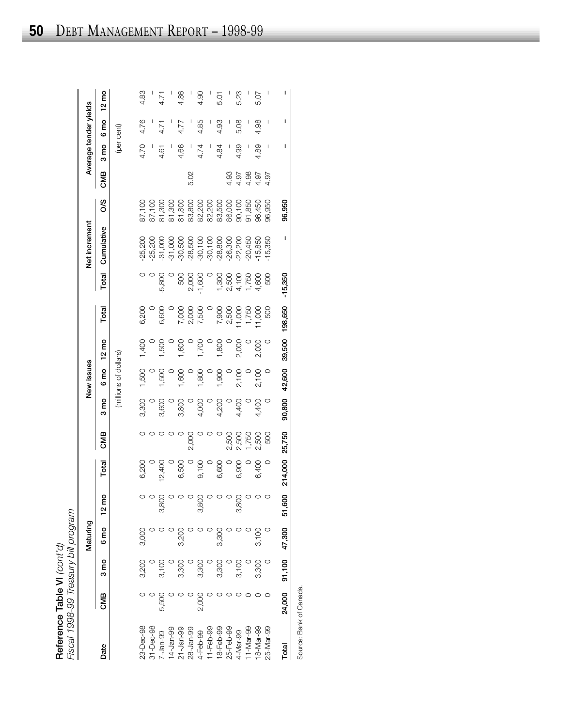**Reference Table VI** *(cont'd)*
*Fiscal 1998-99 Treasury bill program*

| Date | Maturing | | | | | New issues | | | | | Net increment | | | Average tender yields | | | |
|---|---|---|---|---|---|---|---|---|---|---|---|---|---|---|---|---|---|
| | CMB | 3 mo | 6 mo | 12 mo | Total | CMB | 3 mo | 6 mo | 12 mo | Total | Total | Cumulative | O/S | CMB | 3 mo | 6 mo | 12 mo |
| | (millions of dollars) | | | | | | | | | | | | | (per cent) | | | |
| 23-Dec-98 | 0 | 3,200 | 3,000 | 0 | 6,200 | 0 | 3,300 | 1,500 | 1,400 | 6,200 | 0 | -25,200 | 87,100 | | 4.70 | 4.76 | 4.83 |
| 31-Dec-98 | 0 | 0 | 0 | 0 | 0 | 0 | 0 | 0 | 0 | 0 | 0 | -25,200 | 87,100 | | – | – | – |
| 7-Jan-99 | 5,500 | 3,100 | 0 | 3,800 | 12,400 | 0 | 3,600 | 1,500 | 1,500 | 6,600 | -5,800 | -31,000 | 81,300 | | 4.61 | 4.71 | 4.71 |
| 14-Jan-99 | 0 | 0 | 0 | 0 | 0 | 0 | 0 | 0 | 0 | 0 | 0 | -31,000 | 81,300 | | – | – | – |
| 21-Jan-99 | 0 | 3,300 | 3,200 | 0 | 6,500 | 0 | 3,800 | 1,600 | 1,600 | 7,000 | 500 | -30,500 | 81,800 | | 4.66 | 4.77 | 4.86 |
| 28-Jan-99 | 0 | 0 | 0 | 0 | 0 | 2,000 | 0 | 0 | 0 | 2,000 | 2,000 | -28,500 | 83,800 | 5.02 | – | – | – |
| 4-Feb-99 | 2,000 | 3,300 | 0 | 3,800 | 9,100 | 0 | 4,000 | 1,800 | 1,700 | 7,500 | -1,600 | -30,100 | 82,200 | | 4.74 | 4.85 | 4.90 |
| 11-Feb-99 | 0 | 0 | 0 | 0 | 0 | 0 | 0 | 0 | 0 | 0 | 0 | -30,100 | 82,200 | | – | – | – |
| 18-Feb-99 | 0 | 3,300 | 3,300 | 0 | 6,600 | 0 | 4,200 | 1,900 | 1,800 | 7,900 | 1,300 | -28,800 | 83,500 | | 4.84 | 4.93 | 5.01 |
| 25-Feb-99 | 0 | 0 | 0 | 0 | 0 | 2,500 | 0 | 0 | 0 | 2,500 | 2,500 | -26,300 | 86,000 | 4.93 | – | – | – |
| 4-Mar-99 | 0 | 3,100 | 0 | 3,800 | 6,900 | 2,500 | 4,400 | 2,100 | 2,000 | 11,000 | 4,100 | -22,200 | 90,100 | 4.97 | 4.99 | 5.08 | 5.23 |
| 11-Mar-99 | 0 | 0 | 0 | 0 | 0 | 1,750 | 0 | 0 | 0 | 1,750 | 1,750 | -20,450 | 91,850 | 4.98 | – | – | – |
| 18-Mar-99 | 0 | 3,300 | 3,100 | 0 | 6,400 | 2,500 | 4,400 | 2,100 | 2,000 | 11,000 | 4,600 | -15,850 | 96,450 | 4.97 | 4.89 | 4.98 | 5.07 |
| 25-Mar-99 | 0 | 0 | 0 | 0 | 0 | 500 | 0 | 0 | 0 | 500 | 500 | -15,350 | 96,950 | 4.97 | – | – | – |
| **Total** | **24,000** | **91,100** | **47,300** | **51,600** | **214,000** | **25,750** | **90,800** | **42,600** | **39,500** | **198,650** | **-15,350** | **–** | **96,950** | | **–** | **–** | **–** |

Source: Bank of Canada.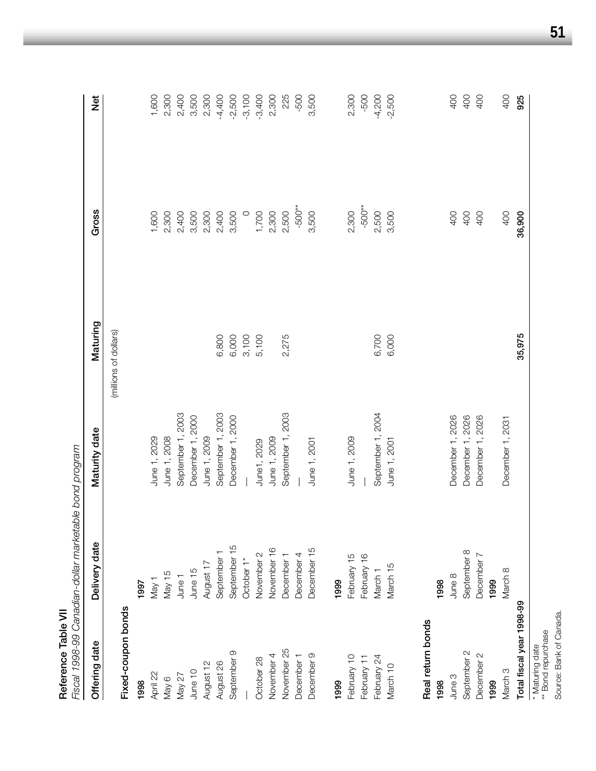**Reference Table VII**

*Fiscal 1998-99 Canadian-dollar marketable bond program*

| Offering date | Delivery date | Maturity date | Maturing | Gross | Net |
|---|---|---|---|---|---|
| | | | (millions of dollars) | | |
| **Fixed-coupon bonds** | | | | | |
| **1998** | **1997** | | | | |
| April 22 | May 1 | June 1, 2029 | | 1,600 | 1,600 |
| May 6 | May 15 | June 1, 2008 | | 2,300 | 2,300 |
| May 27 | June 1 | September 1, 2003 | | 2,400 | 2,400 |
| June 10 | June 15 | December 1, 2000 | | 3,500 | 3,500 |
| August 12 | August 17 | June 1, 2009 | | 2,300 | 2,300 |
| August 26 | September 1 | September 1, 2003 | 6,800 | 2,400 | -4,400 |
| September 9 | September 15 | December 1, 2000 | 6,000 | 3,500 | -2,500 |
| — | October 1* | — | 3,100 | 0 | -3,100 |
| October 28 | November 2 | June1, 2029 | 5,100 | 1,700 | -3,400 |
| November 4 | November 16 | June 1, 2009 | | 2,300 | 2,300 |
| November 25 | December 1 | September 1, 2003 | 2,275 | 2,500 | 225 |
| December 1 | December 4 | — | | -500** | -500 |
| December 9 | December 15 | June 1, 2001 | | 3,500 | 3,500 |
| | | | | | |
| **1999** | **1999** | | | | |
| February 10 | February 15 | June 1, 2009 | | 2,300 | 2,300 |
| February 11 | February 16 | — | | -500** | -500 |
| February 24 | March 1 | September 1, 2004 | 6,700 | 2,500 | -4,200 |
| March 10 | March 15 | June 1, 2001 | 6,000 | 3,500 | -2,500 |
| | | | | | |
| **Real return bonds** | | | | | |
| **1998** | **1998** | | | | |
| June 3 | June 8 | December 1, 2026 | | 400 | 400 |
| September 2 | September 8 | December 1, 2026 | | 400 | 400 |
| December 2 | December 7 | December 1, 2026 | | 400 | 400 |
| **1999** | **1999** | | | | |
| March 3 | March 8 | December 1, 2031 | | 400 | 400 |
| **Total fiscal year 1998-99** | | | **35,975** | **36,900** | **925** |

\* Maturing date
\** Bond repurchase

Source: Bank of Canada.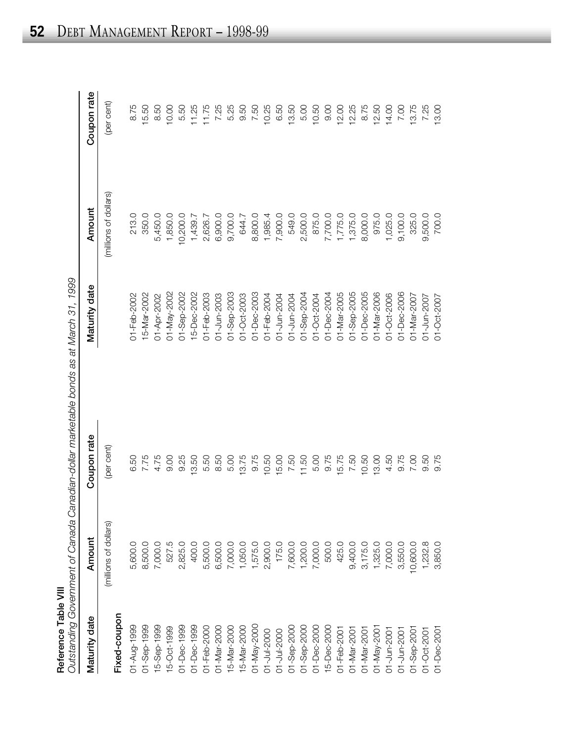**Reference Table VIII**

*Outstanding Government of Canada Canadian-dollar marketable bonds as at March 31, 1999*

| Maturity date | Amount | Coupon rate | Maturity date | Amount | Coupon rate |
|---|---|---|---|---|---|
| | (millions of dollars) | (per cent) | | (millions of dollars) | (per cent) |
| **Fixed-coupon** | | | | | |
| 01-Aug-1999 | 5,600.0 | 6.50 | 01-Feb-2002 | 213.0 | 8.75 |
| 01-Sep-1999 | 8,500.0 | 7.75 | 15-Mar-2002 | 350.0 | 15.50 |
| 15-Sep-1999 | 7,000.0 | 4.75 | 01-Apr-2002 | 5,450.0 | 8.50 |
| 15-Oct-1999 | 527.5 | 9.00 | 01-May-2002 | 1,850.0 | 10.00 |
| 01-Dec-1999 | 2,825.0 | 9.25 | 01-Sep-2002 | 10,200.0 | 5.50 |
| 01-Dec-1999 | 400.0 | 13.50 | 15-Dec-2002 | 1,439.7 | 11.25 |
| 01-Feb-2000 | 5,500.0 | 5.50 | 01-Feb-2003 | 2,626.7 | 11.75 |
| 01-Mar-2000 | 6,500.0 | 8.50 | 01-Jun-2003 | 6,900.0 | 7.25 |
| 15-Mar-2000 | 7,000.0 | 5.00 | 01-Sep-2003 | 9,700.0 | 5.25 |
| 15-Mar-2000 | 1,050.0 | 13.75 | 01-Oct-2003 | 644.7 | 9.50 |
| 01-May-2000 | 1,575.0 | 9.75 | 01-Dec-2003 | 8,800.0 | 7.50 |
| 01-Jul-2000 | 2,900.0 | 10.50 | 01-Feb-2004 | 1,985.4 | 10.25 |
| 01-Jul-2000 | 175.0 | 15.00 | 01-Jun-2004 | 7,900.0 | 6.50 |
| 01-Sep-2000 | 7,600.0 | 7.50 | 01-Jun-2004 | 549.0 | 13.50 |
| 01-Sep-2000 | 1,200.0 | 11.50 | 01-Sep-2004 | 2,500.0 | 5.00 |
| 01-Dec-2000 | 7,000.0 | 5.00 | 01-Oct-2004 | 875.0 | 10.50 |
| 15-Dec-2000 | 500.0 | 9.75 | 01-Dec-2004 | 7,700.0 | 9.00 |
| 01-Feb-2001 | 425.0 | 15.75 | 01-Mar-2005 | 1,775.0 | 12.00 |
| 01-Mar-2001 | 9,400.0 | 7.50 | 01-Sep-2005 | 1,375.0 | 12.25 |
| 01-Mar-2001 | 3,175.0 | 10.50 | 01-Dec-2005 | 8,000.0 | 8.75 |
| 01-May-2001 | 1,325.0 | 13.00 | 01-Mar-2006 | 975.0 | 12.50 |
| 01-Jun-2001 | 7,000.0 | 4.50 | 01-Oct-2006 | 1,025.0 | 14.00 |
| 01-Jun-2001 | 3,550.0 | 9.75 | 01-Dec-2006 | 9,100.0 | 7.00 |
| 01-Sep-2001 | 10,600.0 | 7.00 | 01-Mar-2007 | 325.0 | 13.75 |
| 01-Oct-2001 | 1,232.8 | 9.50 | 01-Jun-2007 | 9,500.0 | 7.25 |
| 01-Dec-2001 | 3,850.0 | 9.75 | 01-Oct-2007 | 700.0 | 13.00 |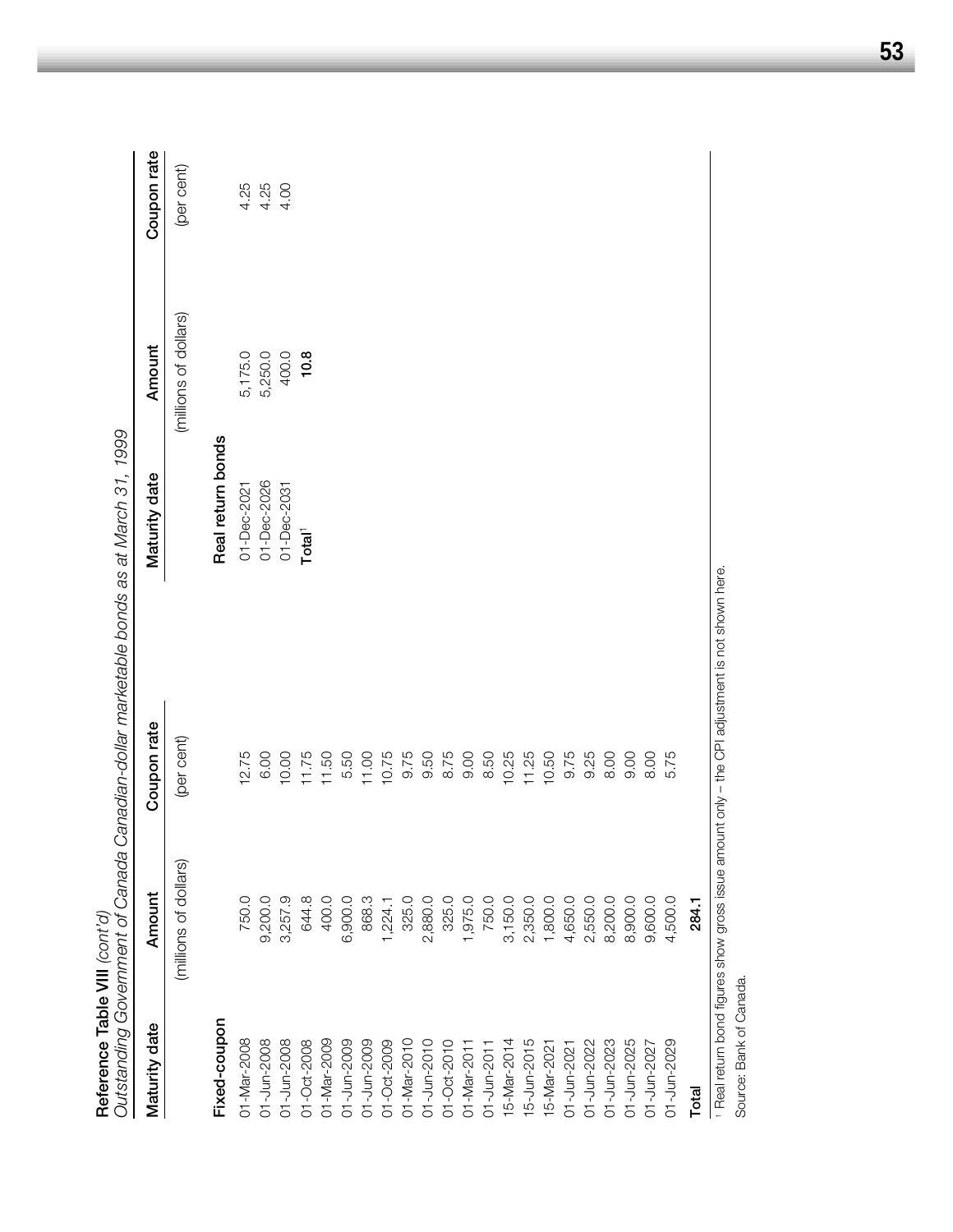**Reference Table VIII** *(cont'd)*

*Outstanding Government of Canada Canadian-dollar marketable bonds as at March 31, 1999*

| Maturity date | Amount | Coupon rate |
|---|---|---|
| | (millions of dollars) | (per cent) |
| **Fixed-coupon** | | |
| 01-Mar-2008 | 750.0 | 12.75 |
| 01-Jun-2008 | 9,200.0 | 6.00 |
| 01-Jun-2008 | 3,257.9 | 10.00 |
| 01-Oct-2008 | 644.8 | 11.75 |
| 01-Mar-2009 | 400.0 | 11.50 |
| 01-Jun-2009 | 6,900.0 | 5.50 |
| 01-Jun-2009 | 868.3 | 11.00 |
| 01-Oct-2009 | 1,224.1 | 10.75 |
| 01-Mar-2010 | 325.0 | 9.75 |
| 01-Jun-2010 | 2,880.0 | 9.50 |
| 01-Oct-2010 | 325.0 | 8.75 |
| 01-Mar-2011 | 1,975.0 | 9.00 |
| 01-Jun-2011 | 750.0 | 8.50 |
| 15-Mar-2014 | 3,150.0 | 10.25 |
| 15-Jun-2015 | 2,350.0 | 11.25 |
| 15-Mar-2021 | 1,800.0 | 10.50 |
| 01-Jun-2021 | 4,650.0 | 9.75 |
| 01-Jun-2022 | 2,550.0 | 9.25 |
| 01-Jun-2023 | 8,200.0 | 8.00 |
| 01-Jun-2025 | 8,900.0 | 9.00 |
| 01-Jun-2027 | 9,600.0 | 8.00 |
| 01-Jun-2029 | 4,500.0 | 5.75 |
| **Total** | **284.1** | |

| Maturity date | Amount | Coupon rate |
|---|---|---|
| | (millions of dollars) | (per cent) |
| **Real return bonds** | | |
| 01-Dec-2021 | 5,175.0 | 4.25 |
| 01-Dec-2026 | 5,250.0 | 4.25 |
| 01-Dec-2031 | 400.0 | 4.00 |
| **Total**[1] | **10.8** | |

[1] Real return bond figures show gross issue amount only – the CPI adjustment is not shown here.

Source: Bank of Canada.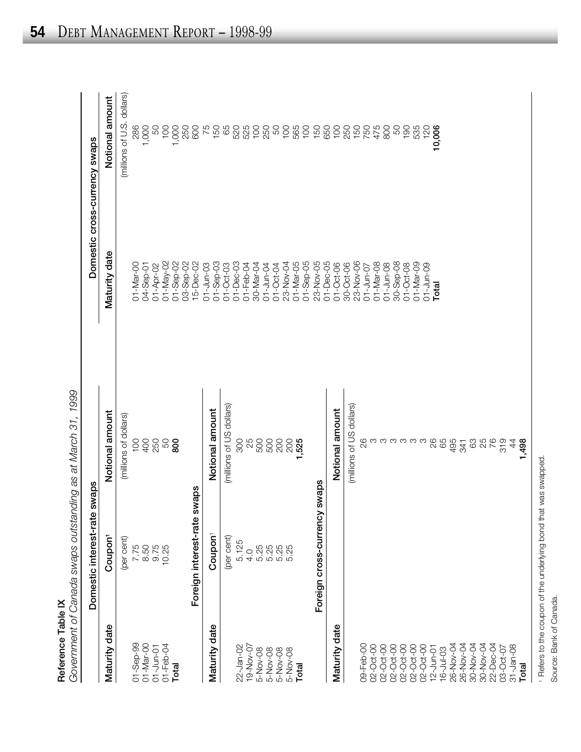**Reference Table IX**

*Government of Canada swaps outstanding as at March 31, 1999*

**Domestic interest-rate swaps**

| Maturity date | Coupon[1] | Notional amount |
|---|---|---|
| | (per cent) | (millions of dollars) |
| 01-Sep-99 | 7.75 | 100 |
| 01-Mar-00 | 8.50 | 400 |
| 01-Jun-01 | 9.75 | 250 |
| 01-Feb-04 | 10.25 | 50 |
| **Total** | | **800** |

**Foreign interest-rate swaps**

| Maturity date | Coupon[1] | Notional amount |
|---|---|---|
| | (per cent) | (millions of US dollars) |
| 22-Jan-02 | 5.125 | 300 |
| 19-Nov-07 | 4.0 | 25 |
| 5-Nov-08 | 5.25 | 500 |
| 5-Nov-08 | 5.25 | 500 |
| 5-Nov-08 | 5.25 | 200 |
| 5-Nov-08 | 5.25 | 200 |
| **Total** | | **1,525** |

**Foreign cross-currency swaps**

| Maturity date | Notional amount |
|---|---|
| | (millions of US dollars) |
| 09-Feb-00 | 26 |
| 02-Oct-00 | 3 |
| 02-Oct-00 | 3 |
| 02-Oct-00 | 3 |
| 02-Oct-00 | 3 |
| 02-Oct-00 | 3 |
| 02-Oct-00 | 3 |
| 12-Jun-01 | 26 |
| 16-Jul-03 | 65 |
| 26-Nov-04 | 495 |
| 26-Nov-04 | 341 |
| 30-Nov-04 | 63 |
| 30-Nov-04 | 25 |
| 22-Dec-04 | 76 |
| 03-Oct-07 | 319 |
| 31-Jan-08 | 44 |
| **Total** | **1,498** |

**Domestic cross-currency swaps**

| Maturity date | Notional amount |
|---|---|
| | (millions of U.S. dollars) |
| 01-Mar-00 | 286 |
| 04-Sep-01 | 1,000 |
| 01-Apr-02 | 50 |
| 01-May-02 | 100 |
| 01-Sep-02 | 1,000 |
| 03-Sep-02 | 250 |
| 15-Dec-02 | 600 |
| 01-Jun-03 | 75 |
| 01-Sep-03 | 150 |
| 01-Oct-03 | 65 |
| 01-Dec-03 | 520 |
| 01-Feb-04 | 525 |
| 30-Mar-04 | 100 |
| 01-Jun-04 | 250 |
| 01-Oct-04 | 50 |
| 23-Nov-04 | 100 |
| 01-Mar-05 | 565 |
| 01-Sep-05 | 100 |
| 23-Nov-05 | 150 |
| 01-Dec-05 | 650 |
| 01-Oct-06 | 100 |
| 30-Oct-06 | 250 |
| 23-Nov-06 | 150 |
| 01-Jun-07 | 750 |
| 01-Mar-08 | 475 |
| 01-Jun-08 | 800 |
| 30-Sep-08 | 50 |
| 01-Oct-08 | 190 |
| 01-Mar-09 | 535 |
| 01-Jun-09 | 120 |
| **Total** | **10,006** |

[1] Refers to the coupon of the underlying bond that was swapped.

Source: Bank of Canada.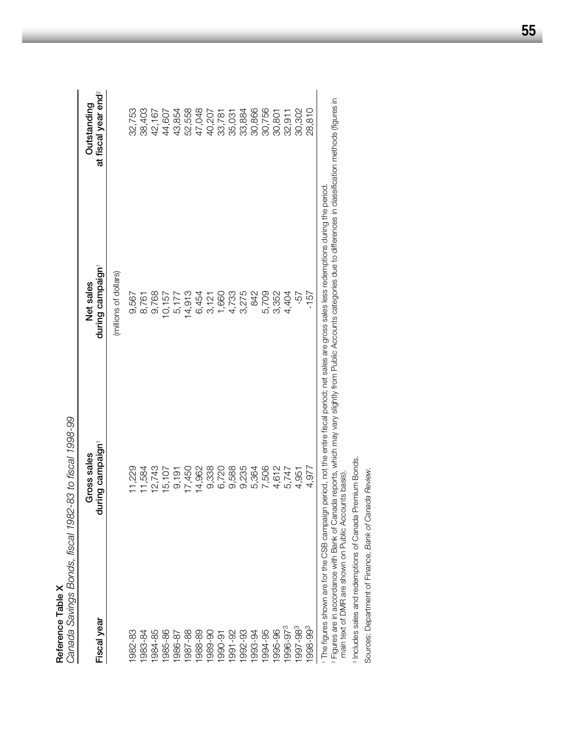**Reference Table X**

*Canada Savings Bonds, fiscal 1982-83 to fiscal 1998-99*

| Fiscal year | Gross sales during campaign[1] | Net sales during campaign[1] | Outstanding at fiscal year end[2] |
|---|---|---|---|
| | | (millions of dollars) | |
| 1982-83 | 11,229 | 9,567 | 32,753 |
| 1983-84 | 11,584 | 8,761 | 38,403 |
| 1984-85 | 12,743 | 9,768 | 42,167 |
| 1985-86 | 15,107 | 10,157 | 44,607 |
| 1986-87 | 9,191 | 5,177 | 43,854 |
| 1987-88 | 17,450 | 14,913 | 52,558 |
| 1988-89 | 14,962 | 6,454 | 47,048 |
| 1989-90 | 9,338 | 3,121 | 40,207 |
| 1990-91 | 6,720 | 1,660 | 33,781 |
| 1991-92 | 9,588 | 4,733 | 35,031 |
| 1992-93 | 9,235 | 3,275 | 33,884 |
| 1993-94 | 5,364 | 842 | 30,866 |
| 1994-95 | 7,506 | 5,709 | 30,756 |
| 1995-96 | 4,612 | 3,352 | 30,801 |
| 1996-97[3] | 5,747 | 4,404 | 32,911 |
| 1997-98[3] | 4,951 | -57 | 30,302 |
| 1998-99[3] | 4,977 | -157 | 28,810 |

[1] The figures shown are for the CSB campaign period, not the entire fiscal period; net sales are gross sales less redemptions during the period.

[2] Figures are in accordance with Bank of Canada reports, which may vary slightly from Public Accounts categories due to differences in classification methods (figures in main text of DMR are shown on Public Accounts basis).

[3] Includes sales and redemptions of Canada Premium Bonds.

Sources: Department of Finance, *Bank of Canada Review*.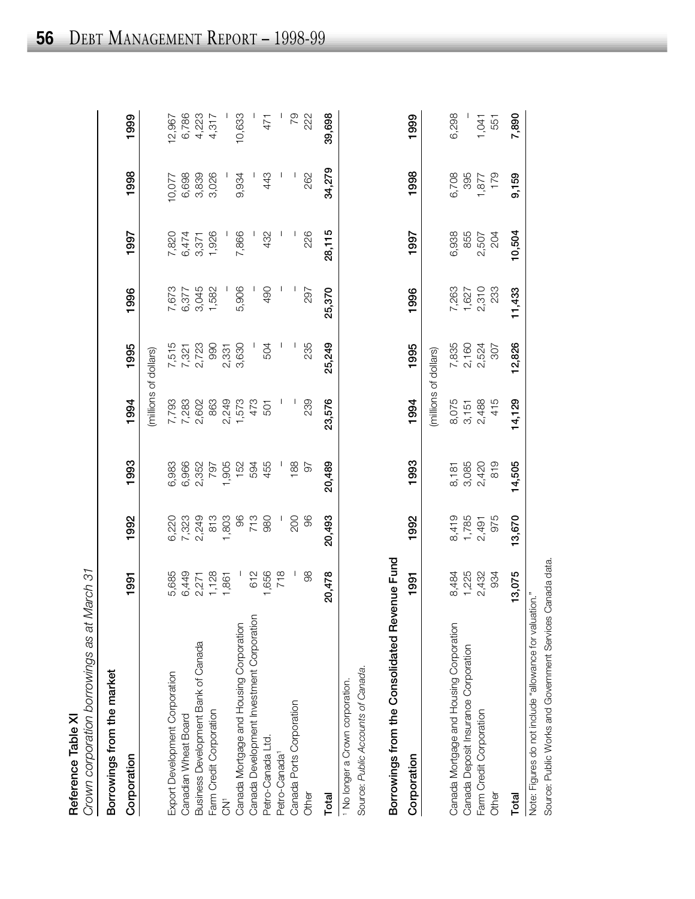**Reference Table XI**
*Crown corporation borrowings as at March 31*

**Borrowings from the market**

| Corporation | 1991 | 1992 | 1993 | 1994 | 1995 | 1996 | 1997 | 1998 | 1999 |
|---|---|---|---|---|---|---|---|---|---|
| | | | | (millions of dollars) | | | | | |
| Export Development Corporation | 5,685 | 6,220 | 6,983 | 7,793 | 7,515 | 7,673 | 7,820 | 10,077 | 12,967 |
| Canadian Wheat Board | 6,449 | 7,323 | 6,966 | 7,283 | 7,321 | 6,377 | 6,474 | 6,698 | 6,786 |
| Business Development Bank of Canada | 2,271 | 2,249 | 2,352 | 2,602 | 2,723 | 3,045 | 3,371 | 3,839 | 4,223 |
| Farm Credit Corporation | 1,128 | 813 | 797 | 863 | 990 | 1,582 | 1,926 | 3,026 | 4,317 |
| CN[1] | 1,861 | 1,803 | 1,905 | 2,249 | 2,331 | – | – | – | – |
| Canada Mortgage and Housing Corporation | – | 96 | 152 | 1,573 | 3,630 | 5,906 | 7,866 | 9,934 | 10,633 |
| Canada Development Investment Corporation | 612 | 713 | 594 | 473 | – | – | – | – | – |
| Petro-Canada Ltd. | 1,656 | 980 | 455 | 501 | 504 | 490 | 432 | 443 | 471 |
| Petro-Canada[1] | 718 | – | – | – | – | – | – | – | – |
| Canada Ports Corporation | – | 200 | 188 | – | – | – | – | – | 79 |
| Other | 98 | 96 | 97 | 239 | 235 | 297 | 226 | 262 | 222 |
| **Total** | **20,478** | **20,493** | **20,489** | **23,576** | **25,249** | **25,370** | **28,115** | **34,279** | **39,698** |

[1] No longer a Crown corporation.

Source: *Public Accounts of Canada.*

**Borrowings from the Consolidated Revenue Fund**

| Corporation | 1991 | 1992 | 1993 | 1994 | 1995 | 1996 | 1997 | 1998 | 1999 |
|---|---|---|---|---|---|---|---|---|---|
| | | | | (millions of dollars) | | | | | |
| Canada Mortgage and Housing Corporation | 8,484 | 8,419 | 8,181 | 8,075 | 7,835 | 7,263 | 6,938 | 6,708 | 6,298 |
| Canada Deposit Insurance Corporation | 1,225 | 1,785 | 3,085 | 3,151 | 2,160 | 1,627 | 855 | 395 | – |
| Farm Credit Corporation | 2,432 | 2,491 | 2,420 | 2,488 | 2,524 | 2,310 | 2,507 | 1,877 | 1,041 |
| Other | 934 | 975 | 819 | 415 | 307 | 233 | 204 | 179 | 551 |
| **Total** | **13,075** | **13,670** | **14,505** | **14,129** | **12,826** | **11,433** | **10,504** | **9,159** | **7,890** |

Note: Figures do not include "allowance for valuation."

Source: Public Works and Government Services Canada data.